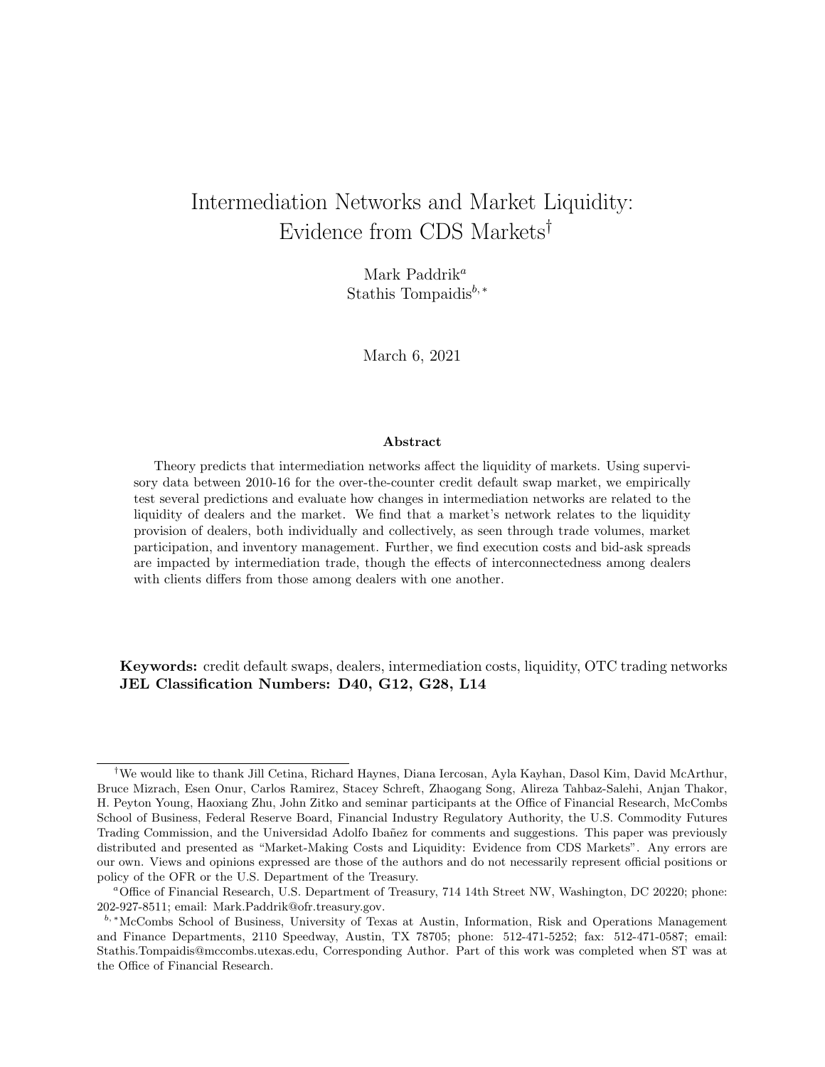# Intermediation Networks and Market Liquidity: Evidence from CDS Markets[†]

Mark Paddrik[a]
Stathis Tompaidis[b,*]

March 6, 2021

### Abstract

Theory predicts that intermediation networks affect the liquidity of markets. Using supervisory data between 2010-16 for the over-the-counter credit default swap market, we empirically test several predictions and evaluate how changes in intermediation networks are related to the liquidity of dealers and the market. We find that a market's network relates to the liquidity provision of dealers, both individually and collectively, as seen through trade volumes, market participation, and inventory management. Further, we find execution costs and bid-ask spreads are impacted by intermediation trade, though the effects of interconnectedness among dealers with clients differs from those among dealers with one another.

**Keywords:** credit default swaps, dealers, intermediation costs, liquidity, OTC trading networks
**JEL Classification Numbers: D40, G12, G28, L14**

---

[†]We would like to thank Jill Cetina, Richard Haynes, Diana Iercosan, Ayla Kayhan, Dasol Kim, David McArthur, Bruce Mizrach, Esen Onur, Carlos Ramirez, Stacey Schreft, Zhaogang Song, Alireza Tahbaz-Salehi, Anjan Thakor, H. Peyton Young, Haoxiang Zhu, John Zitko and seminar participants at the Office of Financial Research, McCombs School of Business, Federal Reserve Board, Financial Industry Regulatory Authority, the U.S. Commodity Futures Trading Commission, and the Universidad Adolfo Ibañez for comments and suggestions. This paper was previously distributed and presented as "Market-Making Costs and Liquidity: Evidence from CDS Markets". Any errors are our own. Views and opinions expressed are those of the authors and do not necessarily represent official positions or policy of the OFR or the U.S. Department of the Treasury.

[a]Office of Financial Research, U.S. Department of Treasury, 714 14th Street NW, Washington, DC 20220; phone: 202-927-8511; email: Mark.Paddrik@ofr.treasury.gov.

[b,*]McCombs School of Business, University of Texas at Austin, Information, Risk and Operations Management and Finance Departments, 2110 Speedway, Austin, TX 78705; phone: 512-471-5252; fax: 512-471-0587; email: Stathis.Tompaidis@mccombs.utexas.edu, Corresponding Author. Part of this work was completed when ST was at the Office of Financial Research.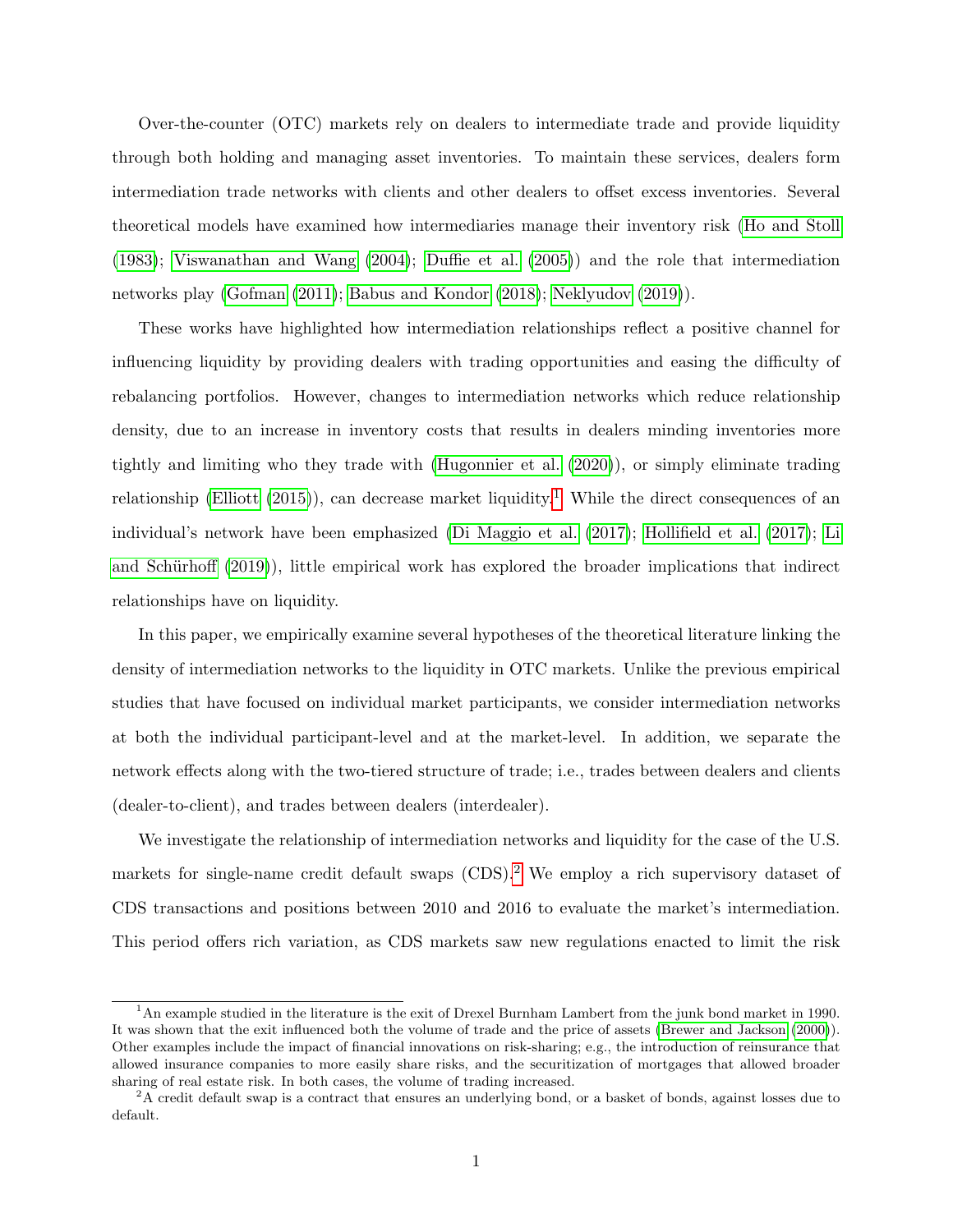Over-the-counter (OTC) markets rely on dealers to intermediate trade and provide liquidity through both holding and managing asset inventories. To maintain these services, dealers form intermediation trade networks with clients and other dealers to offset excess inventories. Several theoretical models have examined how intermediaries manage their inventory risk (Ho and Stoll (1983); Viswanathan and Wang (2004); Duffie et al. (2005)) and the role that intermediation networks play (Gofman (2011); Babus and Kondor (2018); Neklyudov (2019)).

These works have highlighted how intermediation relationships reflect a positive channel for influencing liquidity by providing dealers with trading opportunities and easing the difficulty of rebalancing portfolios. However, changes to intermediation networks which reduce relationship density, due to an increase in inventory costs that results in dealers minding inventories more tightly and limiting who they trade with (Hugonnier et al. (2020)), or simply eliminate trading relationship (Elliott (2015)), can decrease market liquidity.[1] While the direct consequences of an individual's network have been emphasized (Di Maggio et al. (2017); Hollifield et al. (2017); Li and Schürhoff (2019)), little empirical work has explored the broader implications that indirect relationships have on liquidity.

In this paper, we empirically examine several hypotheses of the theoretical literature linking the density of intermediation networks to the liquidity in OTC markets. Unlike the previous empirical studies that have focused on individual market participants, we consider intermediation networks at both the individual participant-level and at the market-level. In addition, we separate the network effects along with the two-tiered structure of trade; i.e., trades between dealers and clients (dealer-to-client), and trades between dealers (interdealer).

We investigate the relationship of intermediation networks and liquidity for the case of the U.S. markets for single-name credit default swaps (CDS).[2] We employ a rich supervisory dataset of CDS transactions and positions between 2010 and 2016 to evaluate the market's intermediation. This period offers rich variation, as CDS markets saw new regulations enacted to limit the risk

[1] An example studied in the literature is the exit of Drexel Burnham Lambert from the junk bond market in 1990. It was shown that the exit influenced both the volume of trade and the price of assets (Brewer and Jackson (2000)). Other examples include the impact of financial innovations on risk-sharing; e.g., the introduction of reinsurance that allowed insurance companies to more easily share risks, and the securitization of mortgages that allowed broader sharing of real estate risk. In both cases, the volume of trading increased.

[2] A credit default swap is a contract that ensures an underlying bond, or a basket of bonds, against losses due to default.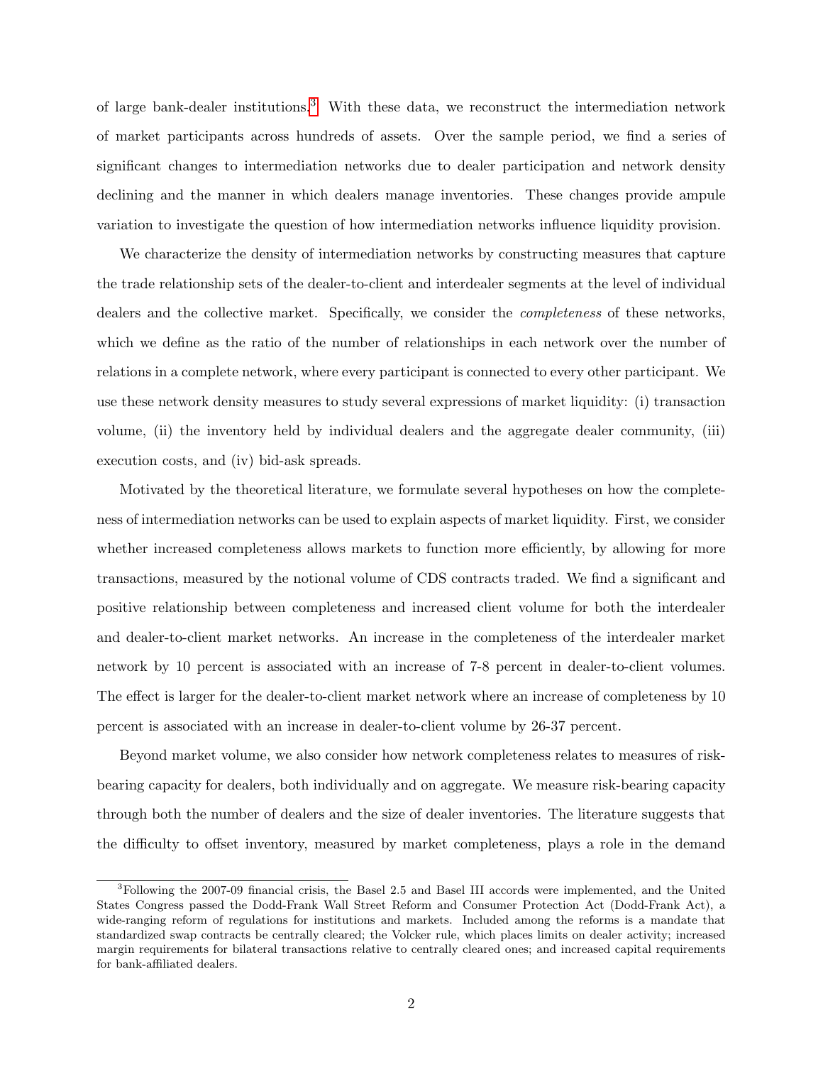of large bank-dealer institutions.[3] With these data, we reconstruct the intermediation network of market participants across hundreds of assets. Over the sample period, we find a series of significant changes to intermediation networks due to dealer participation and network density declining and the manner in which dealers manage inventories. These changes provide ampule variation to investigate the question of how intermediation networks influence liquidity provision.

We characterize the density of intermediation networks by constructing measures that capture the trade relationship sets of the dealer-to-client and interdealer segments at the level of individual dealers and the collective market. Specifically, we consider the *completeness* of these networks, which we define as the ratio of the number of relationships in each network over the number of relations in a complete network, where every participant is connected to every other participant. We use these network density measures to study several expressions of market liquidity: (i) transaction volume, (ii) the inventory held by individual dealers and the aggregate dealer community, (iii) execution costs, and (iv) bid-ask spreads.

Motivated by the theoretical literature, we formulate several hypotheses on how the completeness of intermediation networks can be used to explain aspects of market liquidity. First, we consider whether increased completeness allows markets to function more efficiently, by allowing for more transactions, measured by the notional volume of CDS contracts traded. We find a significant and positive relationship between completeness and increased client volume for both the interdealer and dealer-to-client market networks. An increase in the completeness of the interdealer market network by 10 percent is associated with an increase of 7-8 percent in dealer-to-client volumes. The effect is larger for the dealer-to-client market network where an increase of completeness by 10 percent is associated with an increase in dealer-to-client volume by 26-37 percent.

Beyond market volume, we also consider how network completeness relates to measures of risk-bearing capacity for dealers, both individually and on aggregate. We measure risk-bearing capacity through both the number of dealers and the size of dealer inventories. The literature suggests that the difficulty to offset inventory, measured by market completeness, plays a role in the demand

[3] Following the 2007-09 financial crisis, the Basel 2.5 and Basel III accords were implemented, and the United States Congress passed the Dodd-Frank Wall Street Reform and Consumer Protection Act (Dodd-Frank Act), a wide-ranging reform of regulations for institutions and markets. Included among the reforms is a mandate that standardized swap contracts be centrally cleared; the Volcker rule, which places limits on dealer activity; increased margin requirements for bilateral transactions relative to centrally cleared ones; and increased capital requirements for bank-affiliated dealers.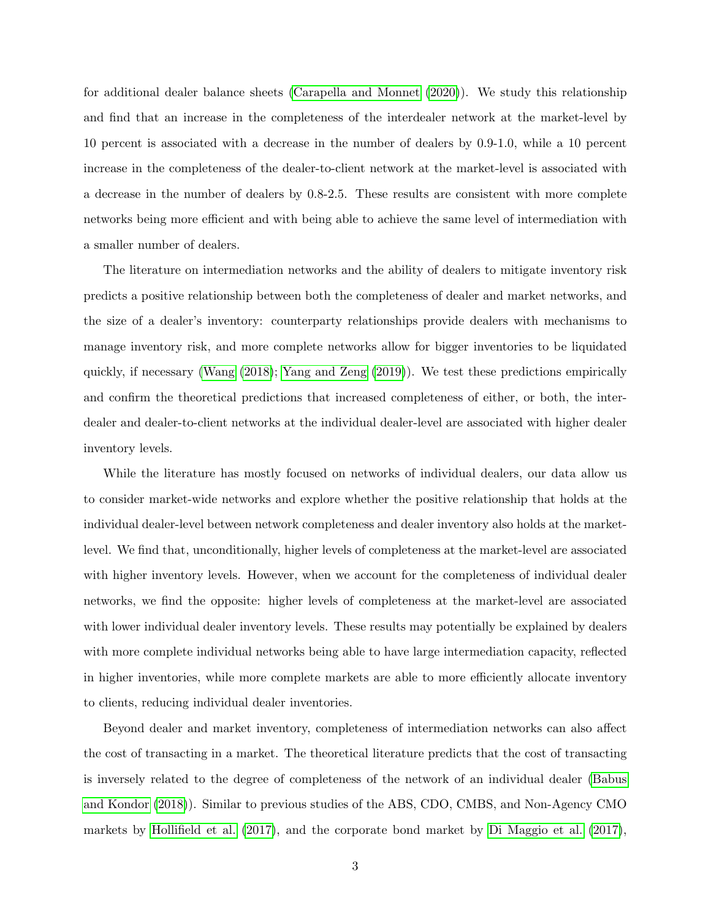for additional dealer balance sheets (Carapella and Monnet (2020)). We study this relationship and find that an increase in the completeness of the interdealer network at the market-level by 10 percent is associated with a decrease in the number of dealers by 0.9-1.0, while a 10 percent increase in the completeness of the dealer-to-client network at the market-level is associated with a decrease in the number of dealers by 0.8-2.5. These results are consistent with more complete networks being more efficient and with being able to achieve the same level of intermediation with a smaller number of dealers.

The literature on intermediation networks and the ability of dealers to mitigate inventory risk predicts a positive relationship between both the completeness of dealer and market networks, and the size of a dealer's inventory: counterparty relationships provide dealers with mechanisms to manage inventory risk, and more complete networks allow for bigger inventories to be liquidated quickly, if necessary (Wang (2018); Yang and Zeng (2019)). We test these predictions empirically and confirm the theoretical predictions that increased completeness of either, or both, the interdealer and dealer-to-client networks at the individual dealer-level are associated with higher dealer inventory levels.

While the literature has mostly focused on networks of individual dealers, our data allow us to consider market-wide networks and explore whether the positive relationship that holds at the individual dealer-level between network completeness and dealer inventory also holds at the market-level. We find that, unconditionally, higher levels of completeness at the market-level are associated with higher inventory levels. However, when we account for the completeness of individual dealer networks, we find the opposite: higher levels of completeness at the market-level are associated with lower individual dealer inventory levels. These results may potentially be explained by dealers with more complete individual networks being able to have large intermediation capacity, reflected in higher inventories, while more complete markets are able to more efficiently allocate inventory to clients, reducing individual dealer inventories.

Beyond dealer and market inventory, completeness of intermediation networks can also affect the cost of transacting in a market. The theoretical literature predicts that the cost of transacting is inversely related to the degree of completeness of the network of an individual dealer (Babus and Kondor (2018)). Similar to previous studies of the ABS, CDO, CMBS, and Non-Agency CMO markets by Hollifield et al. (2017), and the corporate bond market by Di Maggio et al. (2017),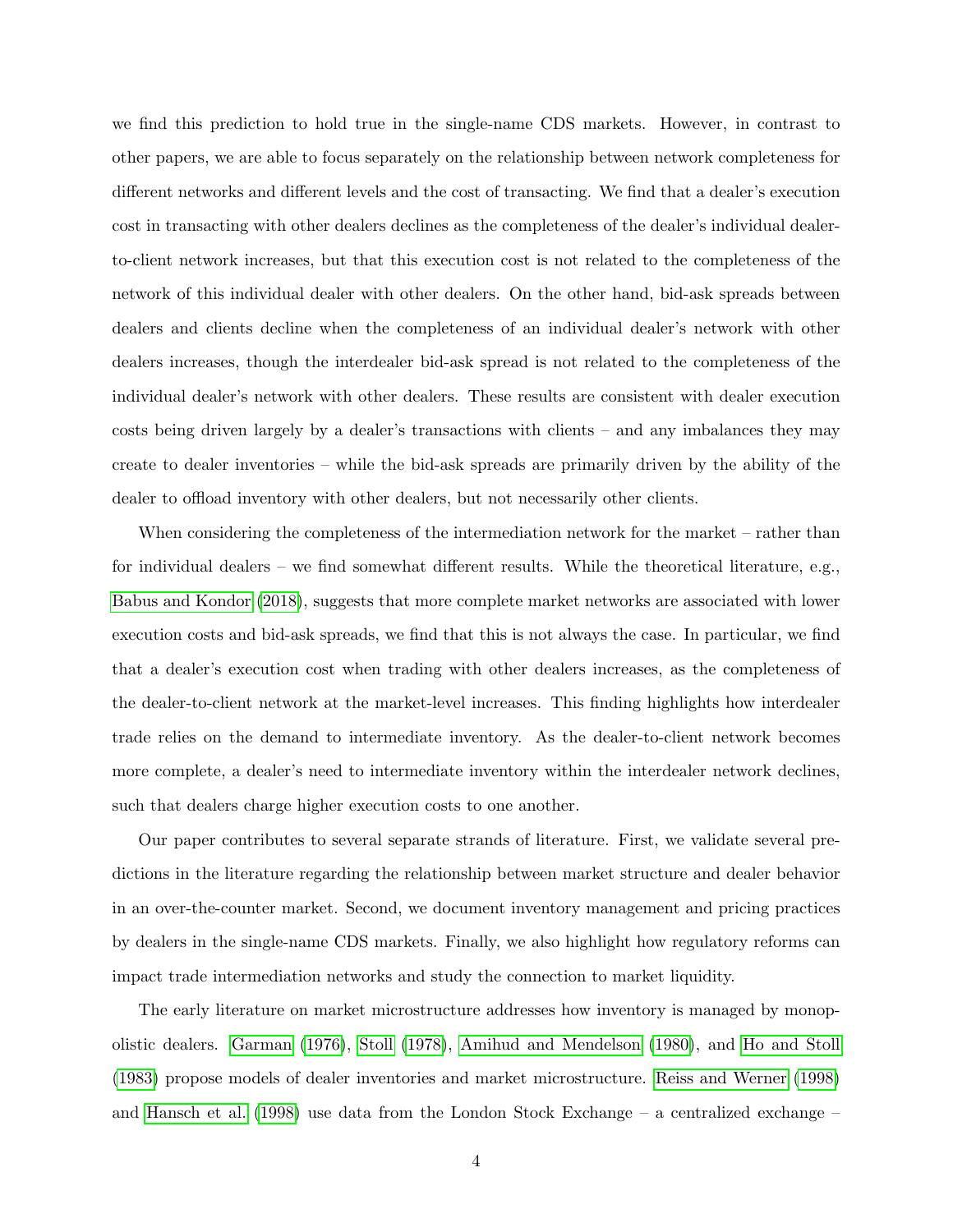we find this prediction to hold true in the single-name CDS markets. However, in contrast to other papers, we are able to focus separately on the relationship between network completeness for different networks and different levels and the cost of transacting. We find that a dealer's execution cost in transacting with other dealers declines as the completeness of the dealer's individual dealer-to-client network increases, but that this execution cost is not related to the completeness of the network of this individual dealer with other dealers. On the other hand, bid-ask spreads between dealers and clients decline when the completeness of an individual dealer's network with other dealers increases, though the interdealer bid-ask spread is not related to the completeness of the individual dealer's network with other dealers. These results are consistent with dealer execution costs being driven largely by a dealer's transactions with clients – and any imbalances they may create to dealer inventories – while the bid-ask spreads are primarily driven by the ability of the dealer to offload inventory with other dealers, but not necessarily other clients.

When considering the completeness of the intermediation network for the market – rather than for individual dealers – we find somewhat different results. While the theoretical literature, e.g., Babus and Kondor (2018), suggests that more complete market networks are associated with lower execution costs and bid-ask spreads, we find that this is not always the case. In particular, we find that a dealer's execution cost when trading with other dealers increases, as the completeness of the dealer-to-client network at the market-level increases. This finding highlights how interdealer trade relies on the demand to intermediate inventory. As the dealer-to-client network becomes more complete, a dealer's need to intermediate inventory within the interdealer network declines, such that dealers charge higher execution costs to one another.

Our paper contributes to several separate strands of literature. First, we validate several predictions in the literature regarding the relationship between market structure and dealer behavior in an over-the-counter market. Second, we document inventory management and pricing practices by dealers in the single-name CDS markets. Finally, we also highlight how regulatory reforms can impact trade intermediation networks and study the connection to market liquidity.

The early literature on market microstructure addresses how inventory is managed by monopolistic dealers. Garman (1976), Stoll (1978), Amihud and Mendelson (1980), and Ho and Stoll (1983) propose models of dealer inventories and market microstructure. Reiss and Werner (1998) and Hansch et al. (1998) use data from the London Stock Exchange – a centralized exchange –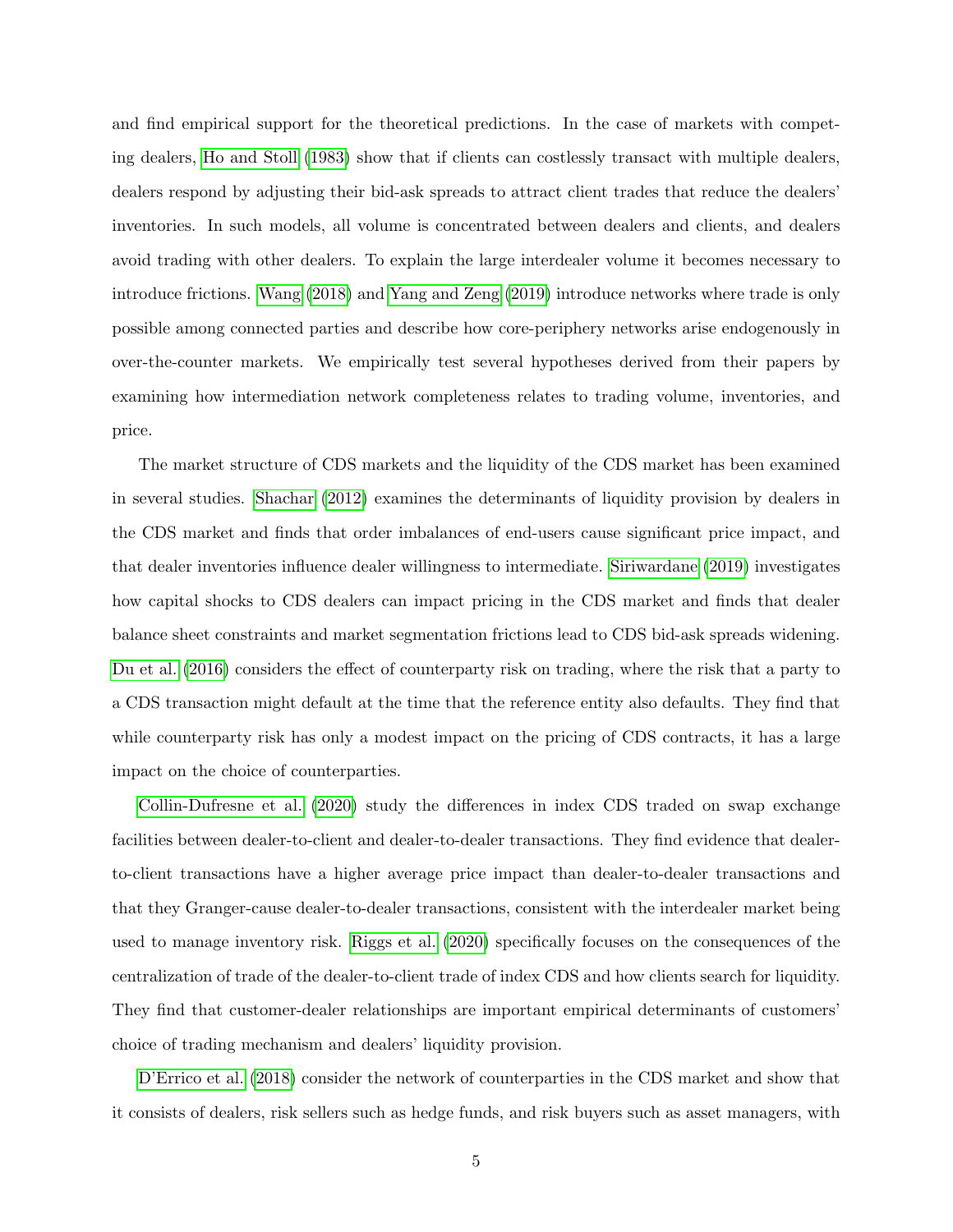and find empirical support for the theoretical predictions. In the case of markets with competing dealers, Ho and Stoll (1983) show that if clients can costlessly transact with multiple dealers, dealers respond by adjusting their bid-ask spreads to attract client trades that reduce the dealers' inventories. In such models, all volume is concentrated between dealers and clients, and dealers avoid trading with other dealers. To explain the large interdealer volume it becomes necessary to introduce frictions. Wang (2018) and Yang and Zeng (2019) introduce networks where trade is only possible among connected parties and describe how core-periphery networks arise endogenously in over-the-counter markets. We empirically test several hypotheses derived from their papers by examining how intermediation network completeness relates to trading volume, inventories, and price.

The market structure of CDS markets and the liquidity of the CDS market has been examined in several studies. Shachar (2012) examines the determinants of liquidity provision by dealers in the CDS market and finds that order imbalances of end-users cause significant price impact, and that dealer inventories influence dealer willingness to intermediate. Siriwardane (2019) investigates how capital shocks to CDS dealers can impact pricing in the CDS market and finds that dealer balance sheet constraints and market segmentation frictions lead to CDS bid-ask spreads widening. Du et al. (2016) considers the effect of counterparty risk on trading, where the risk that a party to a CDS transaction might default at the time that the reference entity also defaults. They find that while counterparty risk has only a modest impact on the pricing of CDS contracts, it has a large impact on the choice of counterparties.

Collin-Dufresne et al. (2020) study the differences in index CDS traded on swap exchange facilities between dealer-to-client and dealer-to-dealer transactions. They find evidence that dealer-to-client transactions have a higher average price impact than dealer-to-dealer transactions and that they Granger-cause dealer-to-dealer transactions, consistent with the interdealer market being used to manage inventory risk. Riggs et al. (2020) specifically focuses on the consequences of the centralization of trade of the dealer-to-client trade of index CDS and how clients search for liquidity. They find that customer-dealer relationships are important empirical determinants of customers' choice of trading mechanism and dealers' liquidity provision.

D'Errico et al. (2018) consider the network of counterparties in the CDS market and show that it consists of dealers, risk sellers such as hedge funds, and risk buyers such as asset managers, with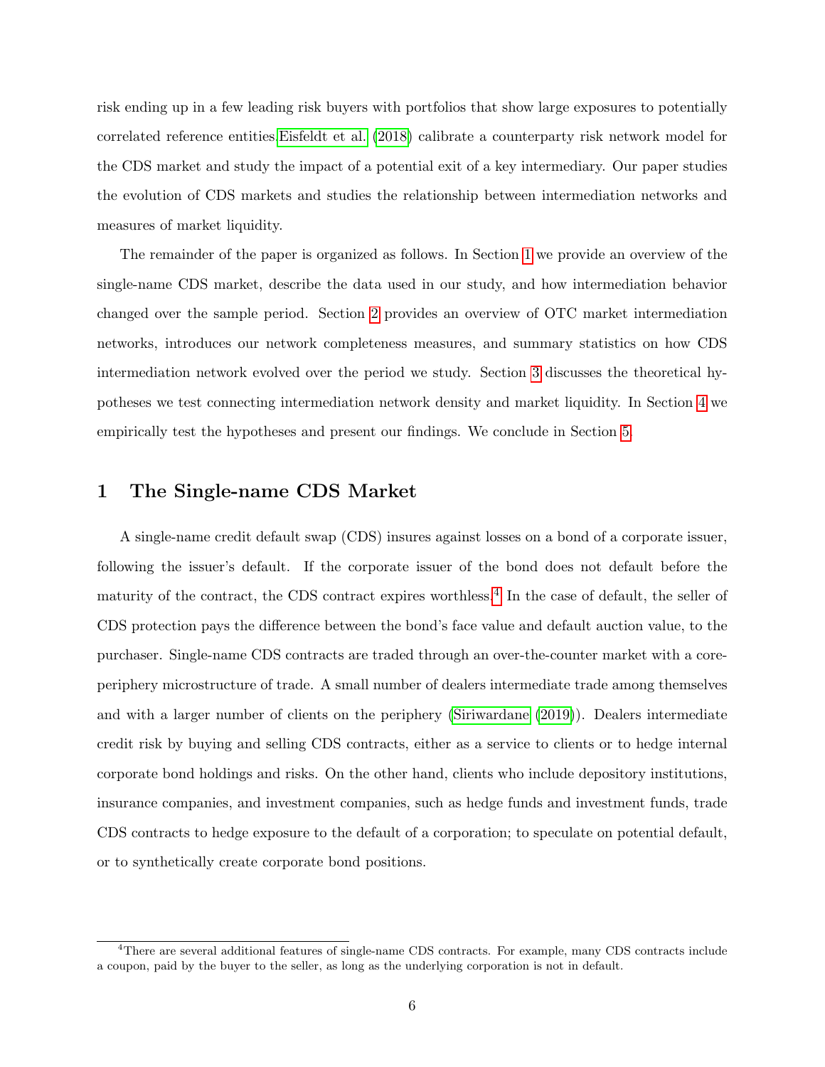risk ending up in a few leading risk buyers with portfolios that show large exposures to potentially correlated reference entities. Eisfeldt et al. (2018) calibrate a counterparty risk network model for the CDS market and study the impact of a potential exit of a key intermediary. Our paper studies the evolution of CDS markets and studies the relationship between intermediation networks and measures of market liquidity.

The remainder of the paper is organized as follows. In Section 1 we provide an overview of the single-name CDS market, describe the data used in our study, and how intermediation behavior changed over the sample period. Section 2 provides an overview of OTC market intermediation networks, introduces our network completeness measures, and summary statistics on how CDS intermediation network evolved over the period we study. Section 3 discusses the theoretical hypotheses we test connecting intermediation network density and market liquidity. In Section 4 we empirically test the hypotheses and present our findings. We conclude in Section 5.

# 1 The Single-name CDS Market

A single-name credit default swap (CDS) insures against losses on a bond of a corporate issuer, following the issuer's default. If the corporate issuer of the bond does not default before the maturity of the contract, the CDS contract expires worthless.[4] In the case of default, the seller of CDS protection pays the difference between the bond's face value and default auction value, to the purchaser. Single-name CDS contracts are traded through an over-the-counter market with a core-periphery microstructure of trade. A small number of dealers intermediate trade among themselves and with a larger number of clients on the periphery (Siriwardane (2019)). Dealers intermediate credit risk by buying and selling CDS contracts, either as a service to clients or to hedge internal corporate bond holdings and risks. On the other hand, clients who include depository institutions, insurance companies, and investment companies, such as hedge funds and investment funds, trade CDS contracts to hedge exposure to the default of a corporation; to speculate on potential default, or to synthetically create corporate bond positions.

[4] There are several additional features of single-name CDS contracts. For example, many CDS contracts include a coupon, paid by the buyer to the seller, as long as the underlying corporation is not in default.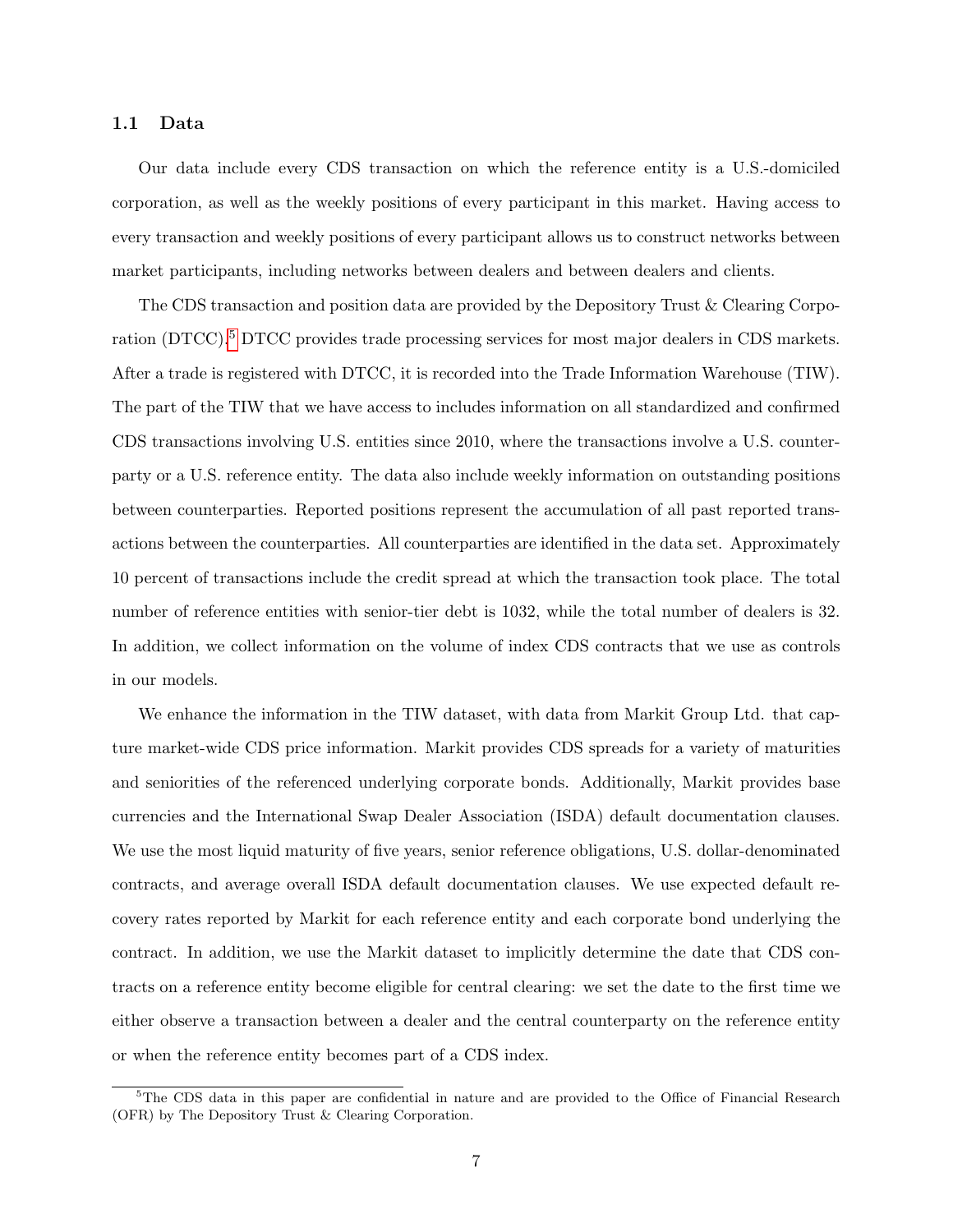### 1.1 Data

Our data include every CDS transaction on which the reference entity is a U.S.-domiciled corporation, as well as the weekly positions of every participant in this market. Having access to every transaction and weekly positions of every participant allows us to construct networks between market participants, including networks between dealers and between dealers and clients.

The CDS transaction and position data are provided by the Depository Trust & Clearing Corporation (DTCC).[5] DTCC provides trade processing services for most major dealers in CDS markets. After a trade is registered with DTCC, it is recorded into the Trade Information Warehouse (TIW). The part of the TIW that we have access to includes information on all standardized and confirmed CDS transactions involving U.S. entities since 2010, where the transactions involve a U.S. counterparty or a U.S. reference entity. The data also include weekly information on outstanding positions between counterparties. Reported positions represent the accumulation of all past reported transactions between the counterparties. All counterparties are identified in the data set. Approximately 10 percent of transactions include the credit spread at which the transaction took place. The total number of reference entities with senior-tier debt is 1032, while the total number of dealers is 32. In addition, we collect information on the volume of index CDS contracts that we use as controls in our models.

We enhance the information in the TIW dataset, with data from Markit Group Ltd. that capture market-wide CDS price information. Markit provides CDS spreads for a variety of maturities and seniorities of the referenced underlying corporate bonds. Additionally, Markit provides base currencies and the International Swap Dealer Association (ISDA) default documentation clauses. We use the most liquid maturity of five years, senior reference obligations, U.S. dollar-denominated contracts, and average overall ISDA default documentation clauses. We use expected default recovery rates reported by Markit for each reference entity and each corporate bond underlying the contract. In addition, we use the Markit dataset to implicitly determine the date that CDS contracts on a reference entity become eligible for central clearing: we set the date to the first time we either observe a transaction between a dealer and the central counterparty on the reference entity or when the reference entity becomes part of a CDS index.

[5] The CDS data in this paper are confidential in nature and are provided to the Office of Financial Research (OFR) by The Depository Trust & Clearing Corporation.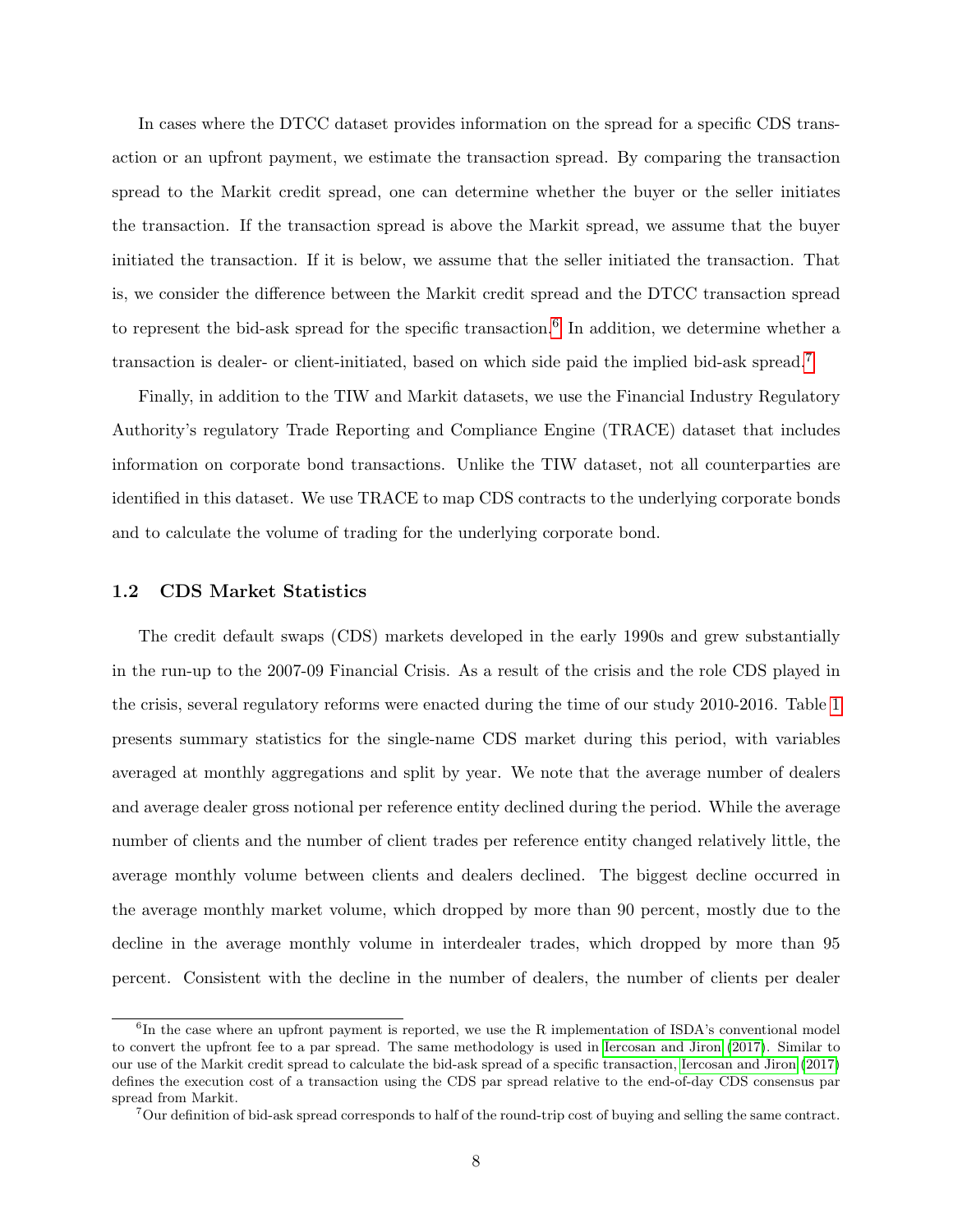In cases where the DTCC dataset provides information on the spread for a specific CDS transaction or an upfront payment, we estimate the transaction spread. By comparing the transaction spread to the Markit credit spread, one can determine whether the buyer or the seller initiates the transaction. If the transaction spread is above the Markit spread, we assume that the buyer initiated the transaction. If it is below, we assume that the seller initiated the transaction. That is, we consider the difference between the Markit credit spread and the DTCC transaction spread to represent the bid-ask spread for the specific transaction.[6] In addition, we determine whether a transaction is dealer- or client-initiated, based on which side paid the implied bid-ask spread.[7]

Finally, in addition to the TIW and Markit datasets, we use the Financial Industry Regulatory Authority's regulatory Trade Reporting and Compliance Engine (TRACE) dataset that includes information on corporate bond transactions. Unlike the TIW dataset, not all counterparties are identified in this dataset. We use TRACE to map CDS contracts to the underlying corporate bonds and to calculate the volume of trading for the underlying corporate bond.

### 1.2 CDS Market Statistics

The credit default swaps (CDS) markets developed in the early 1990s and grew substantially in the run-up to the 2007-09 Financial Crisis. As a result of the crisis and the role CDS played in the crisis, several regulatory reforms were enacted during the time of our study 2010-2016. Table 1 presents summary statistics for the single-name CDS market during this period, with variables averaged at monthly aggregations and split by year. We note that the average number of dealers and average dealer gross notional per reference entity declined during the period. While the average number of clients and the number of client trades per reference entity changed relatively little, the average monthly volume between clients and dealers declined. The biggest decline occurred in the average monthly market volume, which dropped by more than 90 percent, mostly due to the decline in the average monthly volume in interdealer trades, which dropped by more than 95 percent. Consistent with the decline in the number of dealers, the number of clients per dealer

[6] In the case where an upfront payment is reported, we use the R implementation of ISDA's conventional model to convert the upfront fee to a par spread. The same methodology is used in Iercosan and Jiron (2017). Similar to our use of the Markit credit spread to calculate the bid-ask spread of a specific transaction, Iercosan and Jiron (2017) defines the execution cost of a transaction using the CDS par spread relative to the end-of-day CDS consensus par spread from Markit.

[7] Our definition of bid-ask spread corresponds to half of the round-trip cost of buying and selling the same contract.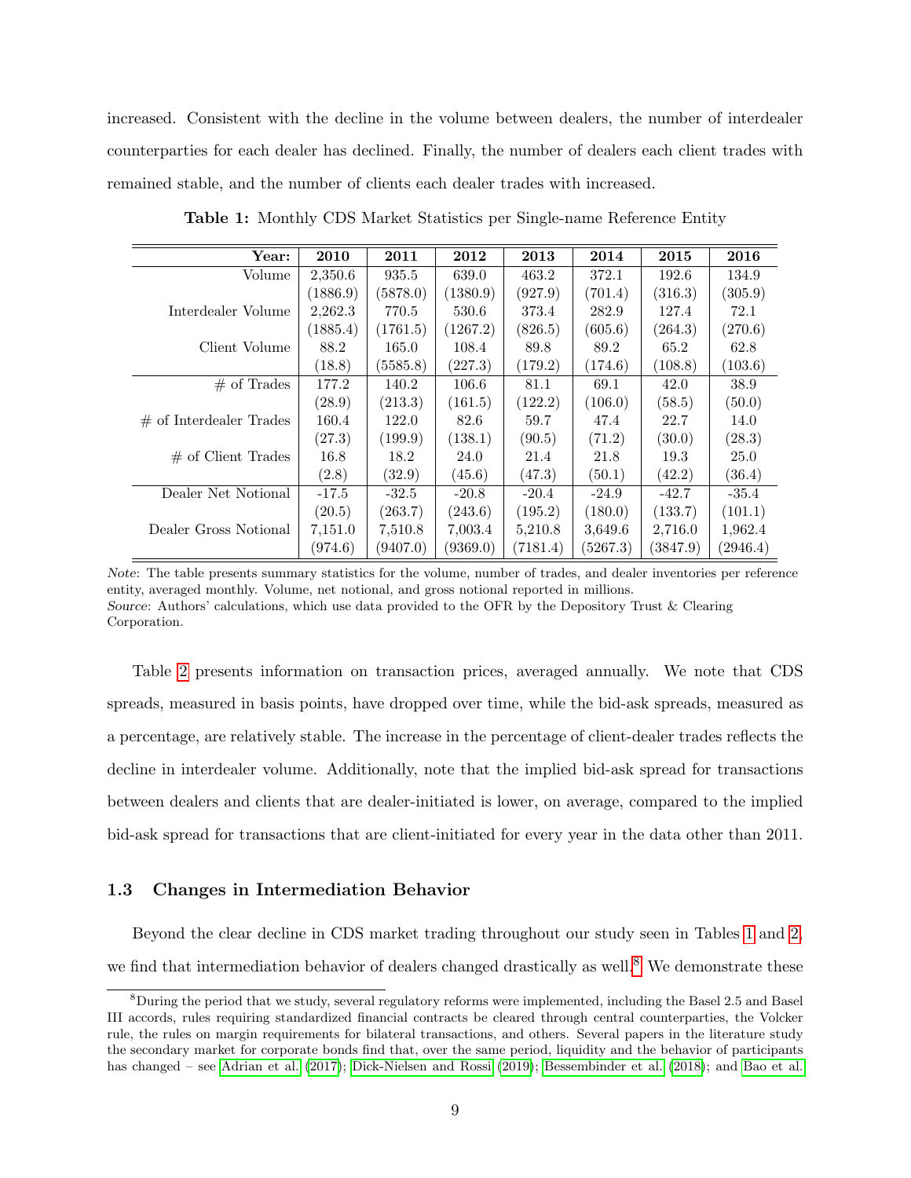increased. Consistent with the decline in the volume between dealers, the number of interdealer counterparties for each dealer has declined. Finally, the number of dealers each client trades with remained stable, and the number of clients each dealer trades with increased.

**Table 1:** Monthly CDS Market Statistics per Single-name Reference Entity

| **Year:** | **2010** | **2011** | **2012** | **2013** | **2014** | **2015** | **2016** |
|---:|---|---|---|---|---|---|---|
| Volume | 2,350.6 | 935.5 | 639.0 | 463.2 | 372.1 | 192.6 | 134.9 |
| | (1886.9) | (5878.0) | (1380.9) | (927.9) | (701.4) | (316.3) | (305.9) |
| Interdealer Volume | 2,262.3 | 770.5 | 530.6 | 373.4 | 282.9 | 127.4 | 72.1 |
| | (1885.4) | (1761.5) | (1267.2) | (826.5) | (605.6) | (264.3) | (270.6) |
| Client Volume | 88.2 | 165.0 | 108.4 | 89.8 | 89.2 | 65.2 | 62.8 |
| | (18.8) | (5585.8) | (227.3) | (179.2) | (174.6) | (108.8) | (103.6) |
| # of Trades | 177.2 | 140.2 | 106.6 | 81.1 | 69.1 | 42.0 | 38.9 |
| | (28.9) | (213.3) | (161.5) | (122.2) | (106.0) | (58.5) | (50.0) |
| # of Interdealer Trades | 160.4 | 122.0 | 82.6 | 59.7 | 47.4 | 22.7 | 14.0 |
| | (27.3) | (199.9) | (138.1) | (90.5) | (71.2) | (30.0) | (28.3) |
| # of Client Trades | 16.8 | 18.2 | 24.0 | 21.4 | 21.8 | 19.3 | 25.0 |
| | (2.8) | (32.9) | (45.6) | (47.3) | (50.1) | (42.2) | (36.4) |
| Dealer Net Notional | -17.5 | -32.5 | -20.8 | -20.4 | -24.9 | -42.7 | -35.4 |
| | (20.5) | (263.7) | (243.6) | (195.2) | (180.0) | (133.7) | (101.1) |
| Dealer Gross Notional | 7,151.0 | 7,510.8 | 7,003.4 | 5,210.8 | 3,649.6 | 2,716.0 | 1,962.4 |
| | (974.6) | (9407.0) | (9369.0) | (7181.4) | (5267.3) | (3847.9) | (2946.4) |

*Note*: The table presents summary statistics for the volume, number of trades, and dealer inventories per reference entity, averaged monthly. Volume, net notional, and gross notional reported in millions.
*Source*: Authors' calculations, which use data provided to the OFR by the Depository Trust & Clearing Corporation.

Table 2 presents information on transaction prices, averaged annually. We note that CDS spreads, measured in basis points, have dropped over time, while the bid-ask spreads, measured as a percentage, are relatively stable. The increase in the percentage of client-dealer trades reflects the decline in interdealer volume. Additionally, note that the implied bid-ask spread for transactions between dealers and clients that are dealer-initiated is lower, on average, compared to the implied bid-ask spread for transactions that are client-initiated for every year in the data other than 2011.

### 1.3 Changes in Intermediation Behavior

Beyond the clear decline in CDS market trading throughout our study seen in Tables 1 and 2, we find that intermediation behavior of dealers changed drastically as well.[8] We demonstrate these

[8] During the period that we study, several regulatory reforms were implemented, including the Basel 2.5 and Basel III accords, rules requiring standardized financial contracts be cleared through central counterparties, the Volcker rule, the rules on margin requirements for bilateral transactions, and others. Several papers in the literature study the secondary market for corporate bonds find that, over the same period, liquidity and the behavior of participants has changed – see Adrian et al. (2017); Dick-Nielsen and Rossi (2019); Bessembinder et al. (2018); and Bao et al.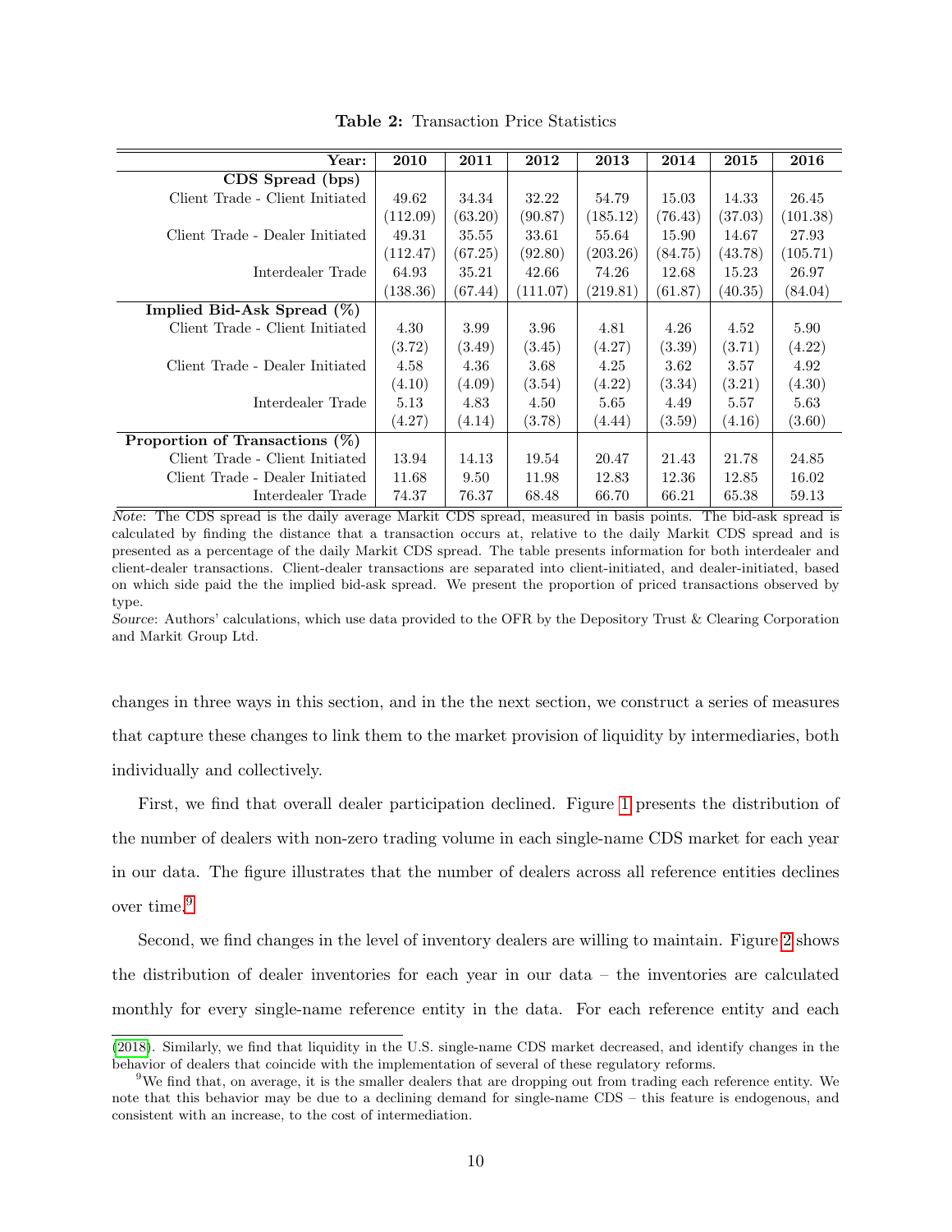**Table 2:** Transaction Price Statistics

| Year: | 2010 | 2011 | 2012 | 2013 | 2014 | 2015 | 2016 |
|---|---|---|---|---|---|---|---|
| **CDS Spread (bps)** | | | | | | | |
| Client Trade - Client Initiated | 49.62 | 34.34 | 32.22 | 54.79 | 15.03 | 14.33 | 26.45 |
| | (112.09) | (63.20) | (90.87) | (185.12) | (76.43) | (37.03) | (101.38) |
| Client Trade - Dealer Initiated | 49.31 | 35.55 | 33.61 | 55.64 | 15.90 | 14.67 | 27.93 |
| | (112.47) | (67.25) | (92.80) | (203.26) | (84.75) | (43.78) | (105.71) |
| Interdealer Trade | 64.93 | 35.21 | 42.66 | 74.26 | 12.68 | 15.23 | 26.97 |
| | (138.36) | (67.44) | (111.07) | (219.81) | (61.87) | (40.35) | (84.04) |
| **Implied Bid-Ask Spread (%)** | | | | | | | |
| Client Trade - Client Initiated | 4.30 | 3.99 | 3.96 | 4.81 | 4.26 | 4.52 | 5.90 |
| | (3.72) | (3.49) | (3.45) | (4.27) | (3.39) | (3.71) | (4.22) |
| Client Trade - Dealer Initiated | 4.58 | 4.36 | 3.68 | 4.25 | 3.62 | 3.57 | 4.92 |
| | (4.10) | (4.09) | (3.54) | (4.22) | (3.34) | (3.21) | (4.30) |
| Interdealer Trade | 5.13 | 4.83 | 4.50 | 5.65 | 4.49 | 5.57 | 5.63 |
| | (4.27) | (4.14) | (3.78) | (4.44) | (3.59) | (4.16) | (3.60) |
| **Proportion of Transactions (%)** | | | | | | | |
| Client Trade - Client Initiated | 13.94 | 14.13 | 19.54 | 20.47 | 21.43 | 21.78 | 24.85 |
| Client Trade - Dealer Initiated | 11.68 | 9.50 | 11.98 | 12.83 | 12.36 | 12.85 | 16.02 |
| Interdealer Trade | 74.37 | 76.37 | 68.48 | 66.70 | 66.21 | 65.38 | 59.13 |

*Note*: The CDS spread is the daily average Markit CDS spread, measured in basis points. The bid-ask spread is calculated by finding the distance that a transaction occurs at, relative to the daily Markit CDS spread and is presented as a percentage of the daily Markit CDS spread. The table presents information for both interdealer and client-dealer transactions. Client-dealer transactions are separated into client-initiated, and dealer-initiated, based on which side paid the the implied bid-ask spread. We present the proportion of priced transactions observed by type.

*Source*: Authors' calculations, which use data provided to the OFR by the Depository Trust & Clearing Corporation and Markit Group Ltd.

changes in three ways in this section, and in the the next section, we construct a series of measures that capture these changes to link them to the market provision of liquidity by intermediaries, both individually and collectively.

First, we find that overall dealer participation declined. Figure 1 presents the distribution of the number of dealers with non-zero trading volume in each single-name CDS market for each year in our data. The figure illustrates that the number of dealers across all reference entities declines over time.[9]

Second, we find changes in the level of inventory dealers are willing to maintain. Figure 2 shows the distribution of dealer inventories for each year in our data – the inventories are calculated monthly for every single-name reference entity in the data. For each reference entity and each

(2018). Similarly, we find that liquidity in the U.S. single-name CDS market decreased, and identify changes in the behavior of dealers that coincide with the implementation of several of these regulatory reforms.

[9] We find that, on average, it is the smaller dealers that are dropping out from trading each reference entity. We note that this behavior may be due to a declining demand for single-name CDS – this feature is endogenous, and consistent with an increase, to the cost of intermediation.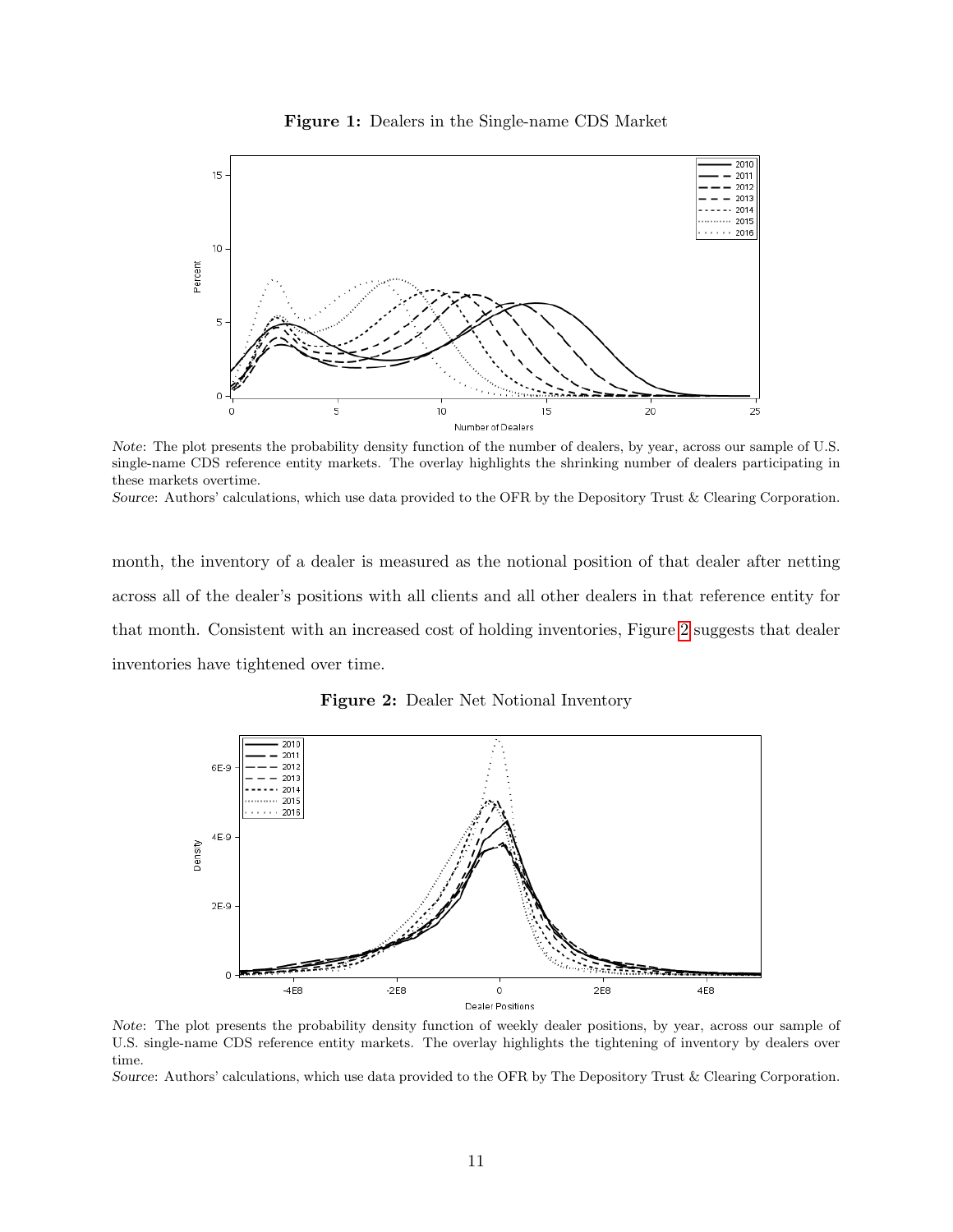**Figure 1:** Dealers in the Single-name CDS Market

*Note*: The plot presents the probability density function of the number of dealers, by year, across our sample of U.S. single-name CDS reference entity markets. The overlay highlights the shrinking number of dealers participating in these markets overtime.

*Source*: Authors' calculations, which use data provided to the OFR by the Depository Trust & Clearing Corporation.

month, the inventory of a dealer is measured as the notional position of that dealer after netting across all of the dealer's positions with all clients and all other dealers in that reference entity for that month. Consistent with an increased cost of holding inventories, Figure 2 suggests that dealer inventories have tightened over time.

**Figure 2:** Dealer Net Notional Inventory

*Note*: The plot presents the probability density function of weekly dealer positions, by year, across our sample of U.S. single-name CDS reference entity markets. The overlay highlights the tightening of inventory by dealers over time.

*Source*: Authors' calculations, which use data provided to the OFR by The Depository Trust & Clearing Corporation.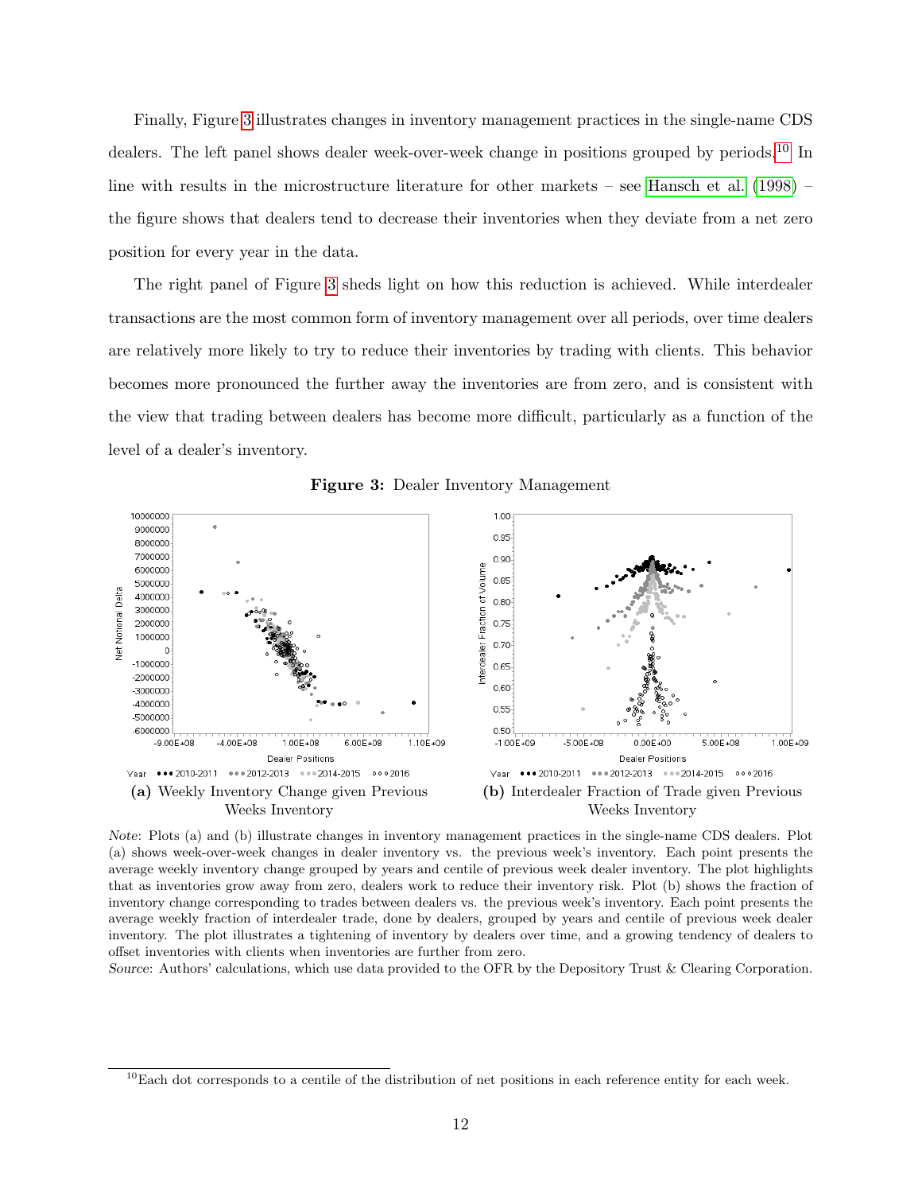Finally, Figure 3 illustrates changes in inventory management practices in the single-name CDS dealers. The left panel shows dealer week-over-week change in positions grouped by periods.[10] In line with results in the microstructure literature for other markets – see Hansch et al. (1998) – the figure shows that dealers tend to decrease their inventories when they deviate from a net zero position for every year in the data.

The right panel of Figure 3 sheds light on how this reduction is achieved. While interdealer transactions are the most common form of inventory management over all periods, over time dealers are relatively more likely to try to reduce their inventories by trading with clients. This behavior becomes more pronounced the further away the inventories are from zero, and is consistent with the view that trading between dealers has become more difficult, particularly as a function of the level of a dealer's inventory.

**Figure 3:** Dealer Inventory Management

**(a)** Weekly Inventory Change given Previous Weeks Inventory

**(b)** Interdealer Fraction of Trade given Previous Weeks Inventory

*Note*: Plots (a) and (b) illustrate changes in inventory management practices in the single-name CDS dealers. Plot (a) shows week-over-week changes in dealer inventory vs. the previous week's inventory. Each point presents the average weekly inventory change grouped by years and centile of previous week dealer inventory. The plot highlights that as inventories grow away from zero, dealers work to reduce their inventory risk. Plot (b) shows the fraction of inventory change corresponding to trades between dealers vs. the previous week's inventory. Each point presents the average weekly fraction of interdealer trade, done by dealers, grouped by years and centile of previous week dealer inventory. The plot illustrates a tightening of inventory by dealers over time, and a growing tendency of dealers to offset inventories with clients when inventories are further from zero.

*Source*: Authors' calculations, which use data provided to the OFR by the Depository Trust & Clearing Corporation.

[10] Each dot corresponds to a centile of the distribution of net positions in each reference entity for each week.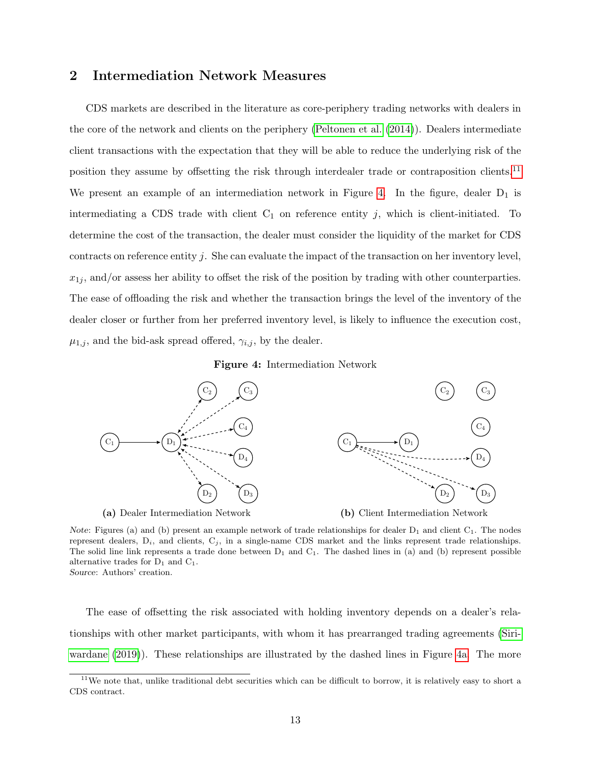## 2 Intermediation Network Measures

CDS markets are described in the literature as core-periphery trading networks with dealers in the core of the network and clients on the periphery (Peltonen et al. (2014)). Dealers intermediate client transactions with the expectation that they will be able to reduce the underlying risk of the position they assume by offsetting the risk through interdealer trade or contraposition clients.[11] We present an example of an intermediation network in Figure 4. In the figure, dealer $D_1$ is intermediating a CDS trade with client $C_1$ on reference entity $j$, which is client-initiated. To determine the cost of the transaction, the dealer must consider the liquidity of the market for CDS contracts on reference entity $j$. She can evaluate the impact of the transaction on her inventory level, $x_{1j}$, and/or assess her ability to offset the risk of the position by trading with other counterparties. The ease of offloading the risk and whether the transaction brings the level of the inventory of the dealer closer or further from her preferred inventory level, is likely to influence the execution cost, $\mu_{1,j}$, and the bid-ask spread offered, $\gamma_{i,j}$, by the dealer.

**Figure 4:** Intermediation Network

**(a)** Dealer Intermediation Network

**(b)** Client Intermediation Network

*Note*: Figures (a) and (b) present an example network of trade relationships for dealer $D_1$ and client $C_1$. The nodes represent dealers, $D_i$, and clients, $C_j$, in a single-name CDS market and the links represent trade relationships. The solid line link represents a trade done between $D_1$ and $C_1$. The dashed lines in (a) and (b) represent possible alternative trades for $D_1$ and $C_1$.
*Source*: Authors' creation.

The ease of offsetting the risk associated with holding inventory depends on a dealer's relationships with other market participants, with whom it has prearranged trading agreements (Siriwardane (2019)). These relationships are illustrated by the dashed lines in Figure 4a. The more

[11] We note that, unlike traditional debt securities which can be difficult to borrow, it is relatively easy to short a CDS contract.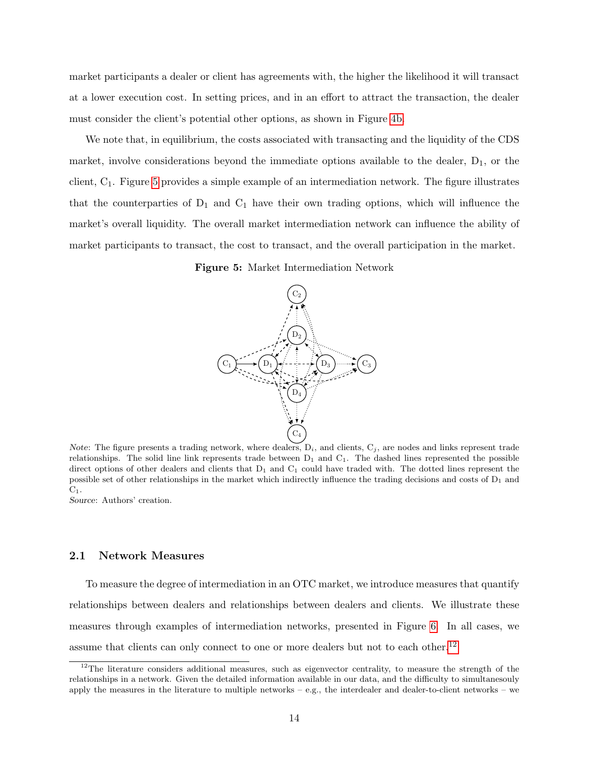market participants a dealer or client has agreements with, the higher the likelihood it will transact at a lower execution cost. In setting prices, and in an effort to attract the transaction, the dealer must consider the client's potential other options, as shown in Figure 4b.

We note that, in equilibrium, the costs associated with transacting and the liquidity of the CDS market, involve considerations beyond the immediate options available to the dealer, $D_1$, or the client, $C_1$. Figure 5 provides a simple example of an intermediation network. The figure illustrates that the counterparties of $D_1$ and $C_1$ have their own trading options, which will influence the market's overall liquidity. The overall market intermediation network can influence the ability of market participants to transact, the cost to transact, and the overall participation in the market.

**Figure 5:** Market Intermediation Network

*Note*: The figure presents a trading network, where dealers, $D_i$, and clients, $C_j$, are nodes and links represent trade relationships. The solid line link represents trade between $D_1$ and $C_1$. The dashed lines represented the possible direct options of other dealers and clients that $D_1$ and $C_1$ could have traded with. The dotted lines represent the possible set of other relationships in the market which indirectly influence the trading decisions and costs of $D_1$ and $C_1$.
*Source*: Authors' creation.

## 2.1 Network Measures

To measure the degree of intermediation in an OTC market, we introduce measures that quantify relationships between dealers and relationships between dealers and clients. We illustrate these measures through examples of intermediation networks, presented in Figure 6. In all cases, we assume that clients can only connect to one or more dealers but not to each other.[12]

[12]The literature considers additional measures, such as eigenvector centrality, to measure the strength of the relationships in a network. Given the detailed information available in our data, and the difficulty to simultanesouly apply the measures in the literature to multiple networks – e.g., the interdealer and dealer-to-client networks – we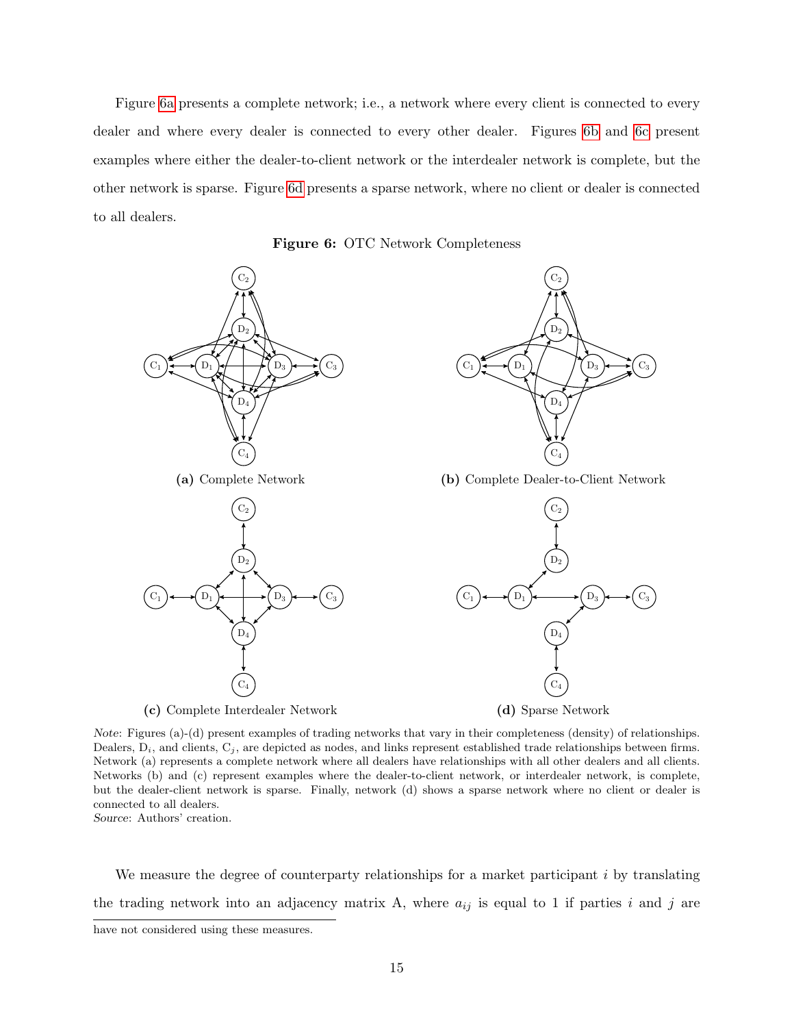Figure 6a presents a complete network; i.e., a network where every client is connected to every dealer and where every dealer is connected to every other dealer. Figures 6b and 6c present examples where either the dealer-to-client network or the interdealer network is complete, but the other network is sparse. Figure 6d presents a sparse network, where no client or dealer is connected to all dealers.

**Figure 6:** OTC Network Completeness

**(a)** Complete Network

**(b)** Complete Dealer-to-Client Network

**(c)** Complete Interdealer Network

**(d)** Sparse Network

*Note*: Figures (a)-(d) present examples of trading networks that vary in their completeness (density) of relationships. Dealers, $D_i$, and clients, $C_j$, are depicted as nodes, and links represent established trade relationships between firms. Network (a) represents a complete network where all dealers have relationships with all other dealers and all clients. Networks (b) and (c) represent examples where the dealer-to-client network, or interdealer network, is complete, but the dealer-client network is sparse. Finally, network (d) shows a sparse network where no client or dealer is connected to all dealers.
*Source*: Authors' creation.

We measure the degree of counterparty relationships for a market participant $i$ by translating the trading network into an adjacency matrix A, where $a_{ij}$ is equal to 1 if parties $i$ and $j$ are

have not considered using these measures.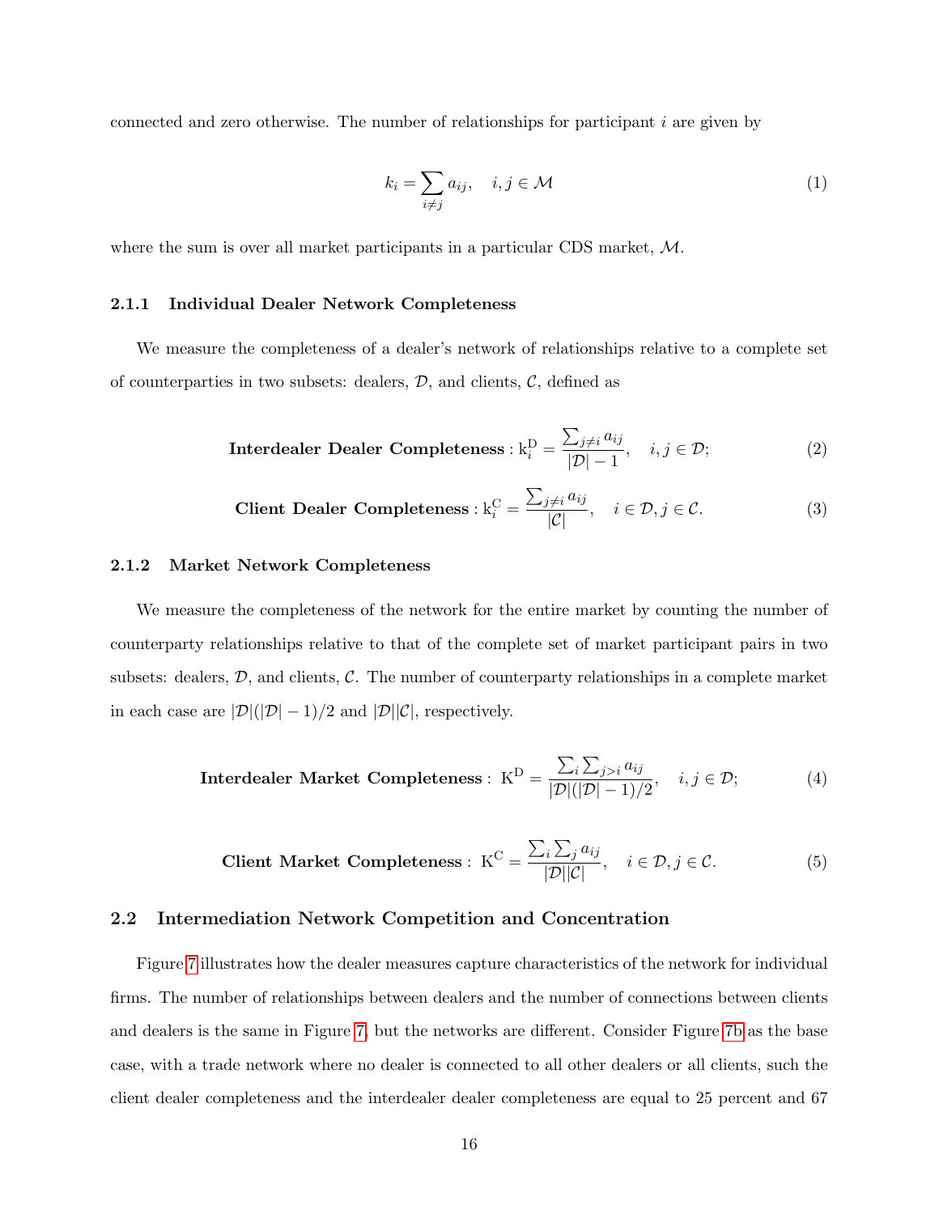connected and zero otherwise. The number of relationships for participant $i$ are given by

$$k_i = \sum_{i \neq j} a_{ij}, \quad i, j \in \mathcal{M} \tag{1}$$

where the sum is over all market participants in a particular CDS market, $\mathcal{M}$.

### 2.1.1 Individual Dealer Network Completeness

We measure the completeness of a dealer's network of relationships relative to a complete set of counterparties in two subsets: dealers, $\mathcal{D}$, and clients, $\mathcal{C}$, defined as

$$\textbf{Interdealer Dealer Completeness}: \mathrm{k}_i^{\mathrm{D}} = \frac{\sum_{j \neq i} a_{ij}}{|\mathcal{D}| - 1}, \quad i, j \in \mathcal{D}; \tag{2}$$

$$\textbf{Client Dealer Completeness}: \mathrm{k}_i^{\mathrm{C}} = \frac{\sum_{j \neq i} a_{ij}}{|\mathcal{C}|}, \quad i \in \mathcal{D}, j \in \mathcal{C}. \tag{3}$$

### 2.1.2 Market Network Completeness

We measure the completeness of the network for the entire market by counting the number of counterparty relationships relative to that of the complete set of market participant pairs in two subsets: dealers, $\mathcal{D}$, and clients, $\mathcal{C}$. The number of counterparty relationships in a complete market in each case are $|\mathcal{D}|(|\mathcal{D}| - 1)/2$ and $|\mathcal{D}||\mathcal{C}|$, respectively.

$$\textbf{Interdealer Market Completeness}: \ \mathrm{K}^{\mathrm{D}} = \frac{\sum_i \sum_{j > i} a_{ij}}{|\mathcal{D}|(|\mathcal{D}| - 1)/2}, \quad i, j \in \mathcal{D}; \tag{4}$$

$$\textbf{Client Market Completeness}: \ \mathrm{K}^{\mathrm{C}} = \frac{\sum_i \sum_j a_{ij}}{|\mathcal{D}||\mathcal{C}|}, \quad i \in \mathcal{D}, j \in \mathcal{C}. \tag{5}$$

## 2.2 Intermediation Network Competition and Concentration

Figure 7 illustrates how the dealer measures capture characteristics of the network for individual firms. The number of relationships between dealers and the number of connections between clients and dealers is the same in Figure 7, but the networks are different. Consider Figure 7b as the base case, with a trade network where no dealer is connected to all other dealers or all clients, such the client dealer completeness and the interdealer dealer completeness are equal to 25 percent and 67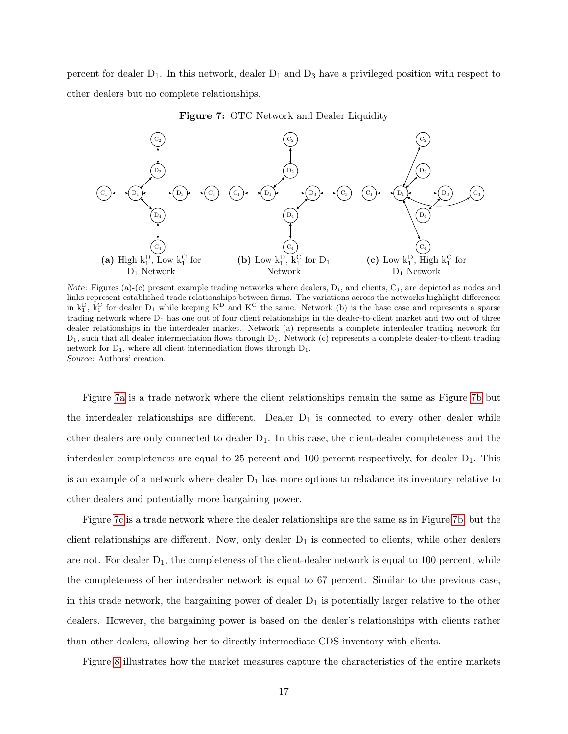percent for dealer $D_1$. In this network, dealer $D_1$ and $D_3$ have a privileged position with respect to other dealers but no complete relationships.

**Figure 7:** OTC Network and Dealer Liquidity

**(a)** High $k_1^D$, Low $k_1^C$ for $D_1$ Network

**(b)** Low $k_1^D$, $k_1^C$ for $D_1$ Network

**(c)** Low $k_1^D$, High $k_1^C$ for $D_1$ Network

*Note*: Figures (a)-(c) present example trading networks where dealers, $D_i$, and clients, $C_j$, are depicted as nodes and links represent established trade relationships between firms. The variations across the networks highlight differences in $k_1^D$, $k_1^C$ for dealer $D_1$ while keeping $K^D$ and $K^C$ the same. Network (b) is the base case and represents a sparse trading network where $D_1$ has one out of four client relationships in the dealer-to-client market and two out of three dealer relationships in the interdealer market. Network (a) represents a complete interdealer trading network for $D_1$, such that all dealer intermediation flows through $D_1$. Network (c) represents a complete dealer-to-client trading network for $D_1$, where all client intermediation flows through $D_1$.
*Source*: Authors' creation.

Figure 7a is a trade network where the client relationships remain the same as Figure 7b but the interdealer relationships are different. Dealer $D_1$ is connected to every other dealer while other dealers are only connected to dealer $D_1$. In this case, the client-dealer completeness and the interdealer completeness are equal to 25 percent and 100 percent respectively, for dealer $D_1$. This is an example of a network where dealer $D_1$ has more options to rebalance its inventory relative to other dealers and potentially more bargaining power.

Figure 7c is a trade network where the dealer relationships are the same as in Figure 7b, but the client relationships are different. Now, only dealer $D_1$ is connected to clients, while other dealers are not. For dealer $D_1$, the completeness of the client-dealer network is equal to 100 percent, while the completeness of her interdealer network is equal to 67 percent. Similar to the previous case, in this trade network, the bargaining power of dealer $D_1$ is potentially larger relative to the other dealers. However, the bargaining power is based on the dealer's relationships with clients rather than other dealers, allowing her to directly intermediate CDS inventory with clients.

Figure 8 illustrates how the market measures capture the characteristics of the entire markets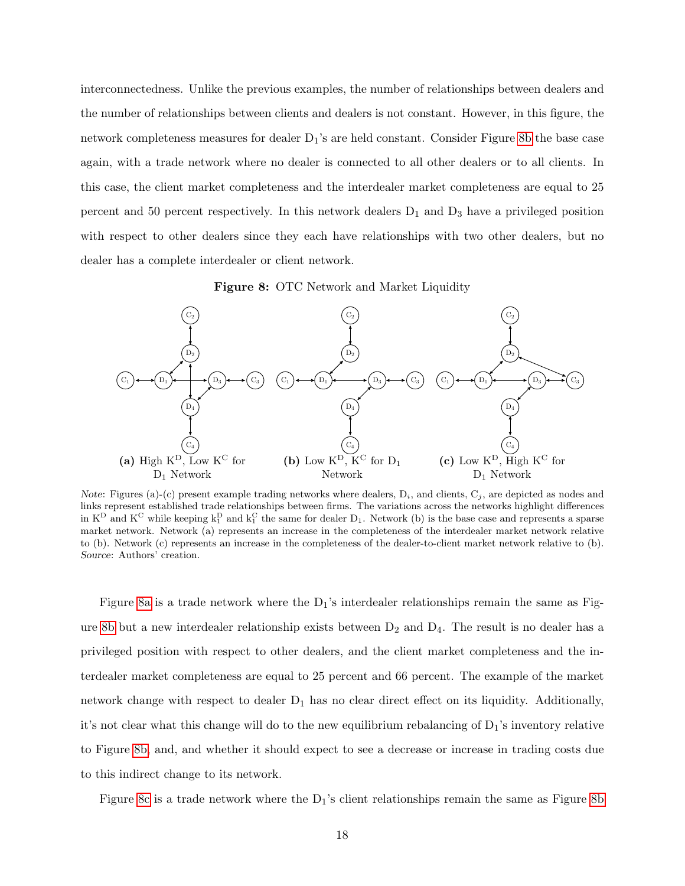interconnectedness. Unlike the previous examples, the number of relationships between dealers and the number of relationships between clients and dealers is not constant. However, in this figure, the network completeness measures for dealer $D_1$'s are held constant. Consider Figure 8b the base case again, with a trade network where no dealer is connected to all other dealers or to all clients. In this case, the client market completeness and the interdealer market completeness are equal to 25 percent and 50 percent respectively. In this network dealers $D_1$ and $D_3$ have a privileged position with respect to other dealers since they each have relationships with two other dealers, but no dealer has a complete interdealer or client network.

**Figure 8:** OTC Network and Market Liquidity

**(a)** High $K^D$, Low $K^C$ for $D_1$ Network **(b)** Low $K^D$, $K^C$ for $D_1$ Network **(c)** Low $K^D$, High $K^C$ for $D_1$ Network

*Note*: Figures (a)-(c) present example trading networks where dealers, $D_i$, and clients, $C_j$, are depicted as nodes and links represent established trade relationships between firms. The variations across the networks highlight differences in $K^D$ and $K^C$ while keeping $k_1^D$ and $k_1^C$ the same for dealer $D_1$. Network (b) is the base case and represents a sparse market network. Network (a) represents an increase in the completeness of the interdealer market network relative to (b). Network (c) represents an increase in the completeness of the dealer-to-client market network relative to (b). *Source*: Authors' creation.

Figure 8a is a trade network where the $D_1$'s interdealer relationships remain the same as Figure 8b but a new interdealer relationship exists between $D_2$ and $D_4$. The result is no dealer has a privileged position with respect to other dealers, and the client market completeness and the interdealer market completeness are equal to 25 percent and 66 percent. The example of the market network change with respect to dealer $D_1$ has no clear direct effect on its liquidity. Additionally, it's not clear what this change will do to the new equilibrium rebalancing of $D_1$'s inventory relative to Figure 8b, and, and whether it should expect to see a decrease or increase in trading costs due to this indirect change to its network.

Figure 8c is a trade network where the $D_1$'s client relationships remain the same as Figure 8b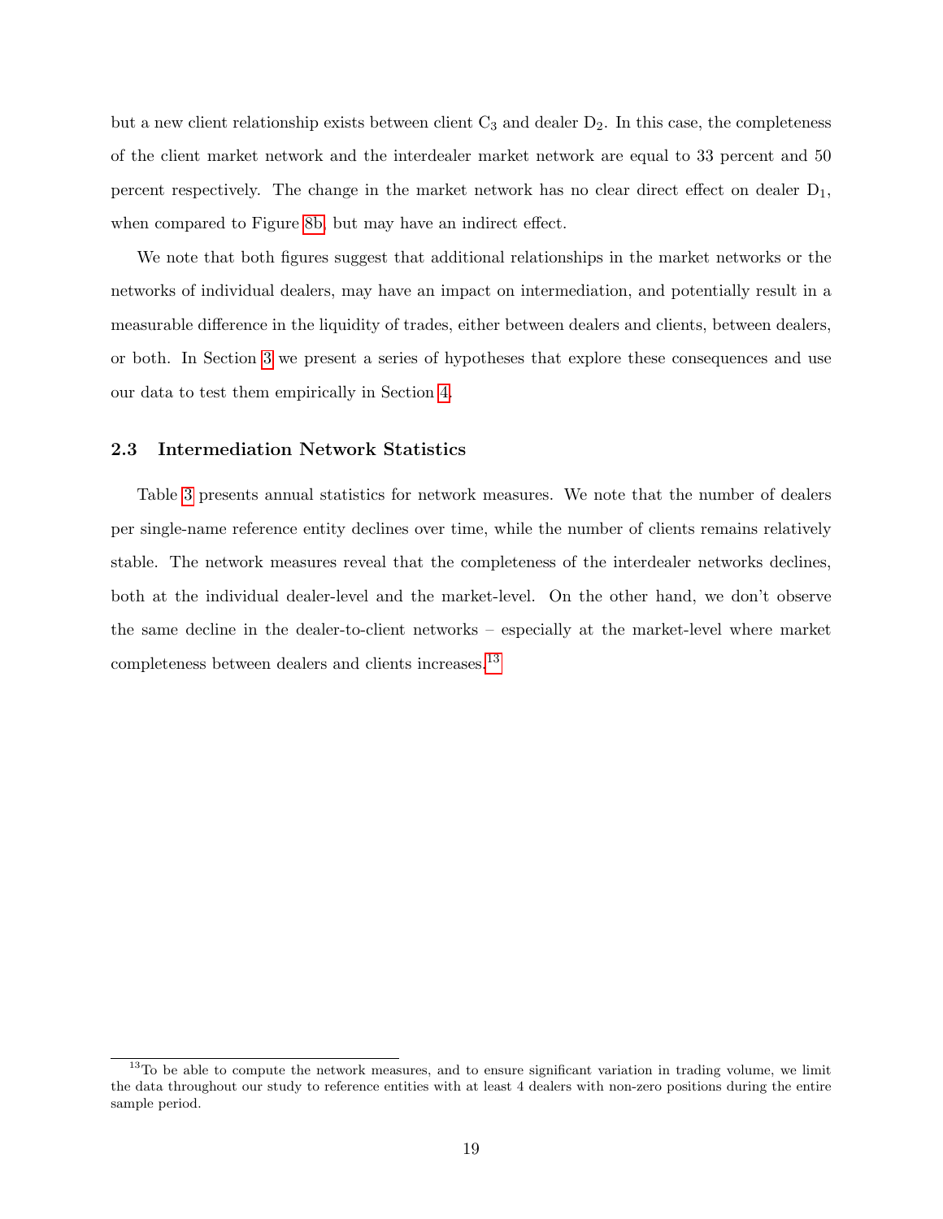but a new client relationship exists between client $C_3$ and dealer $D_2$. In this case, the completeness of the client market network and the interdealer market network are equal to 33 percent and 50 percent respectively. The change in the market network has no clear direct effect on dealer $D_1$, when compared to Figure 8b, but may have an indirect effect.

We note that both figures suggest that additional relationships in the market networks or the networks of individual dealers, may have an impact on intermediation, and potentially result in a measurable difference in the liquidity of trades, either between dealers and clients, between dealers, or both. In Section 3 we present a series of hypotheses that explore these consequences and use our data to test them empirically in Section 4.

### 2.3 Intermediation Network Statistics

Table 3 presents annual statistics for network measures. We note that the number of dealers per single-name reference entity declines over time, while the number of clients remains relatively stable. The network measures reveal that the completeness of the interdealer networks declines, both at the individual dealer-level and the market-level. On the other hand, we don't observe the same decline in the dealer-to-client networks – especially at the market-level where market completeness between dealers and clients increases.[13]

[13] To be able to compute the network measures, and to ensure significant variation in trading volume, we limit the data throughout our study to reference entities with at least 4 dealers with non-zero positions during the entire sample period.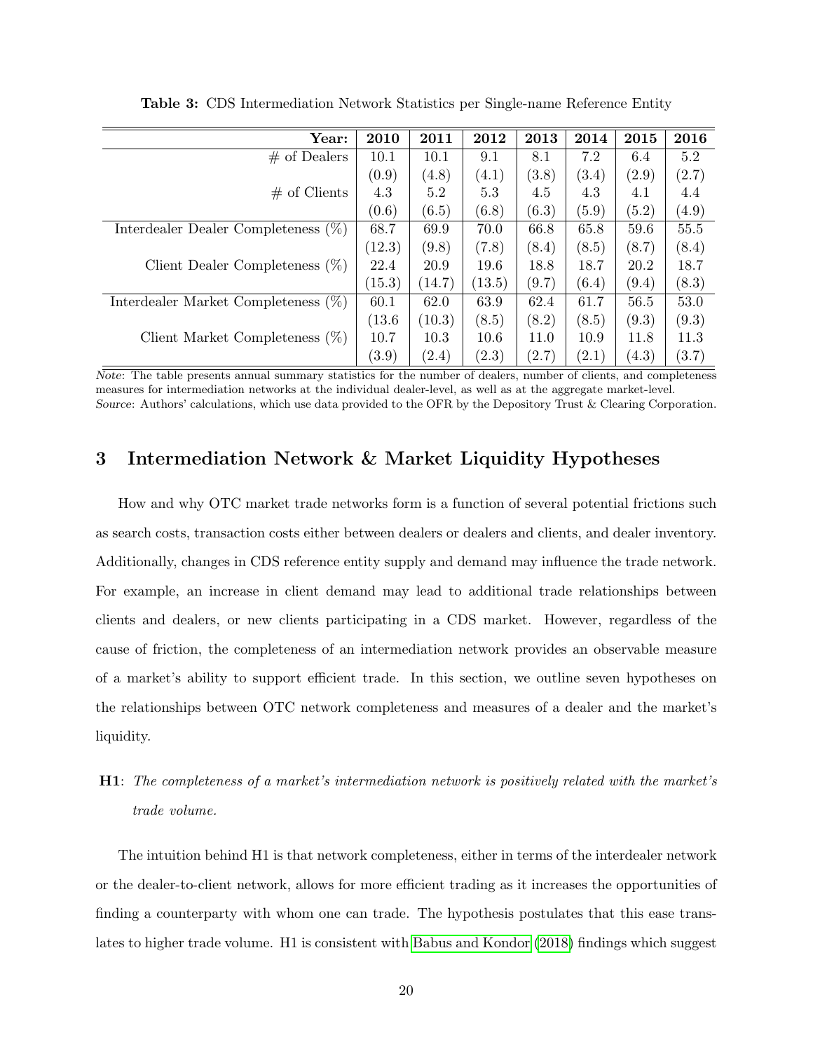**Table 3:** CDS Intermediation Network Statistics per Single-name Reference Entity

| **Year:** | **2010** | **2011** | **2012** | **2013** | **2014** | **2015** | **2016** |
|---|---|---|---|---|---|---|---|
| # of Dealers | 10.1 | 10.1 | 9.1 | 8.1 | 7.2 | 6.4 | 5.2 |
| | (0.9) | (4.8) | (4.1) | (3.8) | (3.4) | (2.9) | (2.7) |
| # of Clients | 4.3 | 5.2 | 5.3 | 4.5 | 4.3 | 4.1 | 4.4 |
| | (0.6) | (6.5) | (6.8) | (6.3) | (5.9) | (5.2) | (4.9) |
| Interdealer Dealer Completeness (%) | 68.7 | 69.9 | 70.0 | 66.8 | 65.8 | 59.6 | 55.5 |
| | (12.3) | (9.8) | (7.8) | (8.4) | (8.5) | (8.7) | (8.4) |
| Client Dealer Completeness (%) | 22.4 | 20.9 | 19.6 | 18.8 | 18.7 | 20.2 | 18.7 |
| | (15.3) | (14.7) | (13.5) | (9.7) | (6.4) | (9.4) | (8.3) |
| Interdealer Market Completeness (%) | 60.1 | 62.0 | 63.9 | 62.4 | 61.7 | 56.5 | 53.0 |
| | (13.6 | (10.3) | (8.5) | (8.2) | (8.5) | (9.3) | (9.3) |
| Client Market Completeness (%) | 10.7 | 10.3 | 10.6 | 11.0 | 10.9 | 11.8 | 11.3 |
| | (3.9) | (2.4) | (2.3) | (2.7) | (2.1) | (4.3) | (3.7) |

*Note*: The table presents annual summary statistics for the number of dealers, number of clients, and completeness measures for intermediation networks at the individual dealer-level, as well as at the aggregate market-level.
*Source*: Authors' calculations, which use data provided to the OFR by the Depository Trust & Clearing Corporation.

## 3 Intermediation Network & Market Liquidity Hypotheses

How and why OTC market trade networks form is a function of several potential frictions such as search costs, transaction costs either between dealers or dealers and clients, and dealer inventory. Additionally, changes in CDS reference entity supply and demand may influence the trade network. For example, an increase in client demand may lead to additional trade relationships between clients and dealers, or new clients participating in a CDS market. However, regardless of the cause of friction, the completeness of an intermediation network provides an observable measure of a market's ability to support efficient trade. In this section, we outline seven hypotheses on the relationships between OTC network completeness and measures of a dealer and the market's liquidity.

**H1**: *The completeness of a market's intermediation network is positively related with the market's trade volume.*

The intuition behind H1 is that network completeness, either in terms of the interdealer network or the dealer-to-client network, allows for more efficient trading as it increases the opportunities of finding a counterparty with whom one can trade. The hypothesis postulates that this ease translates to higher trade volume. H1 is consistent with Babus and Kondor (2018) findings which suggest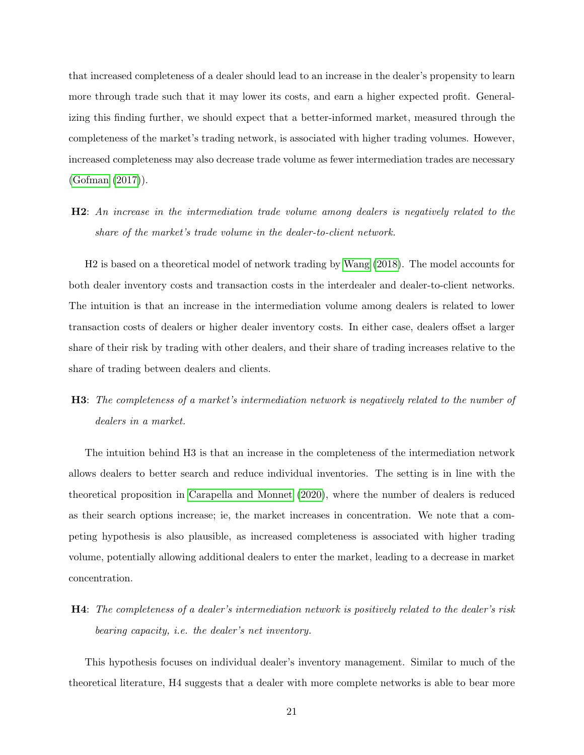that increased completeness of a dealer should lead to an increase in the dealer's propensity to learn more through trade such that it may lower its costs, and earn a higher expected profit. Generalizing this finding further, we should expect that a better-informed market, measured through the completeness of the market's trading network, is associated with higher trading volumes. However, increased completeness may also decrease trade volume as fewer intermediation trades are necessary (Gofman (2017)).

**H2**: *An increase in the intermediation trade volume among dealers is negatively related to the share of the market's trade volume in the dealer-to-client network.*

H2 is based on a theoretical model of network trading by Wang (2018). The model accounts for both dealer inventory costs and transaction costs in the interdealer and dealer-to-client networks. The intuition is that an increase in the intermediation volume among dealers is related to lower transaction costs of dealers or higher dealer inventory costs. In either case, dealers offset a larger share of their risk by trading with other dealers, and their share of trading increases relative to the share of trading between dealers and clients.

**H3**: *The completeness of a market's intermediation network is negatively related to the number of dealers in a market.*

The intuition behind H3 is that an increase in the completeness of the intermediation network allows dealers to better search and reduce individual inventories. The setting is in line with the theoretical proposition in Carapella and Monnet (2020), where the number of dealers is reduced as their search options increase; ie, the market increases in concentration. We note that a competing hypothesis is also plausible, as increased completeness is associated with higher trading volume, potentially allowing additional dealers to enter the market, leading to a decrease in market concentration.

**H4**: *The completeness of a dealer's intermediation network is positively related to the dealer's risk bearing capacity, i.e. the dealer's net inventory.*

This hypothesis focuses on individual dealer's inventory management. Similar to much of the theoretical literature, H4 suggests that a dealer with more complete networks is able to bear more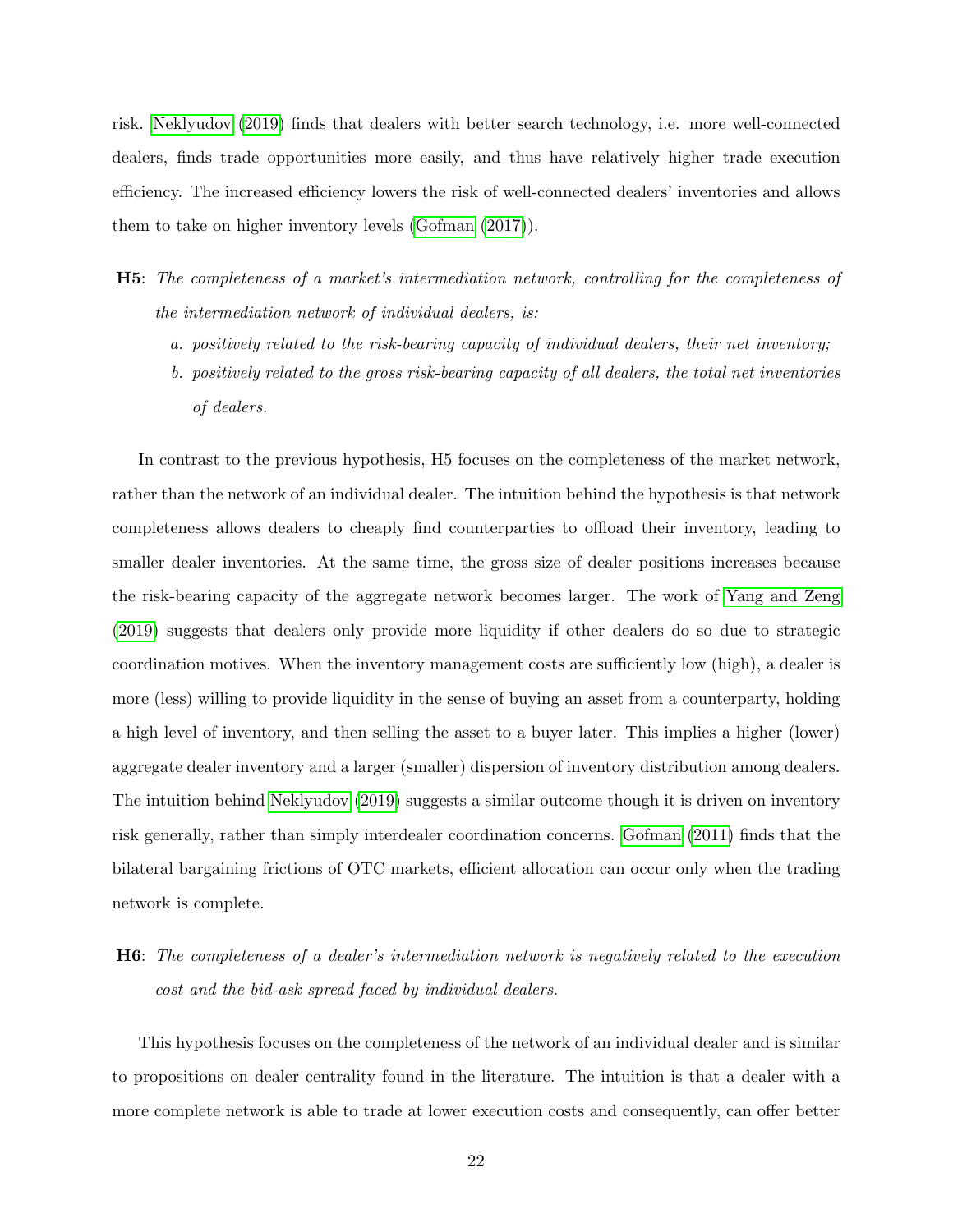risk. Neklyudov (2019) finds that dealers with better search technology, i.e. more well-connected dealers, finds trade opportunities more easily, and thus have relatively higher trade execution efficiency. The increased efficiency lowers the risk of well-connected dealers' inventories and allows them to take on higher inventory levels (Gofman (2017)).

**H5**: *The completeness of a market's intermediation network, controlling for the completeness of the intermediation network of individual dealers, is:*

*a. positively related to the risk-bearing capacity of individual dealers, their net inventory;*

*b. positively related to the gross risk-bearing capacity of all dealers, the total net inventories of dealers.*

In contrast to the previous hypothesis, H5 focuses on the completeness of the market network, rather than the network of an individual dealer. The intuition behind the hypothesis is that network completeness allows dealers to cheaply find counterparties to offload their inventory, leading to smaller dealer inventories. At the same time, the gross size of dealer positions increases because the risk-bearing capacity of the aggregate network becomes larger. The work of Yang and Zeng (2019) suggests that dealers only provide more liquidity if other dealers do so due to strategic coordination motives. When the inventory management costs are sufficiently low (high), a dealer is more (less) willing to provide liquidity in the sense of buying an asset from a counterparty, holding a high level of inventory, and then selling the asset to a buyer later. This implies a higher (lower) aggregate dealer inventory and a larger (smaller) dispersion of inventory distribution among dealers. The intuition behind Neklyudov (2019) suggests a similar outcome though it is driven on inventory risk generally, rather than simply interdealer coordination concerns. Gofman (2011) finds that the bilateral bargaining frictions of OTC markets, efficient allocation can occur only when the trading network is complete.

**H6**: *The completeness of a dealer's intermediation network is negatively related to the execution cost and the bid-ask spread faced by individual dealers.*

This hypothesis focuses on the completeness of the network of an individual dealer and is similar to propositions on dealer centrality found in the literature. The intuition is that a dealer with a more complete network is able to trade at lower execution costs and consequently, can offer better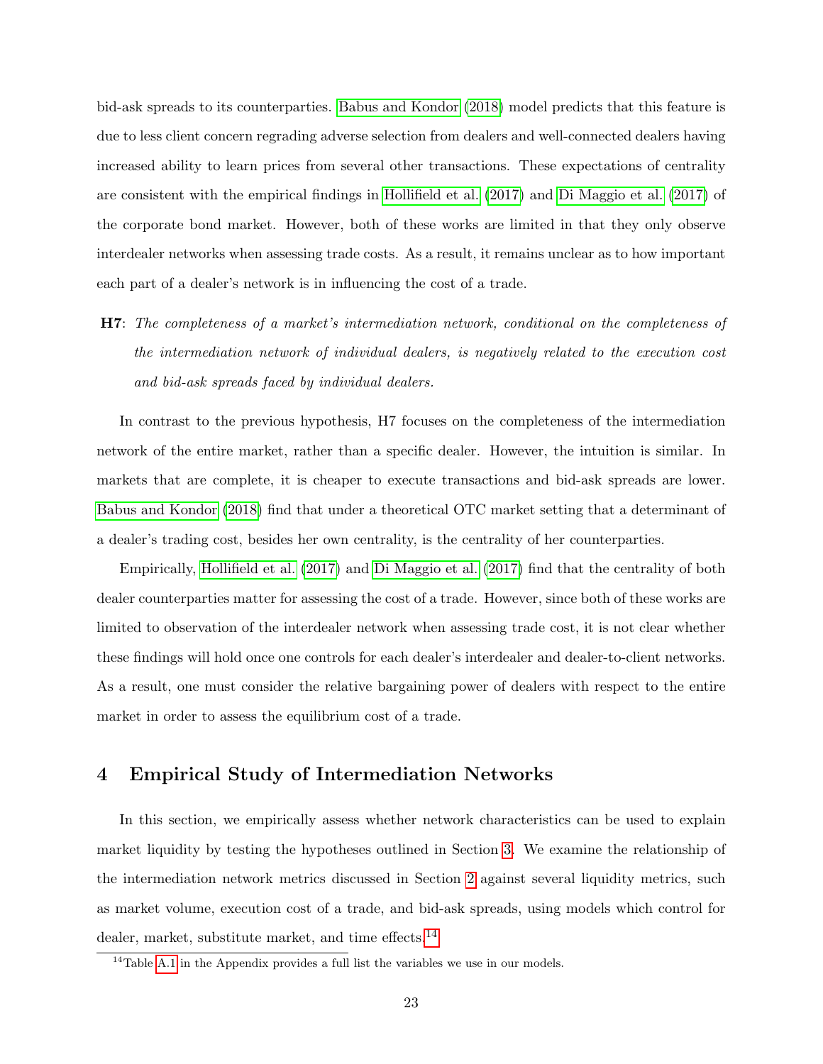bid-ask spreads to its counterparties. Babus and Kondor (2018) model predicts that this feature is due to less client concern regrading adverse selection from dealers and well-connected dealers having increased ability to learn prices from several other transactions. These expectations of centrality are consistent with the empirical findings in Hollifield et al. (2017) and Di Maggio et al. (2017) of the corporate bond market. However, both of these works are limited in that they only observe interdealer networks when assessing trade costs. As a result, it remains unclear as to how important each part of a dealer's network is in influencing the cost of a trade.

**H7**: *The completeness of a market's intermediation network, conditional on the completeness of the intermediation network of individual dealers, is negatively related to the execution cost and bid-ask spreads faced by individual dealers.*

In contrast to the previous hypothesis, H7 focuses on the completeness of the intermediation network of the entire market, rather than a specific dealer. However, the intuition is similar. In markets that are complete, it is cheaper to execute transactions and bid-ask spreads are lower. Babus and Kondor (2018) find that under a theoretical OTC market setting that a determinant of a dealer's trading cost, besides her own centrality, is the centrality of her counterparties.

Empirically, Hollifield et al. (2017) and Di Maggio et al. (2017) find that the centrality of both dealer counterparties matter for assessing the cost of a trade. However, since both of these works are limited to observation of the interdealer network when assessing trade cost, it is not clear whether these findings will hold once one controls for each dealer's interdealer and dealer-to-client networks. As a result, one must consider the relative bargaining power of dealers with respect to the entire market in order to assess the equilibrium cost of a trade.

# 4 Empirical Study of Intermediation Networks

In this section, we empirically assess whether network characteristics can be used to explain market liquidity by testing the hypotheses outlined in Section 3. We examine the relationship of the intermediation network metrics discussed in Section 2 against several liquidity metrics, such as market volume, execution cost of a trade, and bid-ask spreads, using models which control for dealer, market, substitute market, and time effects.[14]

[14] Table A.1 in the Appendix provides a full list the variables we use in our models.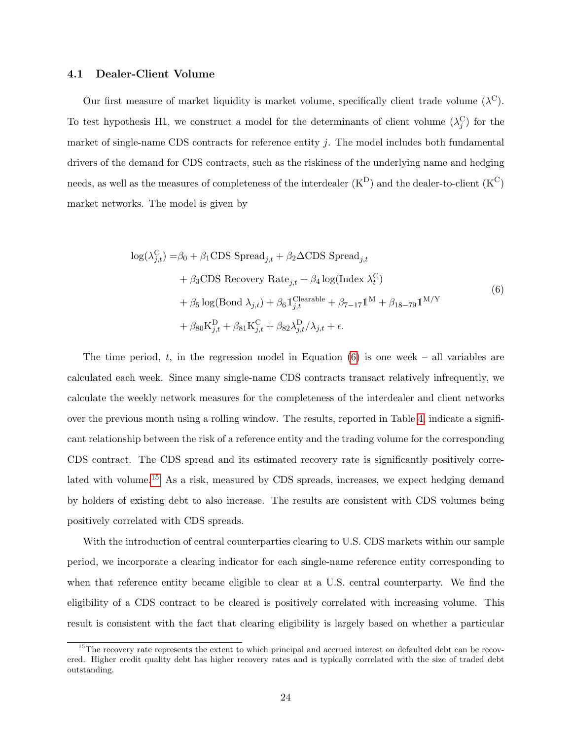### 4.1 Dealer-Client Volume

Our first measure of market liquidity is market volume, specifically client trade volume ($\lambda^{\mathrm{C}}$). To test hypothesis H1, we construct a model for the determinants of client volume ($\lambda^{\mathrm{C}}_j$) for the market of single-name CDS contracts for reference entity $j$. The model includes both fundamental drivers of the demand for CDS contracts, such as the riskiness of the underlying name and hedging needs, as well as the measures of completeness of the interdealer ($\mathrm{K}^{\mathrm{D}}$) and the dealer-to-client ($\mathrm{K}^{\mathrm{C}}$) market networks. The model is given by

$$
\begin{aligned}
\log(\lambda^{\mathrm{C}}_{j,t}) = &\beta_0 + \beta_1 \text{CDS Spread}_{j,t} + \beta_2 \Delta \text{CDS Spread}_{j,t} \\
&+ \beta_3 \text{CDS Recovery Rate}_{j,t} + \beta_4 \log(\text{Index } \lambda^{\mathrm{C}}_t) \\
&+ \beta_5 \log(\text{Bond } \lambda_{j,t}) + \beta_6 \mathbb{1}^{\text{Clearable}}_{j,t} + \beta_{7-17} \mathbb{1}^{\mathrm{M}} + \beta_{18-79} \mathbb{1}^{\mathrm{M/Y}} \\
&+ \beta_{80} \mathrm{K}^{\mathrm{D}}_{j,t} + \beta_{81} \mathrm{K}^{\mathrm{C}}_{j,t} + \beta_{82} \lambda^{\mathrm{D}}_{j,t} / \lambda_{j,t} + \epsilon.
\end{aligned}
\tag{6}
$$

The time period, $t$, in the regression model in Equation (6) is one week – all variables are calculated each week. Since many single-name CDS contracts transact relatively infrequently, we calculate the weekly network measures for the completeness of the interdealer and client networks over the previous month using a rolling window. The results, reported in Table 4, indicate a significant relationship between the risk of a reference entity and the trading volume for the corresponding CDS contract. The CDS spread and its estimated recovery rate is significantly positively correlated with volume.[15] As a risk, measured by CDS spreads, increases, we expect hedging demand by holders of existing debt to also increase. The results are consistent with CDS volumes being positively correlated with CDS spreads.

With the introduction of central counterparties clearing to U.S. CDS markets within our sample period, we incorporate a clearing indicator for each single-name reference entity corresponding to when that reference entity became eligible to clear at a U.S. central counterparty. We find the eligibility of a CDS contract to be cleared is positively correlated with increasing volume. This result is consistent with the fact that clearing eligibility is largely based on whether a particular

[15] The recovery rate represents the extent to which principal and accrued interest on defaulted debt can be recovered. Higher credit quality debt has higher recovery rates and is typically correlated with the size of traded debt outstanding.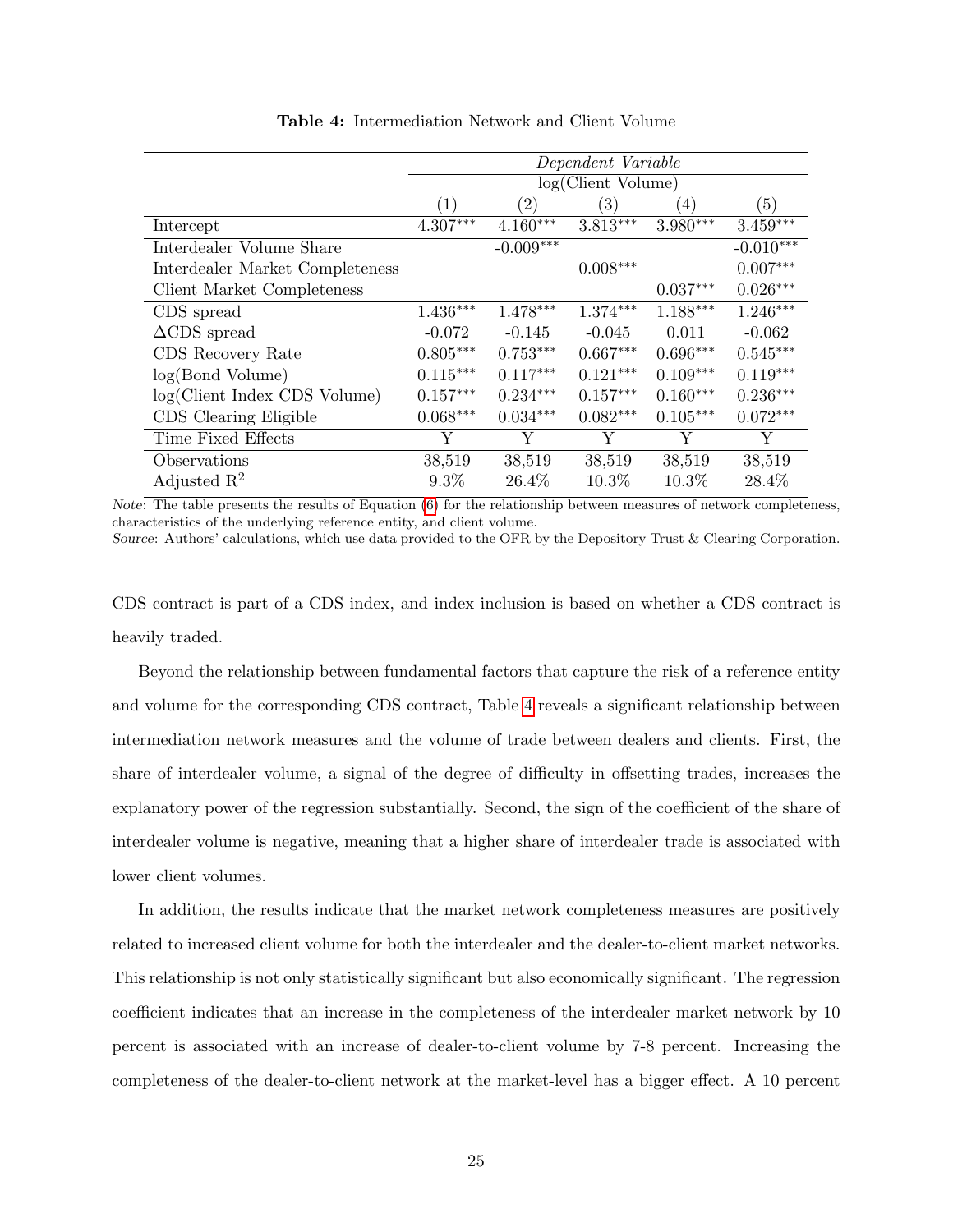**Table 4:** Intermediation Network and Client Volume

| | *Dependent Variable* | | | | |
|---|---|---|---|---|---|
| | log(Client Volume) | | | | |
| | (1) | (2) | (3) | (4) | (5) |
| Intercept | 4.307*** | 4.160*** | 3.813*** | 3.980*** | 3.459*** |
| Interdealer Volume Share | | -0.009*** | | | -0.010*** |
| Interdealer Market Completeness | | | 0.008*** | | 0.007*** |
| Client Market Completeness | | | | 0.037*** | 0.026*** |
| CDS spread | 1.436*** | 1.478*** | 1.374*** | 1.188*** | 1.246*** |
| ΔCDS spread | -0.072 | -0.145 | -0.045 | 0.011 | -0.062 |
| CDS Recovery Rate | 0.805*** | 0.753*** | 0.667*** | 0.696*** | 0.545*** |
| log(Bond Volume) | 0.115*** | 0.117*** | 0.121*** | 0.109*** | 0.119*** |
| log(Client Index CDS Volume) | 0.157*** | 0.234*** | 0.157*** | 0.160*** | 0.236*** |
| CDS Clearing Eligible | 0.068*** | 0.034*** | 0.082*** | 0.105*** | 0.072*** |
| Time Fixed Effects | Y | Y | Y | Y | Y |
| Observations | 38,519 | 38,519 | 38,519 | 38,519 | 38,519 |
| Adjusted $R^2$ | 9.3% | 26.4% | 10.3% | 10.3% | 28.4% |

*Note*: The table presents the results of Equation (6) for the relationship between measures of network completeness, characteristics of the underlying reference entity, and client volume.
*Source*: Authors' calculations, which use data provided to the OFR by the Depository Trust & Clearing Corporation.

CDS contract is part of a CDS index, and index inclusion is based on whether a CDS contract is heavily traded.

Beyond the relationship between fundamental factors that capture the risk of a reference entity and volume for the corresponding CDS contract, Table 4 reveals a significant relationship between intermediation network measures and the volume of trade between dealers and clients. First, the share of interdealer volume, a signal of the degree of difficulty in offsetting trades, increases the explanatory power of the regression substantially. Second, the sign of the coefficient of the share of interdealer volume is negative, meaning that a higher share of interdealer trade is associated with lower client volumes.

In addition, the results indicate that the market network completeness measures are positively related to increased client volume for both the interdealer and the dealer-to-client market networks. This relationship is not only statistically significant but also economically significant. The regression coefficient indicates that an increase in the completeness of the interdealer market network by 10 percent is associated with an increase of dealer-to-client volume by 7-8 percent. Increasing the completeness of the dealer-to-client network at the market-level has a bigger effect. A 10 percent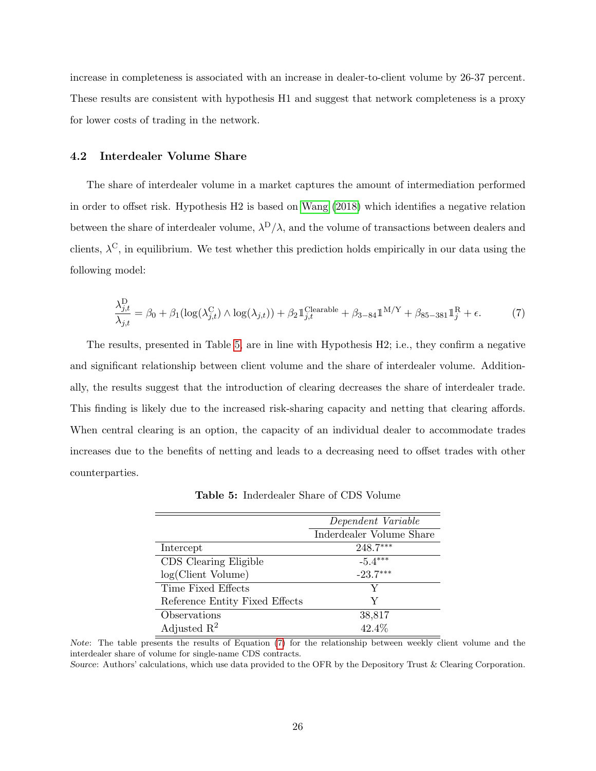increase in completeness is associated with an increase in dealer-to-client volume by 26-37 percent. These results are consistent with hypothesis H1 and suggest that network completeness is a proxy for lower costs of trading in the network.

### 4.2 Interdealer Volume Share

The share of interdealer volume in a market captures the amount of intermediation performed in order to offset risk. Hypothesis H2 is based on Wang (2018) which identifies a negative relation between the share of interdealer volume, $\lambda^{\mathrm{D}}/\lambda$, and the volume of transactions between dealers and clients, $\lambda^{\mathrm{C}}$, in equilibrium. We test whether this prediction holds empirically in our data using the following model:

$$\frac{\lambda^{\mathrm{D}}_{j,t}}{\lambda_{j,t}} = \beta_0 + \beta_1(\log(\lambda^{\mathrm{C}}_{j,t}) \wedge \log(\lambda_{j,t})) + \beta_2 \mathbb{1}^{\mathrm{Clearable}}_{j,t} + \beta_{3-84}\mathbb{1}^{\mathrm{M/Y}} + \beta_{85-381}\mathbb{1}^{\mathrm{R}}_{j} + \epsilon. \tag{7}$$

The results, presented in Table 5, are in line with Hypothesis H2; i.e., they confirm a negative and significant relationship between client volume and the share of interdealer volume. Additionally, the results suggest that the introduction of clearing decreases the share of interdealer trade. This finding is likely due to the increased risk-sharing capacity and netting that clearing affords. When central clearing is an option, the capacity of an individual dealer to accommodate trades increases due to the benefits of netting and leads to a decreasing need to offset trades with other counterparties.

**Table 5:** Inderdealer Share of CDS Volume

| | *Dependent Variable* |
|---|---|
| | Inderdealer Volume Share |
| Intercept | 248.7*** |
| CDS Clearing Eligible | -5.4*** |
| log(Client Volume) | -23.7*** |
| Time Fixed Effects | Y |
| Reference Entity Fixed Effects | Y |
| Observations | 38,817 |
| Adjusted $R^2$ | 42.4% |

*Note*: The table presents the results of Equation (7) for the relationship between weekly client volume and the interdealer share of volume for single-name CDS contracts.
*Source*: Authors' calculations, which use data provided to the OFR by the Depository Trust & Clearing Corporation.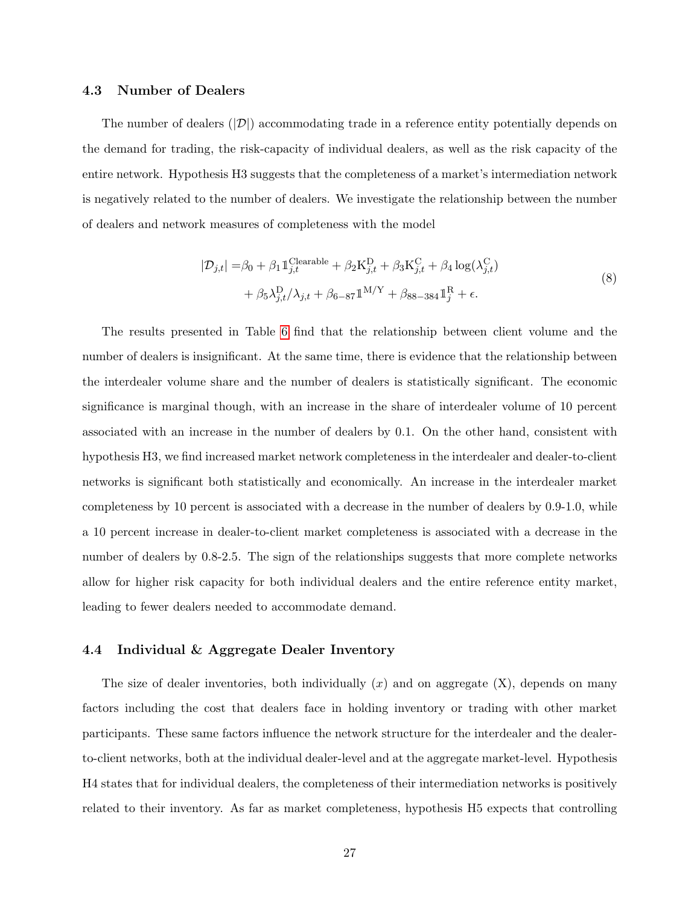### 4.3 Number of Dealers

The number of dealers ($|\mathcal{D}|$) accommodating trade in a reference entity potentially depends on the demand for trading, the risk-capacity of individual dealers, as well as the risk capacity of the entire network. Hypothesis H3 suggests that the completeness of a market's intermediation network is negatively related to the number of dealers. We investigate the relationship between the number of dealers and network measures of completeness with the model

$$
\begin{aligned}
|\mathcal{D}_{j,t}| =& \beta_0 + \beta_1 \mathbb{1}^{\text{Clearable}}_{j,t} + \beta_2 \text{K}^{\text{D}}_{j,t} + \beta_3 \text{K}^{\text{C}}_{j,t} + \beta_4 \log(\lambda^{\text{C}}_{j,t}) \\
&+ \beta_5 \lambda^{\text{D}}_{j,t}/\lambda_{j,t} + \beta_{6-87} \mathbb{1}^{\text{M/Y}} + \beta_{88-384} \mathbb{1}^{\text{R}}_{j} + \epsilon.
\end{aligned} \tag{8}
$$

The results presented in Table 6 find that the relationship between client volume and the number of dealers is insignificant. At the same time, there is evidence that the relationship between the interdealer volume share and the number of dealers is statistically significant. The economic significance is marginal though, with an increase in the share of interdealer volume of 10 percent associated with an increase in the number of dealers by 0.1. On the other hand, consistent with hypothesis H3, we find increased market network completeness in the interdealer and dealer-to-client networks is significant both statistically and economically. An increase in the interdealer market completeness by 10 percent is associated with a decrease in the number of dealers by 0.9-1.0, while a 10 percent increase in dealer-to-client market completeness is associated with a decrease in the number of dealers by 0.8-2.5. The sign of the relationships suggests that more complete networks allow for higher risk capacity for both individual dealers and the entire reference entity market, leading to fewer dealers needed to accommodate demand.

### 4.4 Individual & Aggregate Dealer Inventory

The size of dealer inventories, both individually ($x$) and on aggregate (X), depends on many factors including the cost that dealers face in holding inventory or trading with other market participants. These same factors influence the network structure for the interdealer and the dealer-to-client networks, both at the individual dealer-level and at the aggregate market-level. Hypothesis H4 states that for individual dealers, the completeness of their intermediation networks is positively related to their inventory. As far as market completeness, hypothesis H5 expects that controlling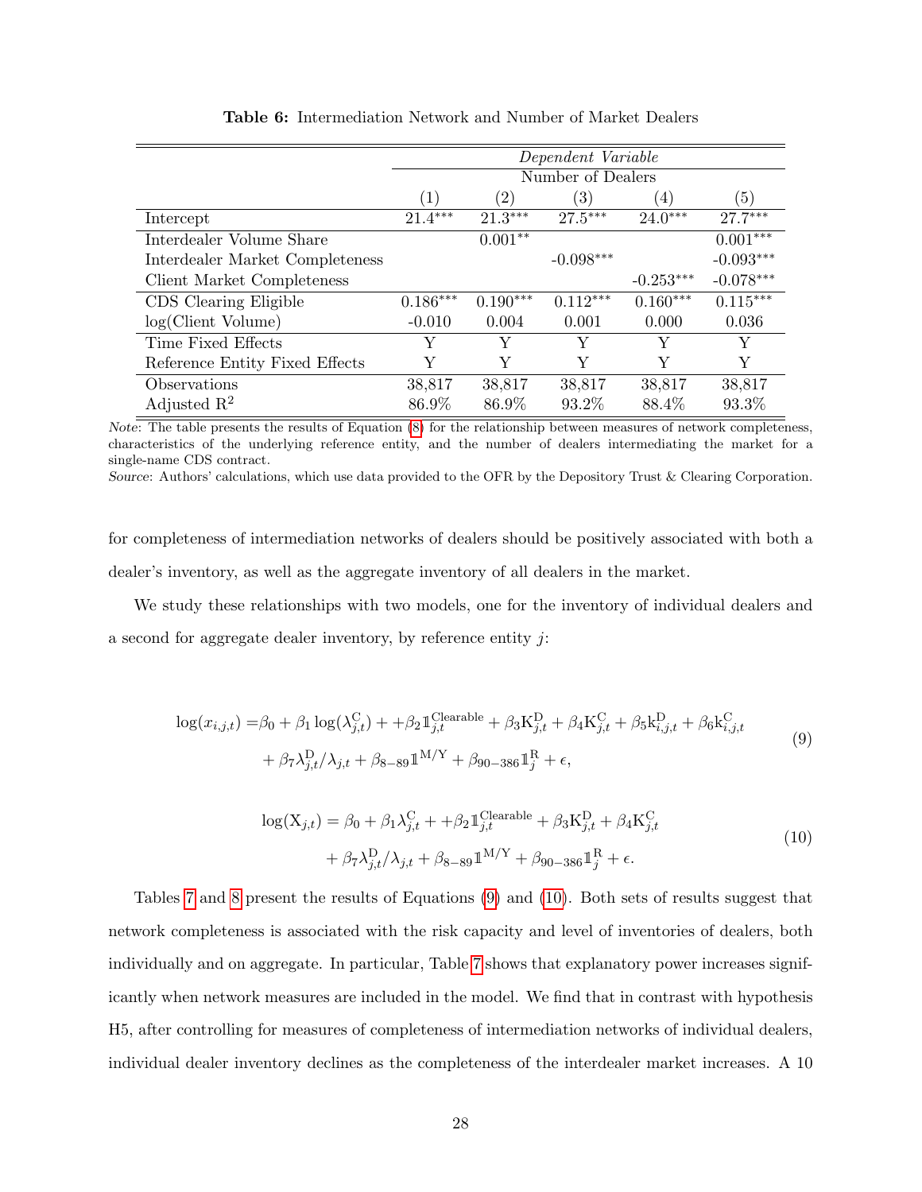**Table 6:** Intermediation Network and Number of Market Dealers

| | *Dependent Variable* | | | | |
|---|---|---|---|---|---|
| | Number of Dealers | | | | |
| | (1) | (2) | (3) | (4) | (5) |
| Intercept | 21.4*** | 21.3*** | 27.5*** | 24.0*** | 27.7*** |
| Interdealer Volume Share | | 0.001** | | | 0.001*** |
| Interdealer Market Completeness | | | -0.098*** | | -0.093*** |
| Client Market Completeness | | | | -0.253*** | -0.078*** |
| CDS Clearing Eligible | 0.186*** | 0.190*** | 0.112*** | 0.160*** | 0.115*** |
| log(Client Volume) | -0.010 | 0.004 | 0.001 | 0.000 | 0.036 |
| Time Fixed Effects | Y | Y | Y | Y | Y |
| Reference Entity Fixed Effects | Y | Y | Y | Y | Y |
| Observations | 38,817 | 38,817 | 38,817 | 38,817 | 38,817 |
| Adjusted $R^2$ | 86.9% | 86.9% | 93.2% | 88.4% | 93.3% |

*Note*: The table presents the results of Equation (8) for the relationship between measures of network completeness, characteristics of the underlying reference entity, and the number of dealers intermediating the market for a single-name CDS contract.

*Source*: Authors' calculations, which use data provided to the OFR by the Depository Trust & Clearing Corporation.

for completeness of intermediation networks of dealers should be positively associated with both a dealer's inventory, as well as the aggregate inventory of all dealers in the market.

We study these relationships with two models, one for the inventory of individual dealers and a second for aggregate dealer inventory, by reference entity $j$:

$$\begin{aligned}\log(x_{i,j,t}) =& \beta_0 + \beta_1 \log(\lambda^{\mathrm{C}}_{j,t}) + +\beta_2 \mathbb{1}^{\mathrm{Clearable}}_{j,t} + \beta_3 \mathrm{K}^{\mathrm{D}}_{j,t} + \beta_4 \mathrm{K}^{\mathrm{C}}_{j,t} + \beta_5 \mathrm{k}^{\mathrm{D}}_{i,j,t} + \beta_6 \mathrm{k}^{\mathrm{C}}_{i,j,t} \\ &+ \beta_7 \lambda^{\mathrm{D}}_{j,t}/\lambda_{j,t} + \beta_{8-89} \mathbb{1}^{\mathrm{M/Y}} + \beta_{90-386} \mathbb{1}^{\mathrm{R}}_j + \epsilon,\end{aligned} \tag{9}$$

$$\begin{aligned}\log(\mathrm{X}_{j,t}) = \beta_0 + \beta_1 \lambda^{\mathrm{C}}_{j,t} + +\beta_2 \mathbb{1}^{\mathrm{Clearable}}_{j,t} + \beta_3 \mathrm{K}^{\mathrm{D}}_{j,t} + \beta_4 \mathrm{K}^{\mathrm{C}}_{j,t} \\ + \beta_7 \lambda^{\mathrm{D}}_{j,t}/\lambda_{j,t} + \beta_{8-89} \mathbb{1}^{\mathrm{M/Y}} + \beta_{90-386} \mathbb{1}^{\mathrm{R}}_j + \epsilon.\end{aligned} \tag{10}$$

Tables 7 and 8 present the results of Equations (9) and (10). Both sets of results suggest that network completeness is associated with the risk capacity and level of inventories of dealers, both individually and on aggregate. In particular, Table 7 shows that explanatory power increases significantly when network measures are included in the model. We find that in contrast with hypothesis H5, after controlling for measures of completeness of intermediation networks of individual dealers, individual dealer inventory declines as the completeness of the interdealer market increases. A 10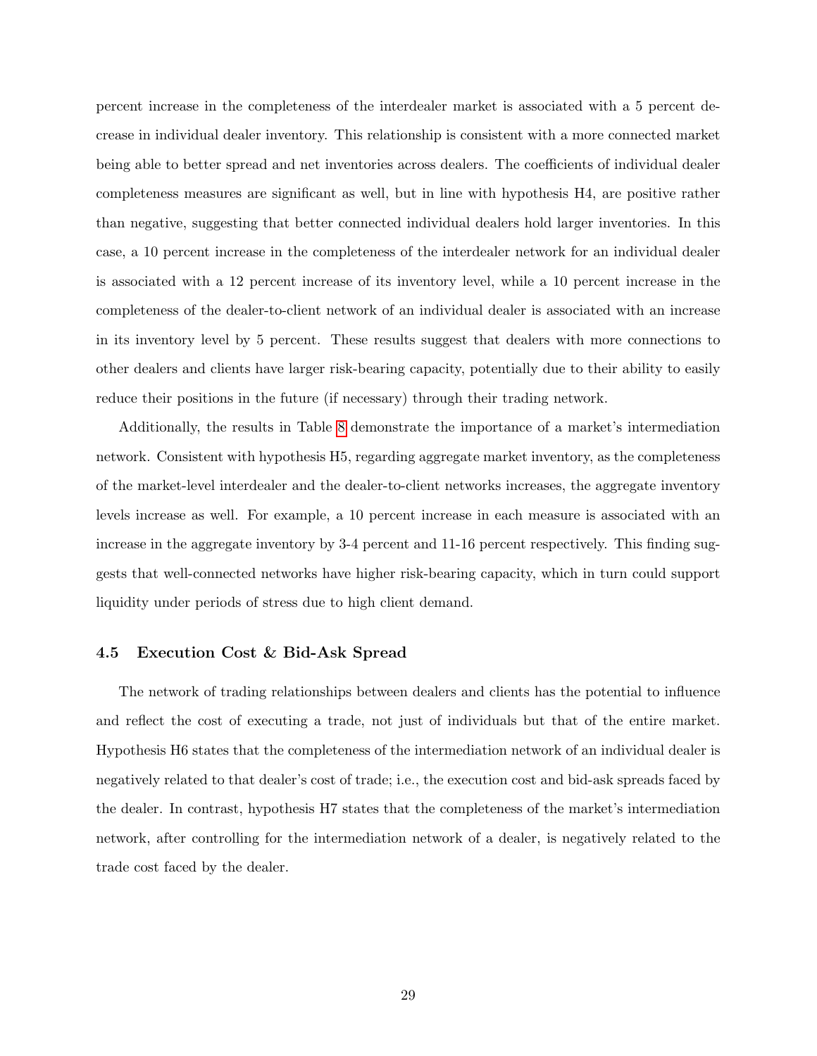percent increase in the completeness of the interdealer market is associated with a 5 percent decrease in individual dealer inventory. This relationship is consistent with a more connected market being able to better spread and net inventories across dealers. The coefficients of individual dealer completeness measures are significant as well, but in line with hypothesis H4, are positive rather than negative, suggesting that better connected individual dealers hold larger inventories. In this case, a 10 percent increase in the completeness of the interdealer network for an individual dealer is associated with a 12 percent increase of its inventory level, while a 10 percent increase in the completeness of the dealer-to-client network of an individual dealer is associated with an increase in its inventory level by 5 percent. These results suggest that dealers with more connections to other dealers and clients have larger risk-bearing capacity, potentially due to their ability to easily reduce their positions in the future (if necessary) through their trading network.

Additionally, the results in Table 8 demonstrate the importance of a market's intermediation network. Consistent with hypothesis H5, regarding aggregate market inventory, as the completeness of the market-level interdealer and the dealer-to-client networks increases, the aggregate inventory levels increase as well. For example, a 10 percent increase in each measure is associated with an increase in the aggregate inventory by 3-4 percent and 11-16 percent respectively. This finding suggests that well-connected networks have higher risk-bearing capacity, which in turn could support liquidity under periods of stress due to high client demand.

### 4.5 Execution Cost & Bid-Ask Spread

The network of trading relationships between dealers and clients has the potential to influence and reflect the cost of executing a trade, not just of individuals but that of the entire market. Hypothesis H6 states that the completeness of the intermediation network of an individual dealer is negatively related to that dealer's cost of trade; i.e., the execution cost and bid-ask spreads faced by the dealer. In contrast, hypothesis H7 states that the completeness of the market's intermediation network, after controlling for the intermediation network of a dealer, is negatively related to the trade cost faced by the dealer.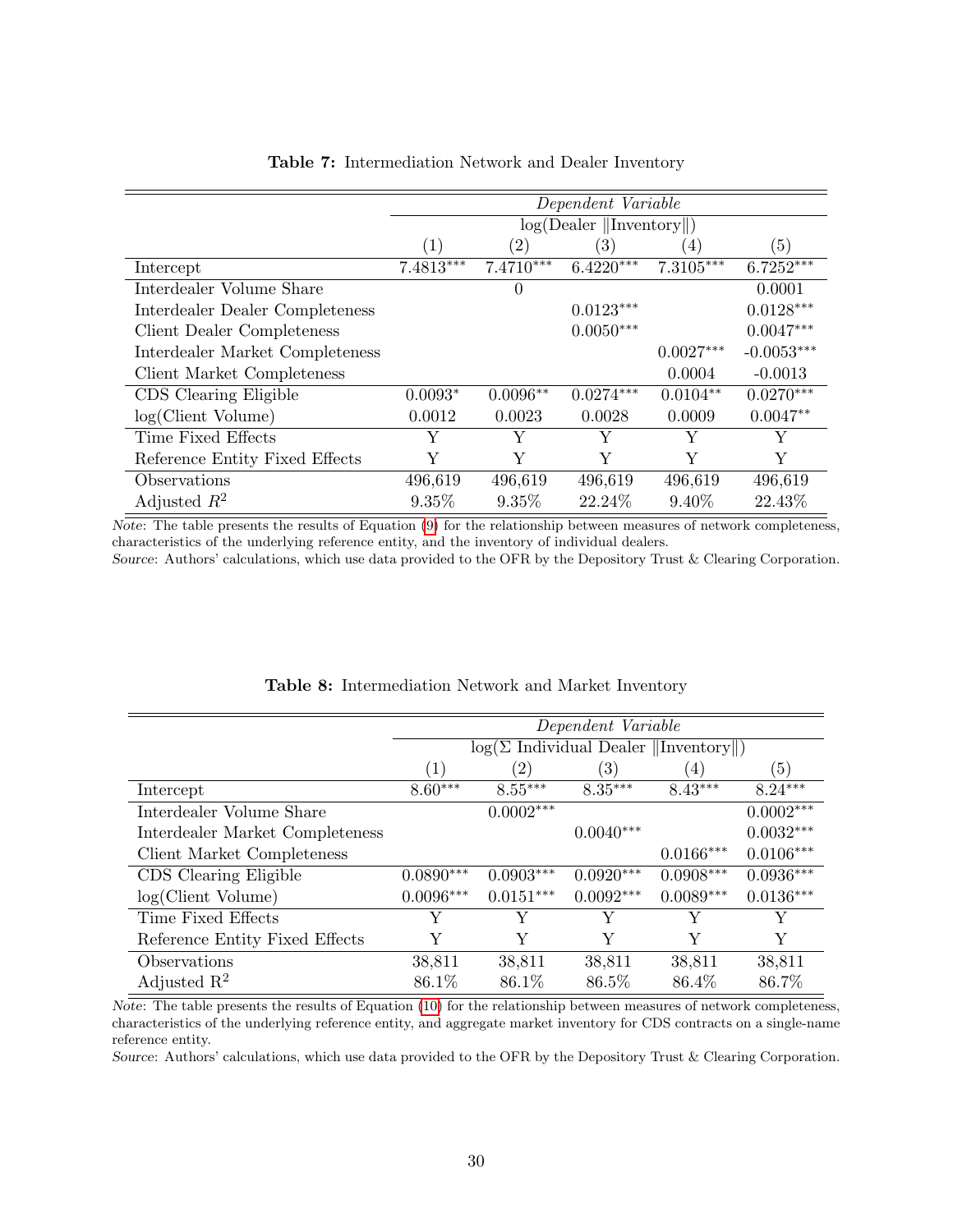**Table 7:** Intermediation Network and Dealer Inventory

| | *Dependent Variable* | | | | |
|---|---|---|---|---|---|
| | log(Dealer ‖Inventory‖) | | | | |
| | (1) | (2) | (3) | (4) | (5) |
| Intercept | 7.4813*** | 7.4710*** | 6.4220*** | 7.3105*** | 6.7252*** |
| Interdealer Volume Share | | 0 | | | 0.0001 |
| Interdealer Dealer Completeness | | | 0.0123*** | | 0.0128*** |
| Client Dealer Completeness | | | 0.0050*** | | 0.0047*** |
| Interdealer Market Completeness | | | | 0.0027*** | -0.0053*** |
| Client Market Completeness | | | | 0.0004 | -0.0013 |
| CDS Clearing Eligible | 0.0093* | 0.0096** | 0.0274*** | 0.0104** | 0.0270*** |
| log(Client Volume) | 0.0012 | 0.0023 | 0.0028 | 0.0009 | 0.0047** |
| Time Fixed Effects | Y | Y | Y | Y | Y |
| Reference Entity Fixed Effects | Y | Y | Y | Y | Y |
| Observations | 496,619 | 496,619 | 496,619 | 496,619 | 496,619 |
| Adjusted $R^2$ | 9.35% | 9.35% | 22.24% | 9.40% | 22.43% |

*Note*: The table presents the results of Equation (9) for the relationship between measures of network completeness, characteristics of the underlying reference entity, and the inventory of individual dealers.
*Source*: Authors' calculations, which use data provided to the OFR by the Depository Trust & Clearing Corporation.

**Table 8:** Intermediation Network and Market Inventory

| | *Dependent Variable* | | | | |
|---|---|---|---|---|---|
| | log(Σ Individual Dealer ‖Inventory‖) | | | | |
| | (1) | (2) | (3) | (4) | (5) |
| Intercept | 8.60*** | 8.55*** | 8.35*** | 8.43*** | 8.24*** |
| Interdealer Volume Share | | 0.0002*** | | | 0.0002*** |
| Interdealer Market Completeness | | | 0.0040*** | | 0.0032*** |
| Client Market Completeness | | | | 0.0166*** | 0.0106*** |
| CDS Clearing Eligible | 0.0890*** | 0.0903*** | 0.0920*** | 0.0908*** | 0.0936*** |
| log(Client Volume) | 0.0096*** | 0.0151*** | 0.0092*** | 0.0089*** | 0.0136*** |
| Time Fixed Effects | Y | Y | Y | Y | Y |
| Reference Entity Fixed Effects | Y | Y | Y | Y | Y |
| Observations | 38,811 | 38,811 | 38,811 | 38,811 | 38,811 |
| Adjusted $R^2$ | 86.1% | 86.1% | 86.5% | 86.4% | 86.7% |

*Note*: The table presents the results of Equation (10) for the relationship between measures of network completeness, characteristics of the underlying reference entity, and aggregate market inventory for CDS contracts on a single-name reference entity.
*Source*: Authors' calculations, which use data provided to the OFR by the Depository Trust & Clearing Corporation.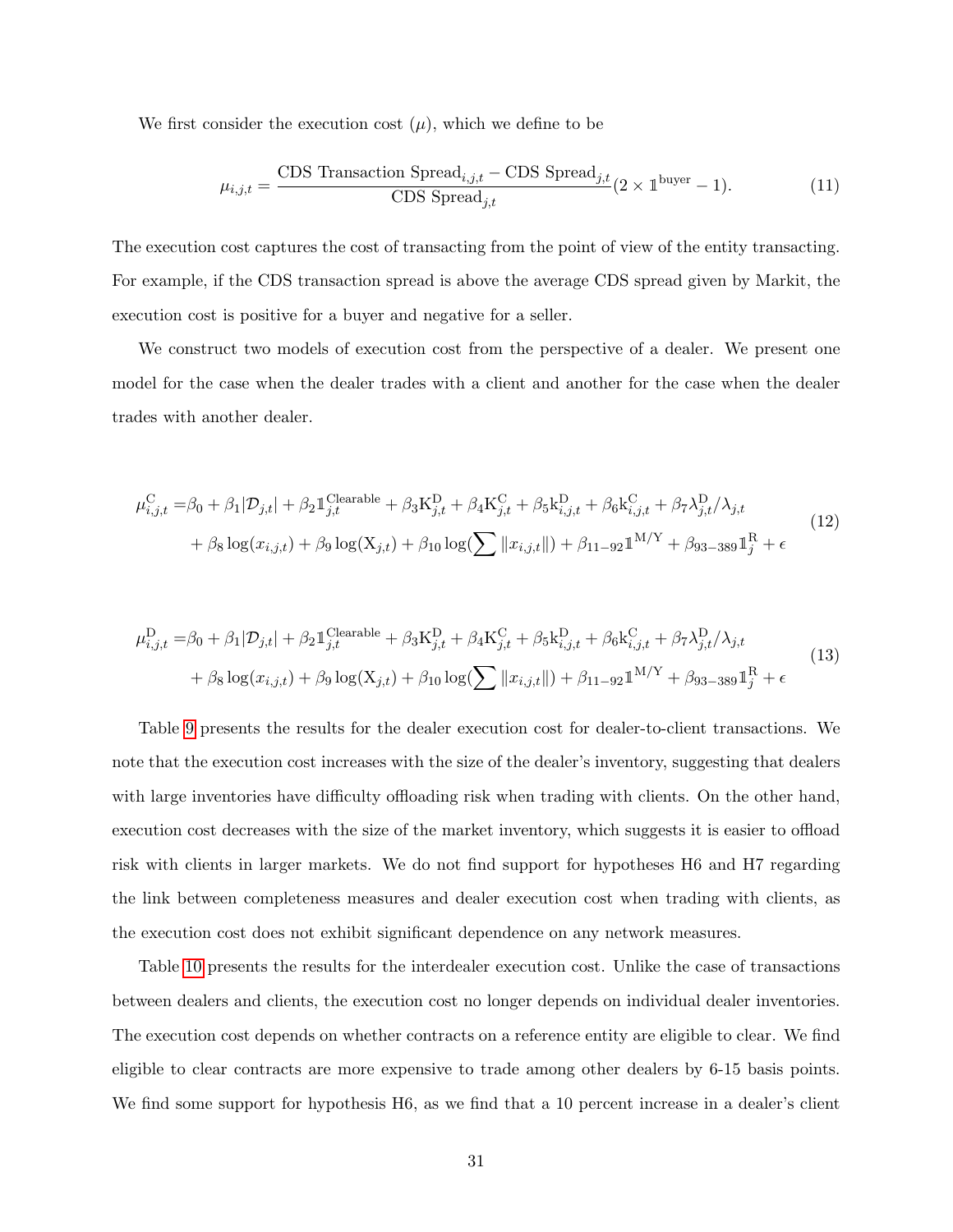We first consider the execution cost ($\mu$), which we define to be

$$\mu_{i,j,t} = \frac{\text{CDS Transaction Spread}_{i,j,t} - \text{CDS Spread}_{j,t}}{\text{CDS Spread}_{j,t}}(2 \times \mathbb{1}^{\text{buyer}} - 1). \tag{11}$$

The execution cost captures the cost of transacting from the point of view of the entity transacting. For example, if the CDS transaction spread is above the average CDS spread given by Markit, the execution cost is positive for a buyer and negative for a seller.

We construct two models of execution cost from the perspective of a dealer. We present one model for the case when the dealer trades with a client and another for the case when the dealer trades with another dealer.

$$\begin{aligned} \mu^{\text{C}}_{i,j,t} =& \beta_0 + \beta_1 |\mathcal{D}_{j,t}| + \beta_2 \mathbb{1}^{\text{Clearable}}_{j,t} + \beta_3 \text{K}^{\text{D}}_{j,t} + \beta_4 \text{K}^{\text{C}}_{j,t} + \beta_5 \text{k}^{\text{D}}_{i,j,t} + \beta_6 \text{k}^{\text{C}}_{i,j,t} + \beta_7 \lambda^{\text{D}}_{j,t}/\lambda_{j,t} \\ &+ \beta_8 \log(x_{i,j,t}) + \beta_9 \log(\text{X}_{j,t}) + \beta_{10} \log(\sum \|x_{i,j,t}\|) + \beta_{11-92} \mathbb{1}^{\text{M/Y}} + \beta_{93-389} \mathbb{1}^{\text{R}}_j + \epsilon \end{aligned} \tag{12}$$

$$\begin{aligned} \mu^{\text{D}}_{i,j,t} =& \beta_0 + \beta_1 |\mathcal{D}_{j,t}| + \beta_2 \mathbb{1}^{\text{Clearable}}_{j,t} + \beta_3 \text{K}^{\text{D}}_{j,t} + \beta_4 \text{K}^{\text{C}}_{j,t} + \beta_5 \text{k}^{\text{D}}_{i,j,t} + \beta_6 \text{k}^{\text{C}}_{i,j,t} + \beta_7 \lambda^{\text{D}}_{j,t}/\lambda_{j,t} \\ &+ \beta_8 \log(x_{i,j,t}) + \beta_9 \log(\text{X}_{j,t}) + \beta_{10} \log(\sum \|x_{i,j,t}\|) + \beta_{11-92} \mathbb{1}^{\text{M/Y}} + \beta_{93-389} \mathbb{1}^{\text{R}}_j + \epsilon \end{aligned} \tag{13}$$

Table 9 presents the results for the dealer execution cost for dealer-to-client transactions. We note that the execution cost increases with the size of the dealer's inventory, suggesting that dealers with large inventories have difficulty offloading risk when trading with clients. On the other hand, execution cost decreases with the size of the market inventory, which suggests it is easier to offload risk with clients in larger markets. We do not find support for hypotheses H6 and H7 regarding the link between completeness measures and dealer execution cost when trading with clients, as the execution cost does not exhibit significant dependence on any network measures.

Table 10 presents the results for the interdealer execution cost. Unlike the case of transactions between dealers and clients, the execution cost no longer depends on individual dealer inventories. The execution cost depends on whether contracts on a reference entity are eligible to clear. We find eligible to clear contracts are more expensive to trade among other dealers by 6-15 basis points. We find some support for hypothesis H6, as we find that a 10 percent increase in a dealer's client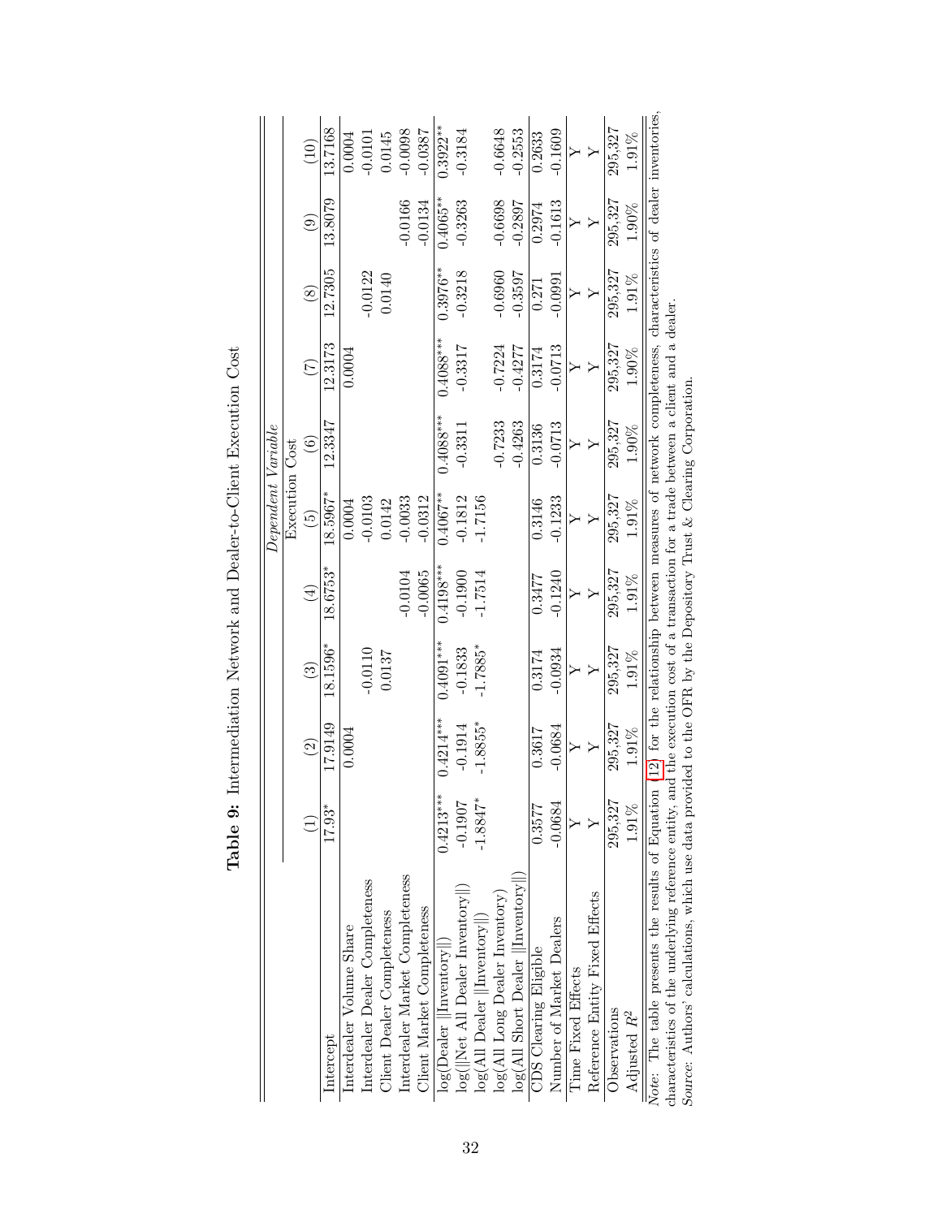**Table 9:** Intermediation Network and Dealer-to-Client Execution Cost

| | *Dependent Variable* | | | | | | | | | |
|---|---|---|---|---|---|---|---|---|---|---|
| | Execution Cost | | | | | | | | | |
| | (1) | (2) | (3) | (4) | (5) | (6) | (7) | (8) | (9) | (10) |
| Intercept | 17.93* | 17.9149 | 18.1596* | 18.6753* | 18.5967* | 12.3347 | 12.3173 | 12.7305 | 13.8079 | 13.7168 |
| Interdealer Volume Share | | 0.0004 | | | 0.0004 | | 0.0004 | | | 0.0004 |
| Interdealer Dealer Completeness | | | -0.0110 | | -0.0103 | | | -0.0122 | | -0.0101 |
| Client Dealer Completeness | | | 0.0137 | | 0.0142 | | | 0.0140 | | 0.0145 |
| Interdealer Market Completeness | | | | -0.0104 | -0.0033 | | | | -0.0166 | -0.0098 |
| Client Market Completeness | | | | -0.0065 | -0.0312 | | | | -0.0134 | -0.0387 |
| log(Dealer ‖Inventory‖) | 0.4213*** | 0.4214*** | 0.4091*** | 0.4198*** | 0.4067** | 0.4088*** | 0.4088*** | 0.3976** | 0.4065** | 0.3922** |
| log(‖Net All Dealer Inventory‖) | -0.1907 | -0.1914 | -0.1833 | -0.1900 | -0.1812 | -0.3311 | -0.3317 | -0.3218 | -0.3263 | -0.3184 |
| log(All Dealer ‖Inventory‖) | -1.8847* | -1.8855* | -1.7885* | -1.7514 | -1.7156 | | | | | |
| log(All Long Dealer Inventory) | | | | | | -0.7233 | -0.7224 | -0.6960 | -0.6698 | -0.6648 |
| log(All Short Dealer ‖Inventory‖) | | | | | | -0.4263 | -0.4277 | -0.3597 | -0.2897 | -0.2553 |
| CDS Clearing Eligible | 0.3577 | 0.3617 | 0.3174 | 0.3477 | 0.3146 | 0.3136 | 0.3174 | 0.271 | 0.2974 | 0.2633 |
| Number of Market Dealers | -0.0684 | -0.0684 | -0.0934 | -0.1240 | -0.1233 | -0.0713 | -0.0713 | -0.0991 | -0.1613 | -0.1609 |
| Time Fixed Effects | Y | Y | Y | Y | Y | Y | Y | Y | Y | Y |
| Reference Entity Fixed Effects | Y | Y | Y | Y | Y | Y | Y | Y | Y | Y |
| Observations | 295,327 | 295,327 | 295,327 | 295,327 | 295,327 | 295,327 | 295,327 | 295,327 | 295,327 | 295,327 |
| Adjusted $R^2$ | 1.91% | 1.91% | 1.91% | 1.91% | 1.91% | 1.90% | 1.90% | 1.91% | 1.90% | 1.91% |

*Note:* The table presents the results of Equation (12) for the relationship between measures of network completeness, characteristics of dealer inventories, characteristics of the underlying reference entity, and the execution cost of a transaction for a trade between a client and a dealer.
*Source:* Authors' calculations, which use data provided to the OFR by the Depository Trust & Clearing Corporation.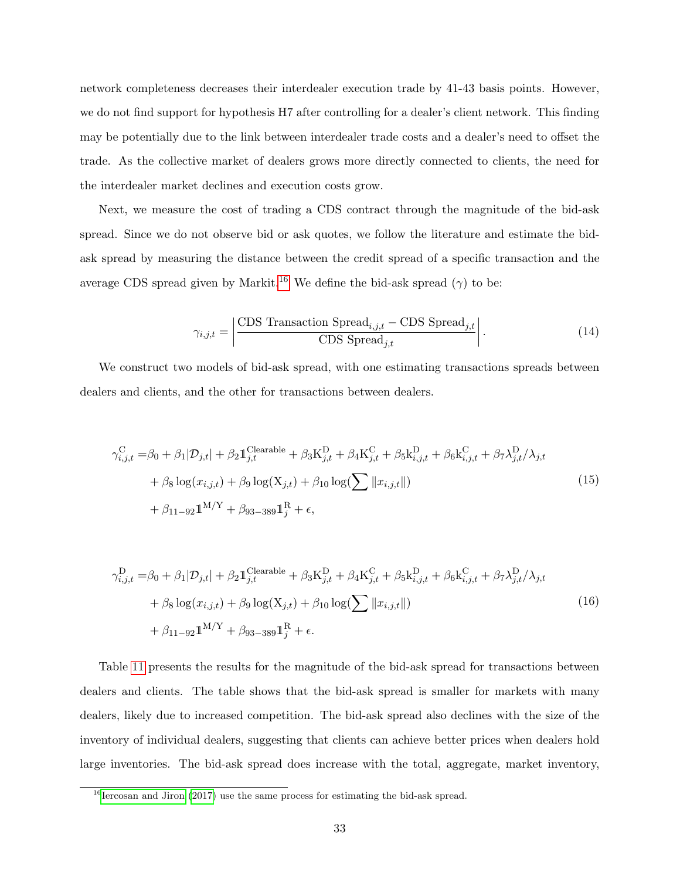network completeness decreases their interdealer execution trade by 41-43 basis points. However, we do not find support for hypothesis H7 after controlling for a dealer's client network. This finding may be potentially due to the link between interdealer trade costs and a dealer's need to offset the trade. As the collective market of dealers grows more directly connected to clients, the need for the interdealer market declines and execution costs grow.

Next, we measure the cost of trading a CDS contract through the magnitude of the bid-ask spread. Since we do not observe bid or ask quotes, we follow the literature and estimate the bid-ask spread by measuring the distance between the credit spread of a specific transaction and the average CDS spread given by Markit.[16] We define the bid-ask spread ($\gamma$) to be:

$$\gamma_{i,j,t} = \left| \frac{\text{CDS Transaction Spread}_{i,j,t} - \text{CDS Spread}_{j,t}}{\text{CDS Spread}_{j,t}} \right|. \tag{14}$$

We construct two models of bid-ask spread, with one estimating transactions spreads between dealers and clients, and the other for transactions between dealers.

$$\begin{aligned}
\gamma^{\text{C}}_{i,j,t} =& \beta_0 + \beta_1 |\mathcal{D}_{j,t}| + \beta_2 \mathbb{1}^{\text{Clearable}}_{j,t} + \beta_3 \text{K}^{\text{D}}_{j,t} + \beta_4 \text{K}^{\text{C}}_{j,t} + \beta_5 \text{k}^{\text{D}}_{i,j,t} + \beta_6 \text{k}^{\text{C}}_{i,j,t} + \beta_7 \lambda^{\text{D}}_{j,t}/\lambda_{j,t} \\
&+ \beta_8 \log(x_{i,j,t}) + \beta_9 \log(\text{X}_{j,t}) + \beta_{10} \log(\sum \|x_{i,j,t}\|) \\
&+ \beta_{11-92} \mathbb{1}^{\text{M/Y}} + \beta_{93-389} \mathbb{1}^{\text{R}}_j + \epsilon,
\end{aligned} \tag{15}$$

$$\begin{aligned}
\gamma^{\text{D}}_{i,j,t} =& \beta_0 + \beta_1 |\mathcal{D}_{j,t}| + \beta_2 \mathbb{1}^{\text{Clearable}}_{j,t} + \beta_3 \text{K}^{\text{D}}_{j,t} + \beta_4 \text{K}^{\text{C}}_{j,t} + \beta_5 \text{k}^{\text{D}}_{i,j,t} + \beta_6 \text{k}^{\text{C}}_{i,j,t} + \beta_7 \lambda^{\text{D}}_{j,t}/\lambda_{j,t} \\
&+ \beta_8 \log(x_{i,j,t}) + \beta_9 \log(\text{X}_{j,t}) + \beta_{10} \log(\sum \|x_{i,j,t}\|) \\
&+ \beta_{11-92} \mathbb{1}^{\text{M/Y}} + \beta_{93-389} \mathbb{1}^{\text{R}}_j + \epsilon.
\end{aligned} \tag{16}$$

Table 11 presents the results for the magnitude of the bid-ask spread for transactions between dealers and clients. The table shows that the bid-ask spread is smaller for markets with many dealers, likely due to increased competition. The bid-ask spread also declines with the size of the inventory of individual dealers, suggesting that clients can achieve better prices when dealers hold large inventories. The bid-ask spread does increase with the total, aggregate, market inventory,

[16] Iercosan and Jiron (2017) use the same process for estimating the bid-ask spread.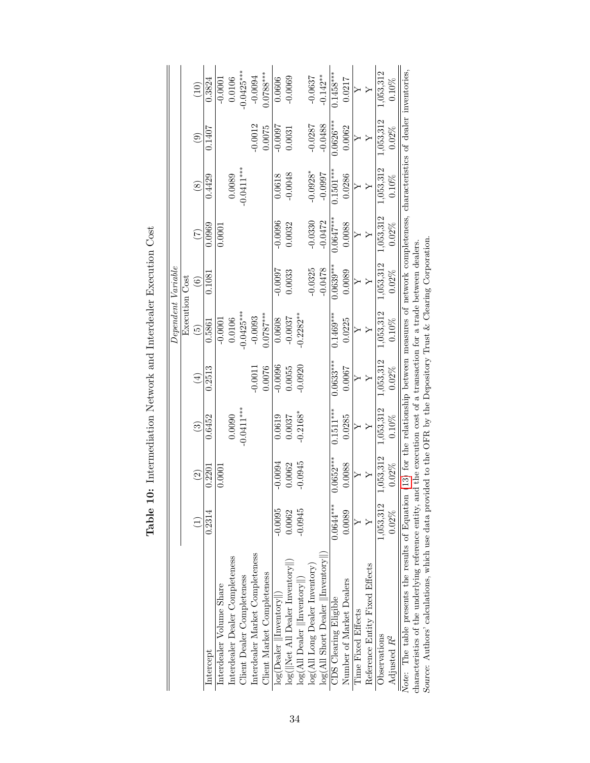**Table 10:** Intermediation Network and Interdealer Execution Cost

| | *Dependent Variable* | | | | | | | | | |
|---|---|---|---|---|---|---|---|---|---|---|
| | Execution Cost | | | | | | | | | |
| | (1) | (2) | (3) | (4) | (5) | (6) | (7) | (8) | (9) | (10) |
| Intercept | 0.2314 | 0.2201 | 0.6452 | 0.2513 | 0.5861 | 0.1081 | 0.0969 | 0.4429 | 0.1407 | 0.3824 |
| Interdealer Volume Share | | 0.0001 | | | -0.0001 | | 0.0001 | | | -0.0001 |
| Interdealer Dealer Completeness | | | 0.0090 | | 0.0106 | | | 0.0089 | | 0.0106 |
| Client Dealer Completeness | | | -0.0411*** | | -0.0425*** | | | -0.0411*** | | -0.0425*** |
| Interdealer Market Completeness | | | | -0.0011 | -0.0093 | | | | -0.0012 | -0.0094 |
| Client Market Completeness | | | | 0.0076 | 0.0787*** | | | | 0.0075 | 0.0788*** |
| log(Dealer ‖Inventory‖) | -0.0095 | -0.0094 | 0.0619 | -0.0096 | 0.0608 | -0.0097 | -0.0096 | 0.0618 | -0.0097 | 0.0606 |
| log(‖Net All Dealer Inventory‖) | 0.0062 | 0.0062 | 0.0037 | 0.0055 | -0.0037 | 0.0033 | 0.0032 | -0.0048 | 0.0031 | -0.0069 |
| log(All Dealer ‖Inventory‖) | -0.0945 | -0.0945 | -0.2168* | -0.0920 | -0.2282** | | | | | |
| log(All Long Dealer Inventory) | | | | | | -0.0325 | -0.0330 | -0.0928* | -0.0287 | -0.0637 |
| log(All Short Dealer ‖Inventory‖) | | | | | | -0.0478 | -0.0472 | -0.0997 | -0.0488 | -0.142** |
| CDS Clearing Eligible | 0.0644*** | 0.0652*** | 0.1511*** | 0.0633*** | 0.1469*** | 0.0639*** | 0.0647*** | 0.1501*** | 0.0626*** | 0.1458*** |
| Number of Market Dealers | 0.0089 | 0.0088 | 0.0285 | 0.0067 | 0.0225 | 0.0089 | 0.0088 | 0.0286 | 0.0062 | 0.0217 |
| Time Fixed Effects | Y | Y | Y | Y | Y | Y | Y | Y | Y | Y |
| Reference Entity Fixed Effects | Y | Y | Y | Y | Y | Y | Y | Y | Y | Y |
| Observations | 1,053,312 | 1,053,312 | 1,053,312 | 1,053,312 | 1,053,312 | 1,053,312 | 1,053,312 | 1,053,312 | 1,053,312 | 1,053,312 |
| Adjusted $R^2$ | 0.02% | 0.02% | 0.10% | 0.02% | 0.10% | 0.02% | 0.02% | 0.10% | 0.02% | 0.10% |

*Note*: The table presents the results of Equation (13) for the relationship between measures of network completeness, characteristics of dealer inventories, characteristics of the underlying reference entity, and the execution cost of a transaction for a trade between dealers.
*Source*: Authors' calculations, which use data provided to the OFR by the Depository Trust & Clearing Corporation.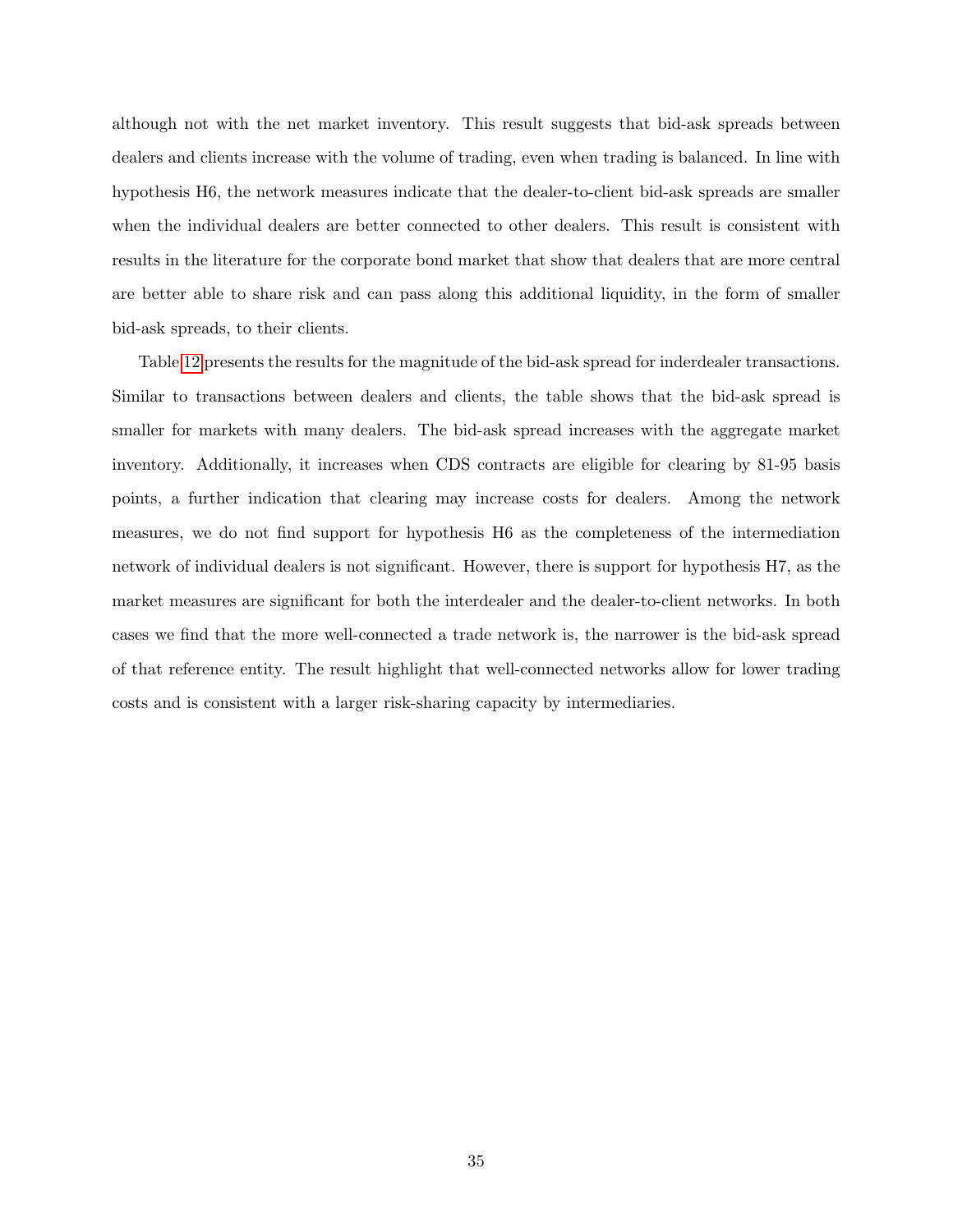although not with the net market inventory. This result suggests that bid-ask spreads between dealers and clients increase with the volume of trading, even when trading is balanced. In line with hypothesis H6, the network measures indicate that the dealer-to-client bid-ask spreads are smaller when the individual dealers are better connected to other dealers. This result is consistent with results in the literature for the corporate bond market that show that dealers that are more central are better able to share risk and can pass along this additional liquidity, in the form of smaller bid-ask spreads, to their clients.

Table 12 presents the results for the magnitude of the bid-ask spread for inderdealer transactions. Similar to transactions between dealers and clients, the table shows that the bid-ask spread is smaller for markets with many dealers. The bid-ask spread increases with the aggregate market inventory. Additionally, it increases when CDS contracts are eligible for clearing by 81-95 basis points, a further indication that clearing may increase costs for dealers. Among the network measures, we do not find support for hypothesis H6 as the completeness of the intermediation network of individual dealers is not significant. However, there is support for hypothesis H7, as the market measures are significant for both the interdealer and the dealer-to-client networks. In both cases we find that the more well-connected a trade network is, the narrower is the bid-ask spread of that reference entity. The result highlight that well-connected networks allow for lower trading costs and is consistent with a larger risk-sharing capacity by intermediaries.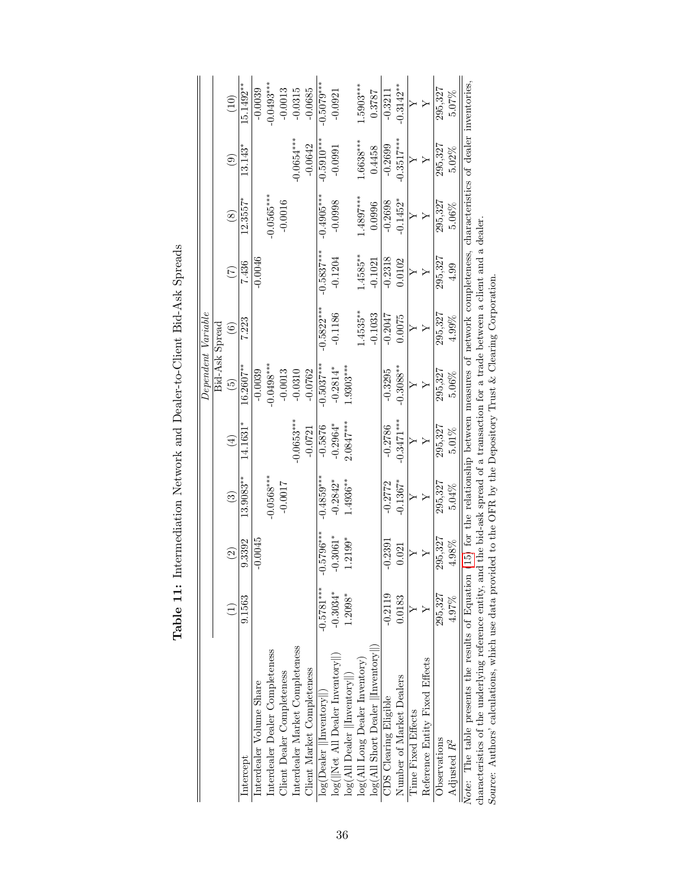**Table 11:** Intermediation Network and Dealer-to-Client Bid-Ask Spreads

| | *Dependent Variable* | | | | | | | | | |
|---|---|---|---|---|---|---|---|---|---|---|
| | Bid-Ask Spread | | | | | | | | | |
| | (1) | (2) | (3) | (4) | (5) | (6) | (7) | (8) | (9) | (10) |
| Intercept | 9.1563 | 9.3392 | 13.9083** | 14.1631* | 16.2607** | 7.223 | 7.436 | 12.3557* | 13.143* | 15.1492** |
| Interdealer Volume Share | | -0.0045 | | | -0.0039 | | -0.0046 | | | -0.0039 |
| Interdealer Dealer Completeness | | | -0.0568*** | | -0.0498*** | | | -0.0565*** | | -0.0493*** |
| Client Dealer Completeness | | | -0.0017 | | -0.0013 | | | -0.0016 | | -0.0013 |
| Interdealer Market Completeness | | | | -0.0653*** | -0.0310 | | | | -0.0654*** | -0.0315 |
| Client Market Completeness | | | | -0.0721 | -0.0762 | | | | -0.0642 | -0.0685 |
| log(Dealer \|\|Inventory\|\|) | -0.5781*** | -0.5796*** | -0.4859*** | -0.5876 | -0.5037*** | -0.5822*** | -0.5837*** | -0.4905*** | -0.5910*** | -0.5079*** |
| log(\|\|Net All Dealer Inventory\|\|) | -0.3034* | -0.3061* | -0.2842* | -0.2964* | -0.2814* | -0.1186 | -0.1204 | -0.0998 | -0.0991 | -0.0921 |
| log(All Dealer \|\|Inventory\|\|) | 1.2098* | 1.2199* | 1.4936** | 2.0847*** | 1.9303*** | | | | | |
| log(All Long Dealer Inventory) | | | | | | 1.4535** | 1.4585** | 1.4897*** | 1.6638*** | 1.5903*** |
| log(All Short Dealer \|\|Inventory\|\|) | | | | | | -0.1033 | -0.1021 | 0.0996 | 0.4458 | 0.3787 |
| CDS Clearing Eligible | -0.2119 | -0.2391 | -0.2772 | -0.2786 | -0.3295 | -0.2047 | -0.2318 | -0.2698 | -0.2699 | -0.3211 |
| Number of Market Dealers | 0.0183 | 0.021 | -0.1367* | -0.3471*** | -0.3088** | 0.0075 | 0.0102 | -0.1452* | -0.3517*** | -0.3142** |
| Time Fixed Effects | Y | Y | Y | Y | Y | Y | Y | Y | Y | Y |
| Reference Entity Fixed Effects | Y | Y | Y | Y | Y | Y | Y | Y | Y | Y |
| Observations | 295,327 | 295,327 | 295,327 | 295,327 | 295,327 | 295,327 | 295,327 | 295,327 | 295,327 | 295,327 |
| Adjusted $R^2$ | 4.97% | 4.98% | 5.04% | 5.01% | 5.06% | 4.99% | 4.99 | 5.06% | 5.02% | 5.07% |

*Note:* The table presents the results of Equation (15) for the relationship between measures of network completeness, characteristics of dealer inventories, characteristics of the underlying reference entity, and the bid-ask spread of a transaction for a trade between a client and a dealer.
*Source:* Authors' calculations, which use data provided to the OFR by the Depository Trust & Clearing Corporation.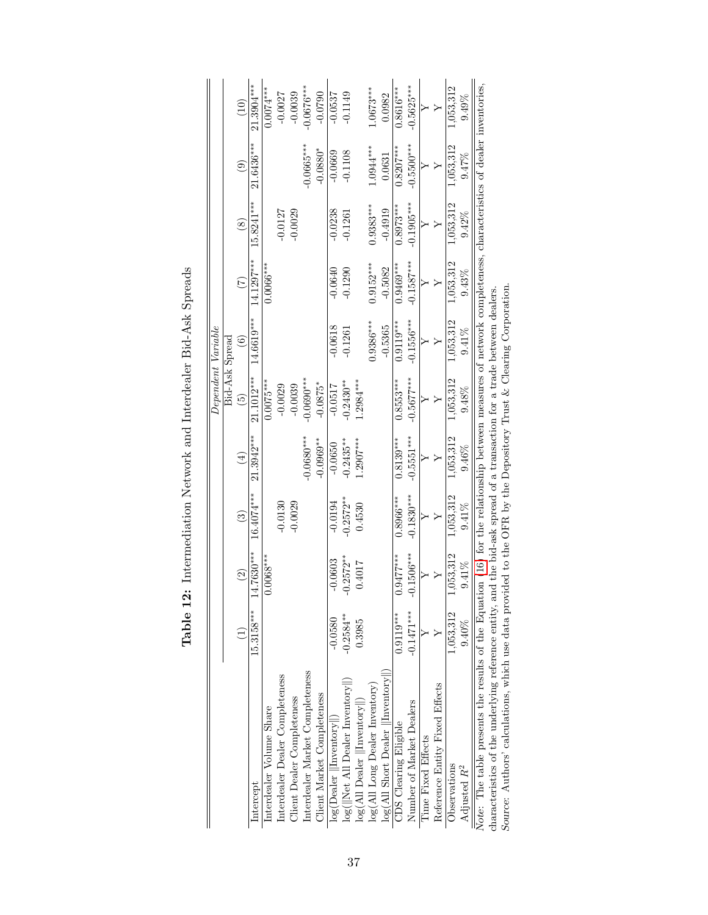**Table 12:** Intermediation Network and Interdealer Bid-Ask Spreads

| | *Dependent Variable* | | | | | | | | | |
|---|---|---|---|---|---|---|---|---|---|---|
| | Bid-Ask Spread | | | | | | | | | |
| | (1) | (2) | (3) | (4) | (5) | (6) | (7) | (8) | (9) | (10) |
| Intercept | 15.3158*** | 14.7630*** | 16.4074*** | 21.3942*** | 21.1012*** | 14.6619*** | 14.1297*** | 15.8241*** | 21.6436*** | 21.3904*** |
| Interdealer Volume Share | | 0.0068*** | | | 0.0075*** | | 0.0066*** | | | 0.0074*** |
| Interdealer Dealer Completeness | | | -0.0130 | | -0.0029 | | | -0.0127 | | -0.0027 |
| Client Dealer Completeness | | | -0.0029 | | -0.0039 | | | -0.0029 | | -0.0039 |
| Interdealer Market Completeness | | | | -0.0680*** | -0.0690*** | | | | -0.0665*** | -0.0676*** |
| Client Market Completeness | | | | -0.0969** | -0.0875* | | | | -0.0880* | -0.0790 |
| log(Dealer ‖Inventory‖) | -0.0580 | -0.0603 | -0.0194 | -0.0650 | -0.0517 | -0.0618 | -0.0640 | -0.0238 | -0.0669 | -0.0537 |
| log(‖Net All Dealer Inventory‖) | -0.2584** | -0.2572** | -0.2572** | -0.2435** | -0.2430** | -0.1261 | -0.1290 | -0.1261 | -0.1108 | -0.1149 |
| log(All Dealer ‖Inventory‖) | 0.3985 | 0.4017 | 0.4530 | 1.2907*** | 1.2984*** | | | | | |
| log(All Long Dealer Inventory) | | | | | | 0.9386*** | 0.9152*** | 0.9383*** | 1.0944*** | 1.0673*** |
| log(All Short Dealer ‖Inventory‖) | | | | | | -0.5365 | -0.5082 | -0.4919 | 0.0631 | 0.0982 |
| CDS Clearing Eligible | 0.9119*** | 0.9477*** | 0.8966*** | 0.8139*** | 0.8553*** | 0.9119*** | 0.9469*** | 0.8973*** | 0.8207*** | 0.8616*** |
| Number of Market Dealers | -0.1471*** | -0.1506*** | -0.1830*** | -0.5551*** | -0.5677*** | -0.1556*** | -0.1587*** | -0.1905*** | -0.5500*** | -0.5625*** |
| Time Fixed Effects | Y | Y | Y | Y | Y | Y | Y | Y | Y | Y |
| Reference Entity Fixed Effects | Y | Y | Y | Y | Y | Y | Y | Y | Y | Y |
| Observations | 1,053,312 | 1,053,312 | 1,053,312 | 1,053,312 | 1,053,312 | 1,053,312 | 1,053,312 | 1,053,312 | 1,053,312 | 1,053,312 |
| Adjusted $R^2$ | 9.40% | 9.41% | 9.41% | 9.46% | 9.48% | 9.41% | 9.43% | 9.42% | 9.47% | 9.49% |

*Note:* The table presents the results of the Equation [16] for the relationship between measures of network completeness, characteristics of dealer inventories, characteristics of the underlying reference entity, and the bid-ask spread of a transaction for a trade between dealers.
*Source:* Authors' calculations, which use data provided to the OFR by the Depository Trust & Clearing Corporation.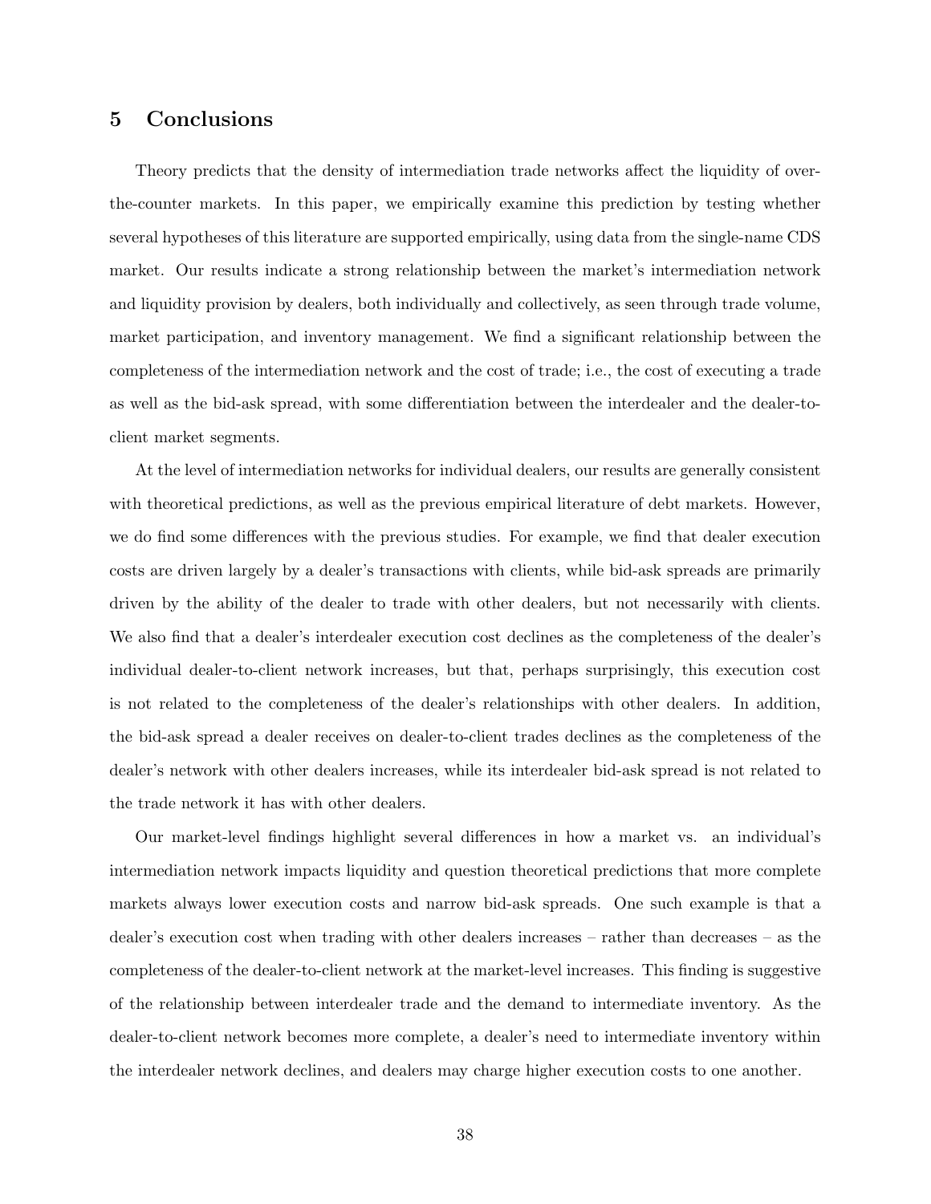## 5 Conclusions

Theory predicts that the density of intermediation trade networks affect the liquidity of over-the-counter markets. In this paper, we empirically examine this prediction by testing whether several hypotheses of this literature are supported empirically, using data from the single-name CDS market. Our results indicate a strong relationship between the market's intermediation network and liquidity provision by dealers, both individually and collectively, as seen through trade volume, market participation, and inventory management. We find a significant relationship between the completeness of the intermediation network and the cost of trade; i.e., the cost of executing a trade as well as the bid-ask spread, with some differentiation between the interdealer and the dealer-to-client market segments.

At the level of intermediation networks for individual dealers, our results are generally consistent with theoretical predictions, as well as the previous empirical literature of debt markets. However, we do find some differences with the previous studies. For example, we find that dealer execution costs are driven largely by a dealer's transactions with clients, while bid-ask spreads are primarily driven by the ability of the dealer to trade with other dealers, but not necessarily with clients. We also find that a dealer's interdealer execution cost declines as the completeness of the dealer's individual dealer-to-client network increases, but that, perhaps surprisingly, this execution cost is not related to the completeness of the dealer's relationships with other dealers. In addition, the bid-ask spread a dealer receives on dealer-to-client trades declines as the completeness of the dealer's network with other dealers increases, while its interdealer bid-ask spread is not related to the trade network it has with other dealers.

Our market-level findings highlight several differences in how a market vs. an individual's intermediation network impacts liquidity and question theoretical predictions that more complete markets always lower execution costs and narrow bid-ask spreads. One such example is that a dealer's execution cost when trading with other dealers increases – rather than decreases – as the completeness of the dealer-to-client network at the market-level increases. This finding is suggestive of the relationship between interdealer trade and the demand to intermediate inventory. As the dealer-to-client network becomes more complete, a dealer's need to intermediate inventory within the interdealer network declines, and dealers may charge higher execution costs to one another.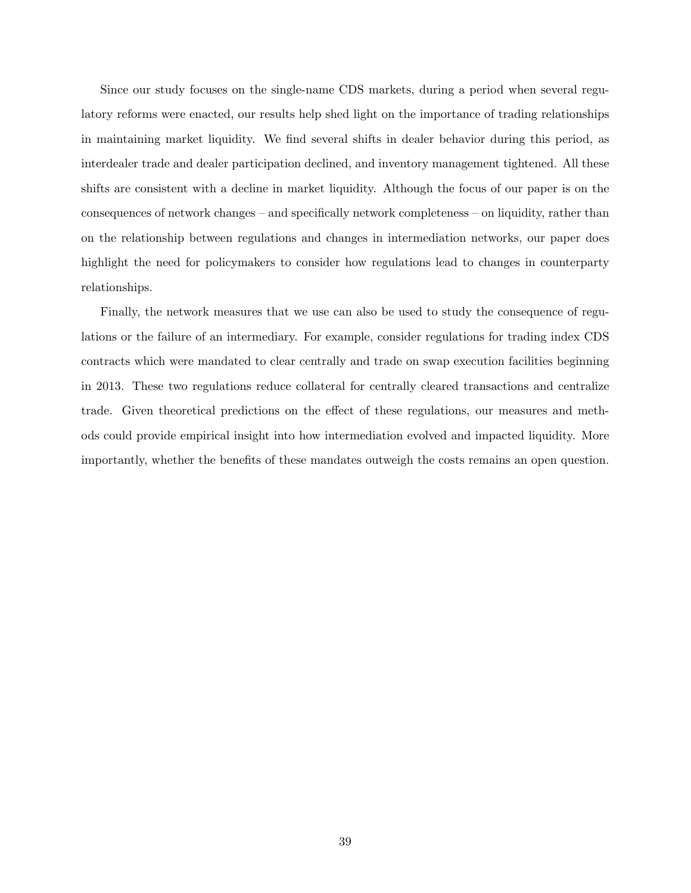Since our study focuses on the single-name CDS markets, during a period when several regulatory reforms were enacted, our results help shed light on the importance of trading relationships in maintaining market liquidity. We find several shifts in dealer behavior during this period, as interdealer trade and dealer participation declined, and inventory management tightened. All these shifts are consistent with a decline in market liquidity. Although the focus of our paper is on the consequences of network changes – and specifically network completeness – on liquidity, rather than on the relationship between regulations and changes in intermediation networks, our paper does highlight the need for policymakers to consider how regulations lead to changes in counterparty relationships.

Finally, the network measures that we use can also be used to study the consequence of regulations or the failure of an intermediary. For example, consider regulations for trading index CDS contracts which were mandated to clear centrally and trade on swap execution facilities beginning in 2013. These two regulations reduce collateral for centrally cleared transactions and centralize trade. Given theoretical predictions on the effect of these regulations, our measures and methods could provide empirical insight into how intermediation evolved and impacted liquidity. More importantly, whether the benefits of these mandates outweigh the costs remains an open question.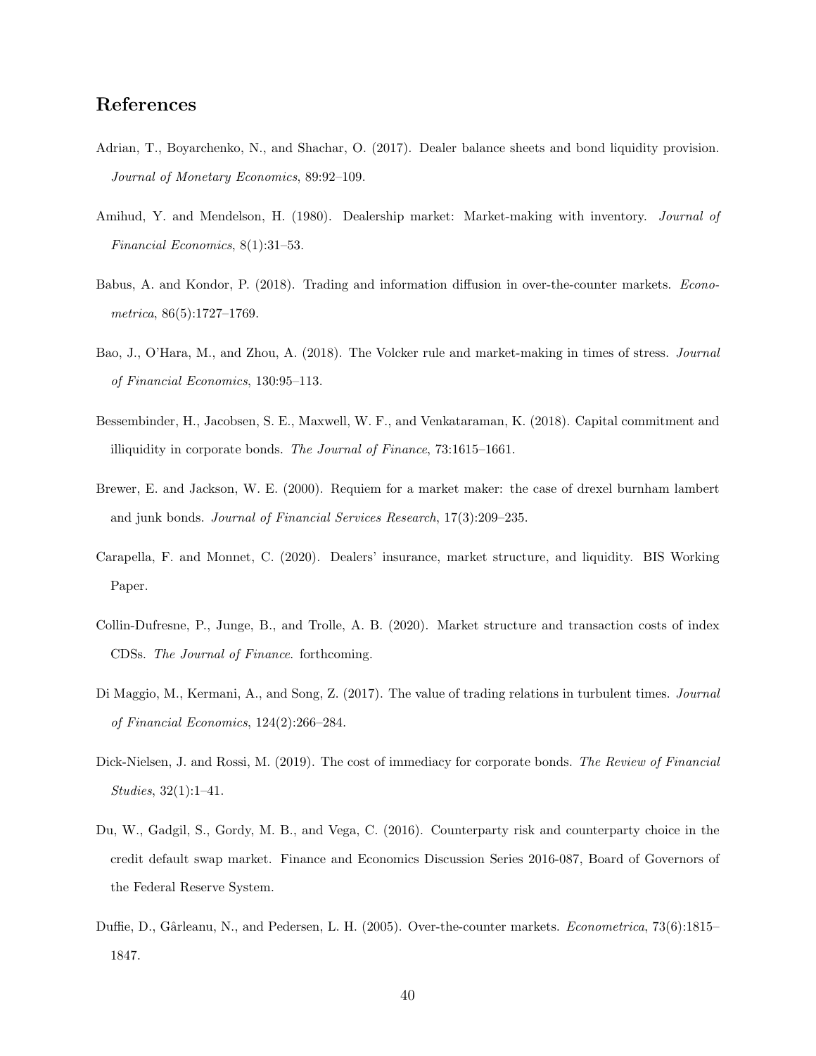## References

Adrian, T., Boyarchenko, N., and Shachar, O. (2017). Dealer balance sheets and bond liquidity provision. *Journal of Monetary Economics*, 89:92–109.

Amihud, Y. and Mendelson, H. (1980). Dealership market: Market-making with inventory. *Journal of Financial Economics*, 8(1):31–53.

Babus, A. and Kondor, P. (2018). Trading and information diffusion in over-the-counter markets. *Econometrica*, 86(5):1727–1769.

Bao, J., O'Hara, M., and Zhou, A. (2018). The Volcker rule and market-making in times of stress. *Journal of Financial Economics*, 130:95–113.

Bessembinder, H., Jacobsen, S. E., Maxwell, W. F., and Venkataraman, K. (2018). Capital commitment and illiquidity in corporate bonds. *The Journal of Finance*, 73:1615–1661.

Brewer, E. and Jackson, W. E. (2000). Requiem for a market maker: the case of drexel burnham lambert and junk bonds. *Journal of Financial Services Research*, 17(3):209–235.

Carapella, F. and Monnet, C. (2020). Dealers' insurance, market structure, and liquidity. BIS Working Paper.

Collin-Dufresne, P., Junge, B., and Trolle, A. B. (2020). Market structure and transaction costs of index CDSs. *The Journal of Finance*. forthcoming.

Di Maggio, M., Kermani, A., and Song, Z. (2017). The value of trading relations in turbulent times. *Journal of Financial Economics*, 124(2):266–284.

Dick-Nielsen, J. and Rossi, M. (2019). The cost of immediacy for corporate bonds. *The Review of Financial Studies*, 32(1):1–41.

Du, W., Gadgil, S., Gordy, M. B., and Vega, C. (2016). Counterparty risk and counterparty choice in the credit default swap market. Finance and Economics Discussion Series 2016-087, Board of Governors of the Federal Reserve System.

Duffie, D., Gârleanu, N., and Pedersen, L. H. (2005). Over-the-counter markets. *Econometrica*, 73(6):1815–1847.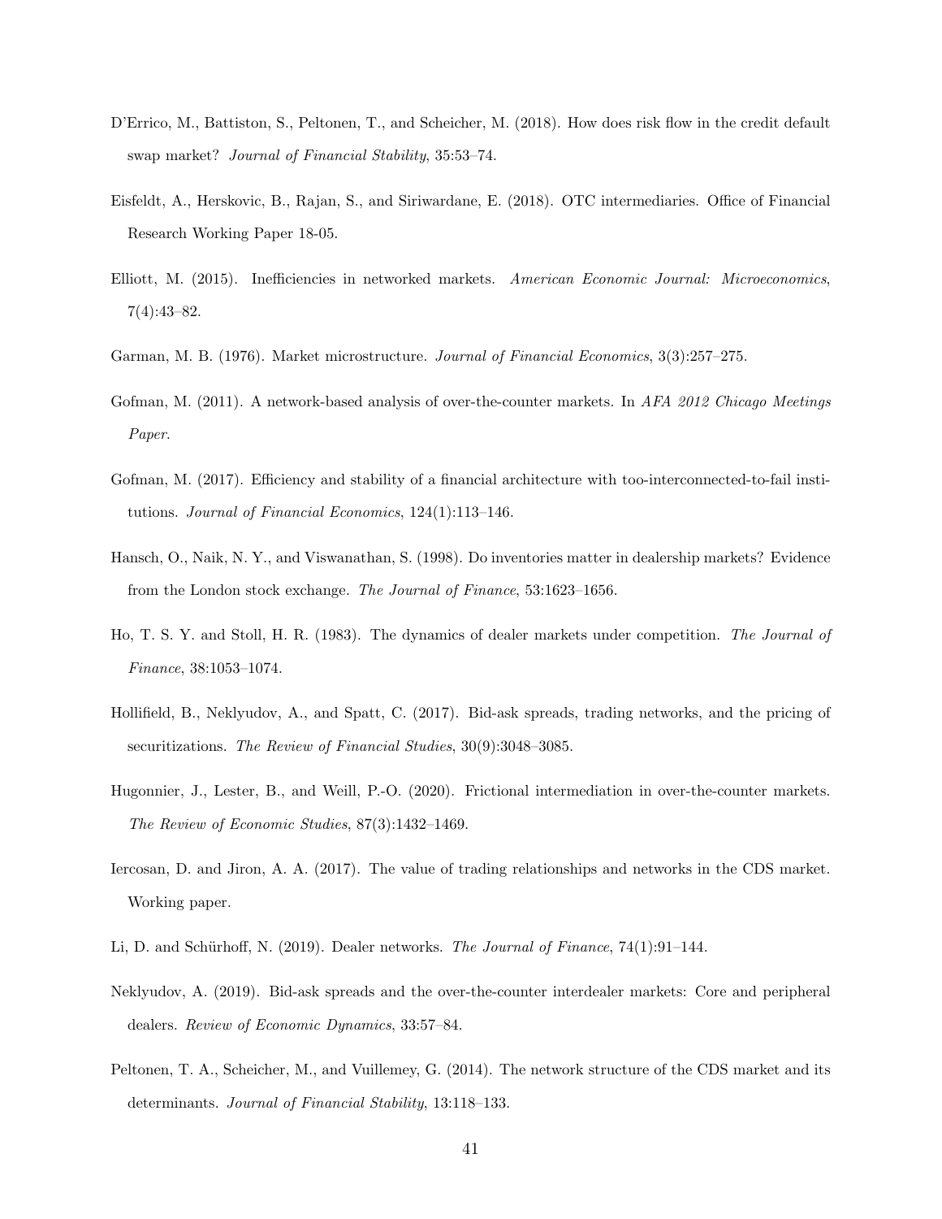D'Errico, M., Battiston, S., Peltonen, T., and Scheicher, M. (2018). How does risk flow in the credit default swap market? *Journal of Financial Stability*, 35:53–74.

Eisfeldt, A., Herskovic, B., Rajan, S., and Siriwardane, E. (2018). OTC intermediaries. Office of Financial Research Working Paper 18-05.

Elliott, M. (2015). Inefficiencies in networked markets. *American Economic Journal: Microeconomics*, 7(4):43–82.

Garman, M. B. (1976). Market microstructure. *Journal of Financial Economics*, 3(3):257–275.

Gofman, M. (2011). A network-based analysis of over-the-counter markets. In *AFA 2012 Chicago Meetings Paper*.

Gofman, M. (2017). Efficiency and stability of a financial architecture with too-interconnected-to-fail institutions. *Journal of Financial Economics*, 124(1):113–146.

Hansch, O., Naik, N. Y., and Viswanathan, S. (1998). Do inventories matter in dealership markets? Evidence from the London stock exchange. *The Journal of Finance*, 53:1623–1656.

Ho, T. S. Y. and Stoll, H. R. (1983). The dynamics of dealer markets under competition. *The Journal of Finance*, 38:1053–1074.

Hollifield, B., Neklyudov, A., and Spatt, C. (2017). Bid-ask spreads, trading networks, and the pricing of securitizations. *The Review of Financial Studies*, 30(9):3048–3085.

Hugonnier, J., Lester, B., and Weill, P.-O. (2020). Frictional intermediation in over-the-counter markets. *The Review of Economic Studies*, 87(3):1432–1469.

Iercosan, D. and Jiron, A. A. (2017). The value of trading relationships and networks in the CDS market. Working paper.

Li, D. and Schürhoff, N. (2019). Dealer networks. *The Journal of Finance*, 74(1):91–144.

Neklyudov, A. (2019). Bid-ask spreads and the over-the-counter interdealer markets: Core and peripheral dealers. *Review of Economic Dynamics*, 33:57–84.

Peltonen, T. A., Scheicher, M., and Vuillemey, G. (2014). The network structure of the CDS market and its determinants. *Journal of Financial Stability*, 13:118–133.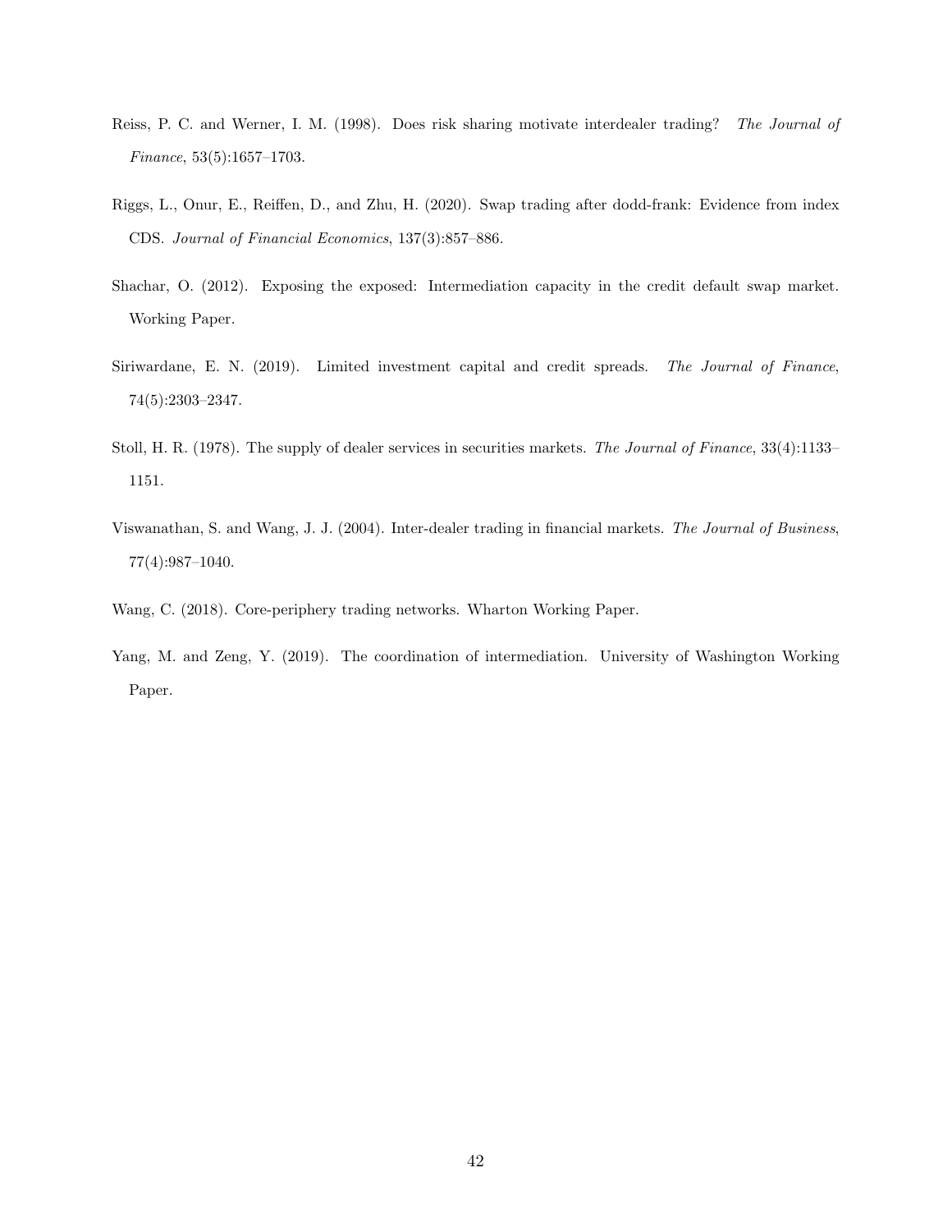Reiss, P. C. and Werner, I. M. (1998). Does risk sharing motivate interdealer trading? *The Journal of Finance*, 53(5):1657–1703.

Riggs, L., Onur, E., Reiffen, D., and Zhu, H. (2020). Swap trading after dodd-frank: Evidence from index CDS. *Journal of Financial Economics*, 137(3):857–886.

Shachar, O. (2012). Exposing the exposed: Intermediation capacity in the credit default swap market. Working Paper.

Siriwardane, E. N. (2019). Limited investment capital and credit spreads. *The Journal of Finance*, 74(5):2303–2347.

Stoll, H. R. (1978). The supply of dealer services in securities markets. *The Journal of Finance*, 33(4):1133–1151.

Viswanathan, S. and Wang, J. J. (2004). Inter-dealer trading in financial markets. *The Journal of Business*, 77(4):987–1040.

Wang, C. (2018). Core-periphery trading networks. Wharton Working Paper.

Yang, M. and Zeng, Y. (2019). The coordination of intermediation. University of Washington Working Paper.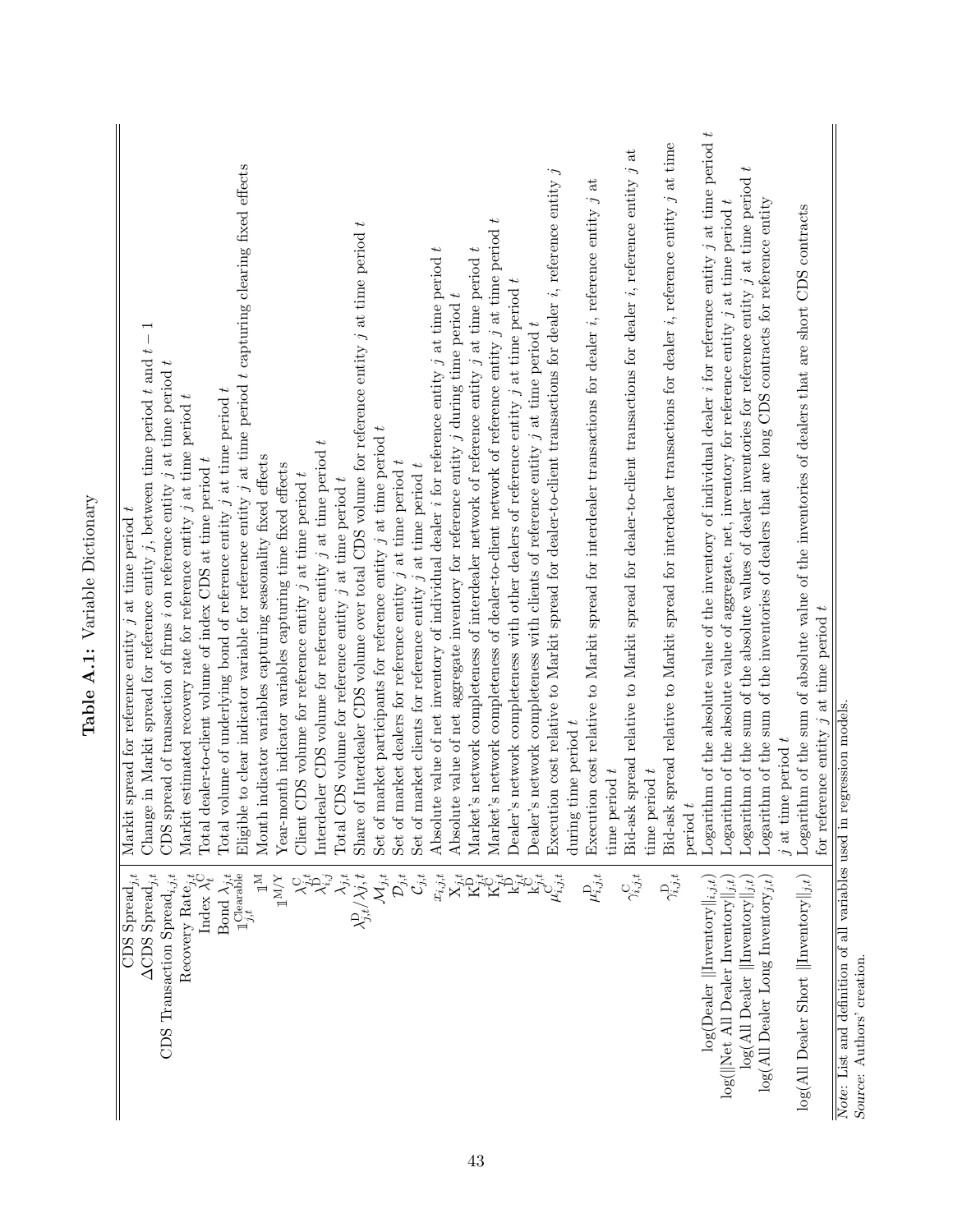**Table A.1:** Variable Dictionary

| | |
|---|---|
| CDS Spread$_{j,t}$ | Markit spread for reference entity $j$ at time period $t$ |
| $\Delta$CDS Spread$_{j,t}$ | Change in Markit spread for reference entity $j$, between time period $t$ and $t-1$ |
| CDS Transaction Spread$_{i,j,t}$ | CDS spread of transaction of firms $i$ on reference entity $j$ at time period $t$ |
| Recovery Rate$_{j,t}$ | Markit estimated recovery rate for reference entity $j$ at time period $t$ |
| Index $\lambda^{\text{C}}_t$ | Total dealer-to-client volume of index CDS at time period $t$ |
| Bond $\lambda_{j,t}$ | Total volume of underlying bond of reference entity $j$ at time period $t$ |
| $\mathbb{1}^{\text{Clearable}}_{j,t}$ | Eligible to clear indicator variable for reference entity $j$ at time period $t$ capturing clearing fixed effects |
| $\mathbb{1}^{\text{M}}$ | Month indicator variables capturing seasonality fixed effects |
| $\mathbb{1}^{\text{M/Y}}$ | Year-month indicator variables capturing time fixed effects |
| $\lambda^{\text{C}}_{j,t}$ | Client CDS volume for reference entity $j$ at time period $t$ |
| $\lambda^{\text{D}}_{i,j}$ | Interdealer CDS volume for reference entity $j$ at time period $t$ |
| $\lambda_{j,t}$ | Total CDS volume for reference entity $j$ at time period $t$ |
| $\lambda^{\text{D}}_{j,t}/\lambda_{j,t}$ | Share of Interdealer CDS volume over total CDS volume for reference entity $j$ at time period $t$ |
| $\mathcal{M}_{j,t}$ | Set of market participants for reference entity $j$ at time period $t$ |
| $\mathcal{D}_{j,t}$ | Set of market dealers for reference entity $j$ at time period $t$ |
| $\mathcal{C}_{j,t}$ | Set of market clients for reference entity $j$ at time period $t$ |
| $x_{i,j,t}$ | Absolute value of net inventory of individual dealer $i$ for reference entity $j$ at time period $t$ |
| $\text{X}_{j,t}$ | Absolute value of net aggregate inventory for reference entity $j$ during time period $t$ |
| $\text{K}^{\text{D}}_{j,t}$ | Market's network completeness of interdealer network of reference entity $j$ at time period $t$ |
| $\text{K}^{\text{C}}_{j,t}$ | Market's network completeness of dealer-to-client network of reference entity $j$ at time period $t$ |
| $\text{k}^{\text{D}}_{j,t}$ | Dealer's network completeness with other dealers of reference entity $j$ at time period $t$ |
| $\text{k}^{\text{C}}_{j,t}$ | Dealer's network completeness with clients of reference entity $j$ at time period $t$ |
| $\mu^{\text{C}}_{i,j,t}$ | Execution cost relative to Markit spread for dealer-to-client transactions for dealer $i$, reference entity $j$ during time period $t$ |
| $\mu^{\text{D}}_{i,j,t}$ | Execution cost relative to Markit spread for interdealer transactions for dealer $i$, reference entity $j$ at time period $t$ |
| $\gamma^{\text{C}}_{i,j,t}$ | Bid-ask spread relative to Markit spread for dealer-to-client transactions for dealer $i$, reference entity $j$ at time period $t$ |
| $\gamma^{\text{D}}_{i,j,t}$ | Bid-ask spread relative to Markit spread for interdealer transactions for dealer $i$, reference entity $j$ at time period $t$ |
| log(Dealer $\|\text{Inventory}\|_{i,j,t}$) | Logarithm of the absolute value of the inventory of individual dealer $i$ for reference entity $j$ at time period $t$ |
| log($\|$Net All Dealer Inventory$\|_{j,t}$) | Logarithm of the absolute value of aggregate, net, inventory for reference entity $j$ at time period $t$ |
| log(All Dealer $\|\text{Inventory}\|_{j,t}$) | Logarithm of the sum of the absolute values of dealer inventories for reference entity $j$ at time period $t$ |
| log(All Dealer Long Inventory$_{j,t}$) | Logarithm of the sum of the inventories of dealers that are long CDS contracts for reference entity $j$ at time period $t$ |
| log(All Dealer Short $\|\text{Inventory}\|_{j,t}$) | Logarithm of the sum of absolute value of the inventories of dealers that are short CDS contracts for reference entity $j$ at time period $t$ |

*Note*: List and definition of all variables used in regression models.
*Source*: Authors' creation.